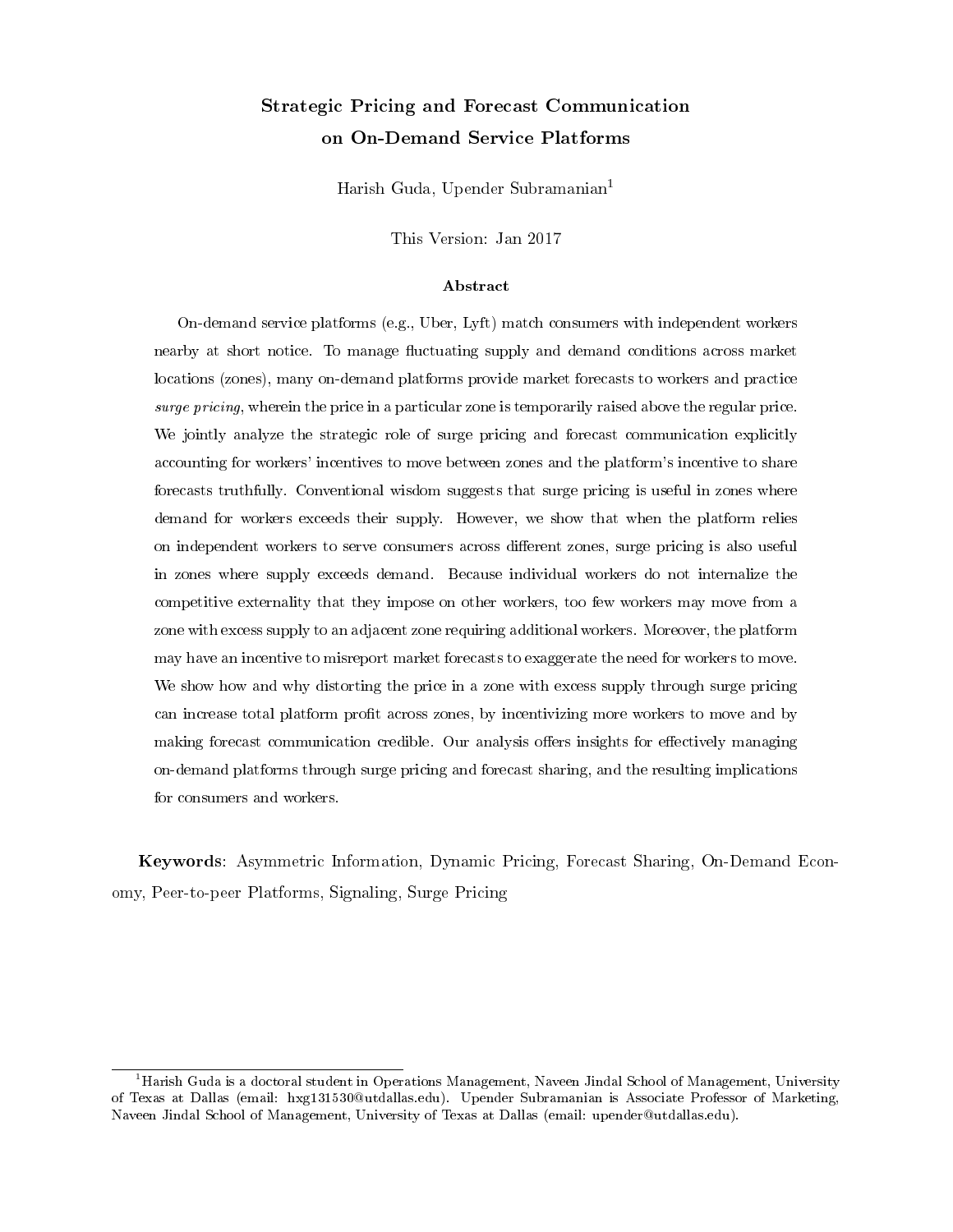# Strategic Pricing and Forecast Communication on On-Demand Service Platforms

Harish Guda, Upender Subramanian[1]

This Version: Jan 2017

## Abstract

On-demand service platforms (e.g., Uber, Lyft) match consumers with independent workers nearby at short notice. To manage fluctuating supply and demand conditions across market locations (zones), many on-demand platforms provide market forecasts to workers and practice *surge pricing*, wherein the price in a particular zone is temporarily raised above the regular price. We jointly analyze the strategic role of surge pricing and forecast communication explicitly accounting for workers' incentives to move between zones and the platform's incentive to share forecasts truthfully. Conventional wisdom suggests that surge pricing is useful in zones where demand for workers exceeds their supply. However, we show that when the platform relies on independent workers to serve consumers across different zones, surge pricing is also useful in zones where supply exceeds demand. Because individual workers do not internalize the competitive externality that they impose on other workers, too few workers may move from a zone with excess supply to an adjacent zone requiring additional workers. Moreover, the platform may have an incentive to misreport market forecasts to exaggerate the need for workers to move. We show how and why distorting the price in a zone with excess supply through surge pricing can increase total platform profit across zones, by incentivizing more workers to move and by making forecast communication credible. Our analysis offers insights for effectively managing on-demand platforms through surge pricing and forecast sharing, and the resulting implications for consumers and workers.

**Keywords**: Asymmetric Information, Dynamic Pricing, Forecast Sharing, On-Demand Economy, Peer-to-peer Platforms, Signaling, Surge Pricing

---

[1] Harish Guda is a doctoral student in Operations Management, Naveen Jindal School of Management, University of Texas at Dallas (email: hxg131530@utdallas.edu). Upender Subramanian is Associate Professor of Marketing, Naveen Jindal School of Management, University of Texas at Dallas (email: upender@utdallas.edu).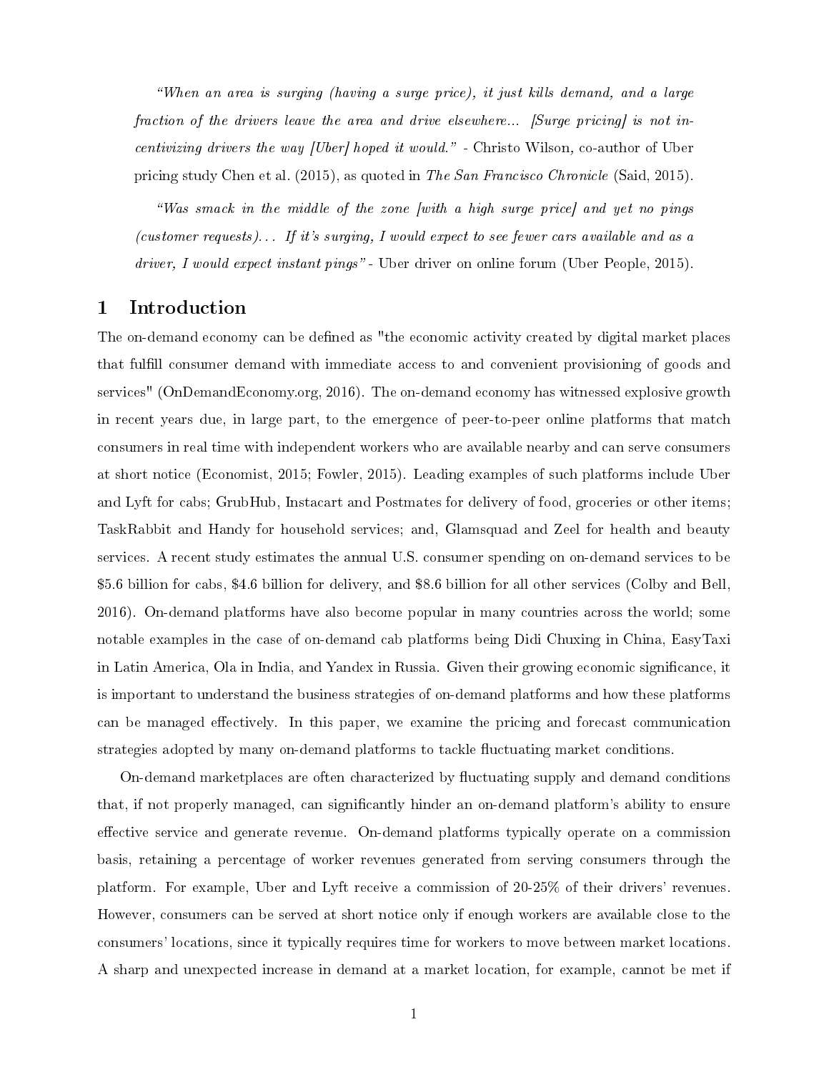*"When an area is surging (having a surge price), it just kills demand, and a large fraction of the drivers leave the area and drive elsewhere... [Surge pricing] is not incentivizing drivers the way [Uber] hoped it would."* - Christo Wilson, co-author of Uber pricing study Chen et al. (2015), as quoted in *The San Francisco Chronicle* (Said, 2015).

*"Was smack in the middle of the zone [with a high surge price] and yet no pings (customer requests)... If it's surging, I would expect to see fewer cars available and as a driver, I would expect instant pings"* - Uber driver on online forum (Uber People, 2015).

# 1 Introduction

The on-demand economy can be defined as "the economic activity created by digital market places that fulfill consumer demand with immediate access to and convenient provisioning of goods and services" (OnDemandEconomy.org, 2016). The on-demand economy has witnessed explosive growth in recent years due, in large part, to the emergence of peer-to-peer online platforms that match consumers in real time with independent workers who are available nearby and can serve consumers at short notice (Economist, 2015; Fowler, 2015). Leading examples of such platforms include Uber and Lyft for cabs; GrubHub, Instacart and Postmates for delivery of food, groceries or other items; TaskRabbit and Handy for household services; and, Glamsquad and Zeel for health and beauty services. A recent study estimates the annual U.S. consumer spending on on-demand services to be $5.6 billion for cabs, $4.6 billion for delivery, and $8.6 billion for all other services (Colby and Bell, 2016). On-demand platforms have also become popular in many countries across the world; some notable examples in the case of on-demand cab platforms being Didi Chuxing in China, EasyTaxi in Latin America, Ola in India, and Yandex in Russia. Given their growing economic significance, it is important to understand the business strategies of on-demand platforms and how these platforms can be managed effectively. In this paper, we examine the pricing and forecast communication strategies adopted by many on-demand platforms to tackle fluctuating market conditions.

On-demand marketplaces are often characterized by fluctuating supply and demand conditions that, if not properly managed, can significantly hinder an on-demand platform's ability to ensure effective service and generate revenue. On-demand platforms typically operate on a commission basis, retaining a percentage of worker revenues generated from serving consumers through the platform. For example, Uber and Lyft receive a commission of 20-25% of their drivers' revenues. However, consumers can be served at short notice only if enough workers are available close to the consumers' locations, since it typically requires time for workers to move between market locations. A sharp and unexpected increase in demand at a market location, for example, cannot be met if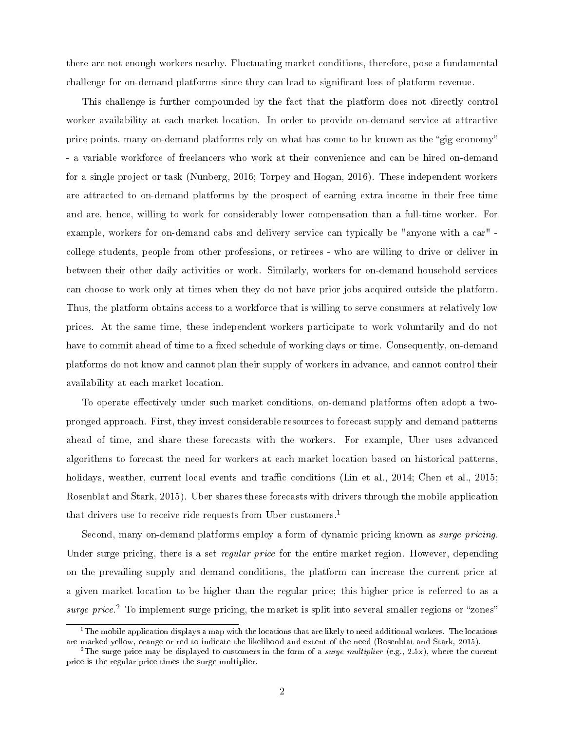there are not enough workers nearby. Fluctuating market conditions, therefore, pose a fundamental challenge for on-demand platforms since they can lead to significant loss of platform revenue.

This challenge is further compounded by the fact that the platform does not directly control worker availability at each market location. In order to provide on-demand service at attractive price points, many on-demand platforms rely on what has come to be known as the "gig economy" - a variable workforce of freelancers who work at their convenience and can be hired on-demand for a single project or task (Nunberg, 2016; Torpey and Hogan, 2016). These independent workers are attracted to on-demand platforms by the prospect of earning extra income in their free time and are, hence, willing to work for considerably lower compensation than a full-time worker. For example, workers for on-demand cabs and delivery service can typically be "anyone with a car" - college students, people from other professions, or retirees - who are willing to drive or deliver in between their other daily activities or work. Similarly, workers for on-demand household services can choose to work only at times when they do not have prior jobs acquired outside the platform. Thus, the platform obtains access to a workforce that is willing to serve consumers at relatively low prices. At the same time, these independent workers participate to work voluntarily and do not have to commit ahead of time to a fixed schedule of working days or time. Consequently, on-demand platforms do not know and cannot plan their supply of workers in advance, and cannot control their availability at each market location.

To operate effectively under such market conditions, on-demand platforms often adopt a two-pronged approach. First, they invest considerable resources to forecast supply and demand patterns ahead of time, and share these forecasts with the workers. For example, Uber uses advanced algorithms to forecast the need for workers at each market location based on historical patterns, holidays, weather, current local events and traffic conditions (Lin et al., 2014; Chen et al., 2015; Rosenblat and Stark, 2015). Uber shares these forecasts with drivers through the mobile application that drivers use to receive ride requests from Uber customers.[1]

Second, many on-demand platforms employ a form of dynamic pricing known as *surge pricing*. Under surge pricing, there is a set *regular price* for the entire market region. However, depending on the prevailing supply and demand conditions, the platform can increase the current price at a given market location to be higher than the regular price; this higher price is referred to as a *surge price*.[2] To implement surge pricing, the market is split into several smaller regions or "zones"

[1] The mobile application displays a map with the locations that are likely to need additional workers. The locations are marked yellow, orange or red to indicate the likelihood and extent of the need (Rosenblat and Stark, 2015).

[2] The surge price may be displayed to customers in the form of a *surge multiplier* (e.g., 2.5*x*), where the current price is the regular price times the surge multiplier.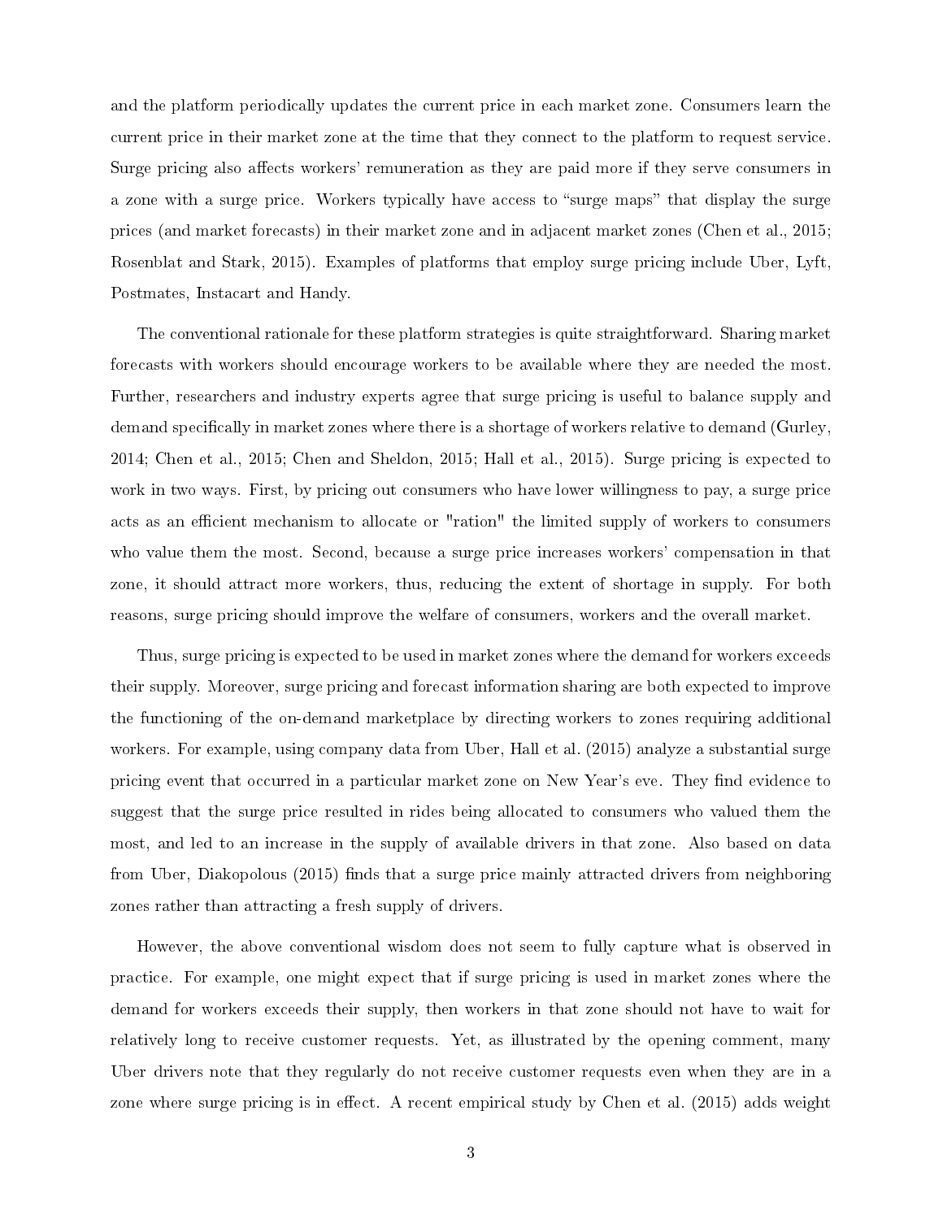and the platform periodically updates the current price in each market zone. Consumers learn the current price in their market zone at the time that they connect to the platform to request service. Surge pricing also affects workers' remuneration as they are paid more if they serve consumers in a zone with a surge price. Workers typically have access to "surge maps" that display the surge prices (and market forecasts) in their market zone and in adjacent market zones (Chen et al., 2015; Rosenblat and Stark, 2015). Examples of platforms that employ surge pricing include Uber, Lyft, Postmates, Instacart and Handy.

The conventional rationale for these platform strategies is quite straightforward. Sharing market forecasts with workers should encourage workers to be available where they are needed the most. Further, researchers and industry experts agree that surge pricing is useful to balance supply and demand specifically in market zones where there is a shortage of workers relative to demand (Gurley, 2014; Chen et al., 2015; Chen and Sheldon, 2015; Hall et al., 2015). Surge pricing is expected to work in two ways. First, by pricing out consumers who have lower willingness to pay, a surge price acts as an efficient mechanism to allocate or "ration" the limited supply of workers to consumers who value them the most. Second, because a surge price increases workers' compensation in that zone, it should attract more workers, thus, reducing the extent of shortage in supply. For both reasons, surge pricing should improve the welfare of consumers, workers and the overall market.

Thus, surge pricing is expected to be used in market zones where the demand for workers exceeds their supply. Moreover, surge pricing and forecast information sharing are both expected to improve the functioning of the on-demand marketplace by directing workers to zones requiring additional workers. For example, using company data from Uber, Hall et al. (2015) analyze a substantial surge pricing event that occurred in a particular market zone on New Year's eve. They find evidence to suggest that the surge price resulted in rides being allocated to consumers who valued them the most, and led to an increase in the supply of available drivers in that zone. Also based on data from Uber, Diakopolous (2015) finds that a surge price mainly attracted drivers from neighboring zones rather than attracting a fresh supply of drivers.

However, the above conventional wisdom does not seem to fully capture what is observed in practice. For example, one might expect that if surge pricing is used in market zones where the demand for workers exceeds their supply, then workers in that zone should not have to wait for relatively long to receive customer requests. Yet, as illustrated by the opening comment, many Uber drivers note that they regularly do not receive customer requests even when they are in a zone where surge pricing is in effect. A recent empirical study by Chen et al. (2015) adds weight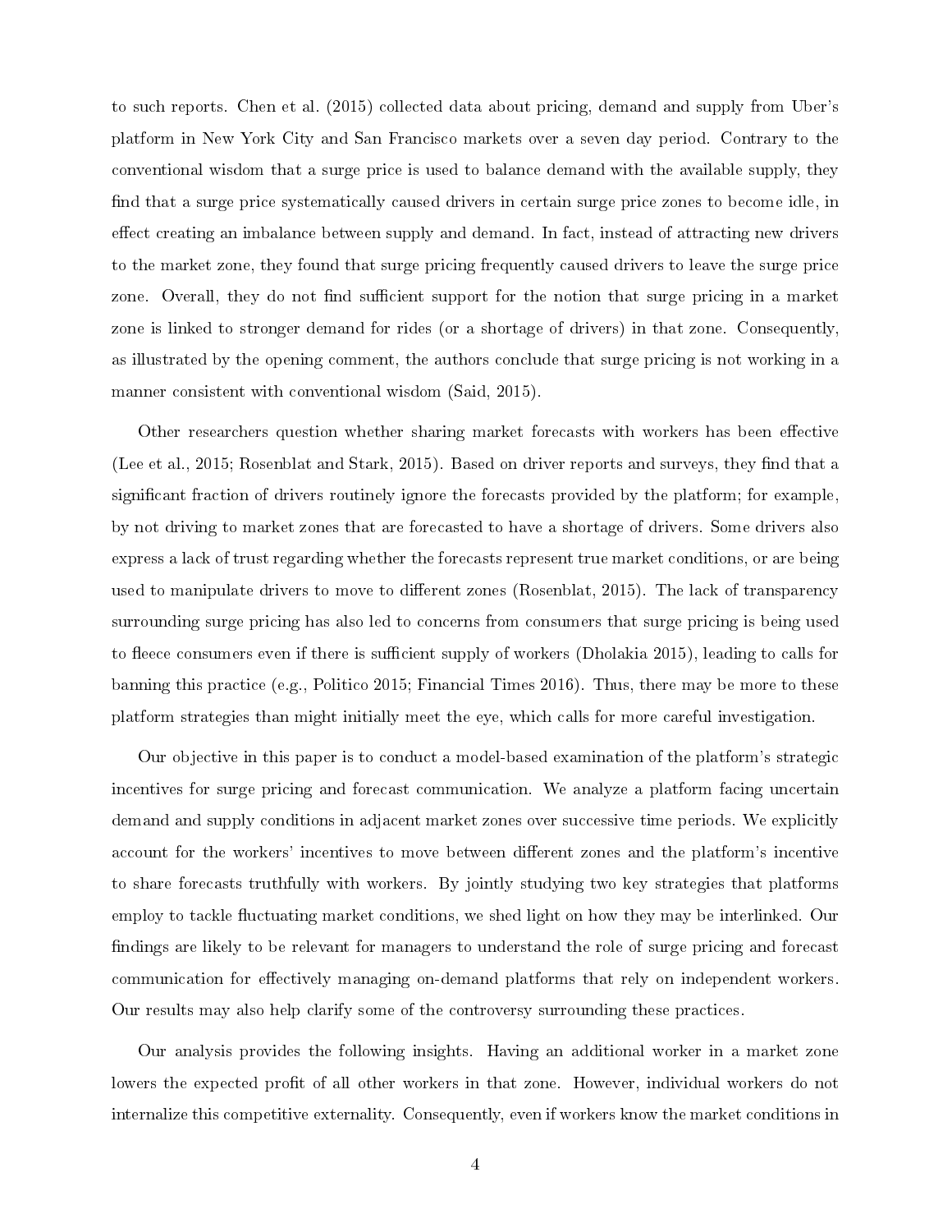to such reports. Chen et al. (2015) collected data about pricing, demand and supply from Uber's platform in New York City and San Francisco markets over a seven day period. Contrary to the conventional wisdom that a surge price is used to balance demand with the available supply, they find that a surge price systematically caused drivers in certain surge price zones to become idle, in effect creating an imbalance between supply and demand. In fact, instead of attracting new drivers to the market zone, they found that surge pricing frequently caused drivers to leave the surge price zone. Overall, they do not find sufficient support for the notion that surge pricing in a market zone is linked to stronger demand for rides (or a shortage of drivers) in that zone. Consequently, as illustrated by the opening comment, the authors conclude that surge pricing is not working in a manner consistent with conventional wisdom (Said, 2015).

Other researchers question whether sharing market forecasts with workers has been effective (Lee et al., 2015; Rosenblat and Stark, 2015). Based on driver reports and surveys, they find that a significant fraction of drivers routinely ignore the forecasts provided by the platform; for example, by not driving to market zones that are forecasted to have a shortage of drivers. Some drivers also express a lack of trust regarding whether the forecasts represent true market conditions, or are being used to manipulate drivers to move to different zones (Rosenblat, 2015). The lack of transparency surrounding surge pricing has also led to concerns from consumers that surge pricing is being used to fleece consumers even if there is sufficient supply of workers (Dholakia 2015), leading to calls for banning this practice (e.g., Politico 2015; Financial Times 2016). Thus, there may be more to these platform strategies than might initially meet the eye, which calls for more careful investigation.

Our objective in this paper is to conduct a model-based examination of the platform's strategic incentives for surge pricing and forecast communication. We analyze a platform facing uncertain demand and supply conditions in adjacent market zones over successive time periods. We explicitly account for the workers' incentives to move between different zones and the platform's incentive to share forecasts truthfully with workers. By jointly studying two key strategies that platforms employ to tackle fluctuating market conditions, we shed light on how they may be interlinked. Our findings are likely to be relevant for managers to understand the role of surge pricing and forecast communication for effectively managing on-demand platforms that rely on independent workers. Our results may also help clarify some of the controversy surrounding these practices.

Our analysis provides the following insights. Having an additional worker in a market zone lowers the expected profit of all other workers in that zone. However, individual workers do not internalize this competitive externality. Consequently, even if workers know the market conditions in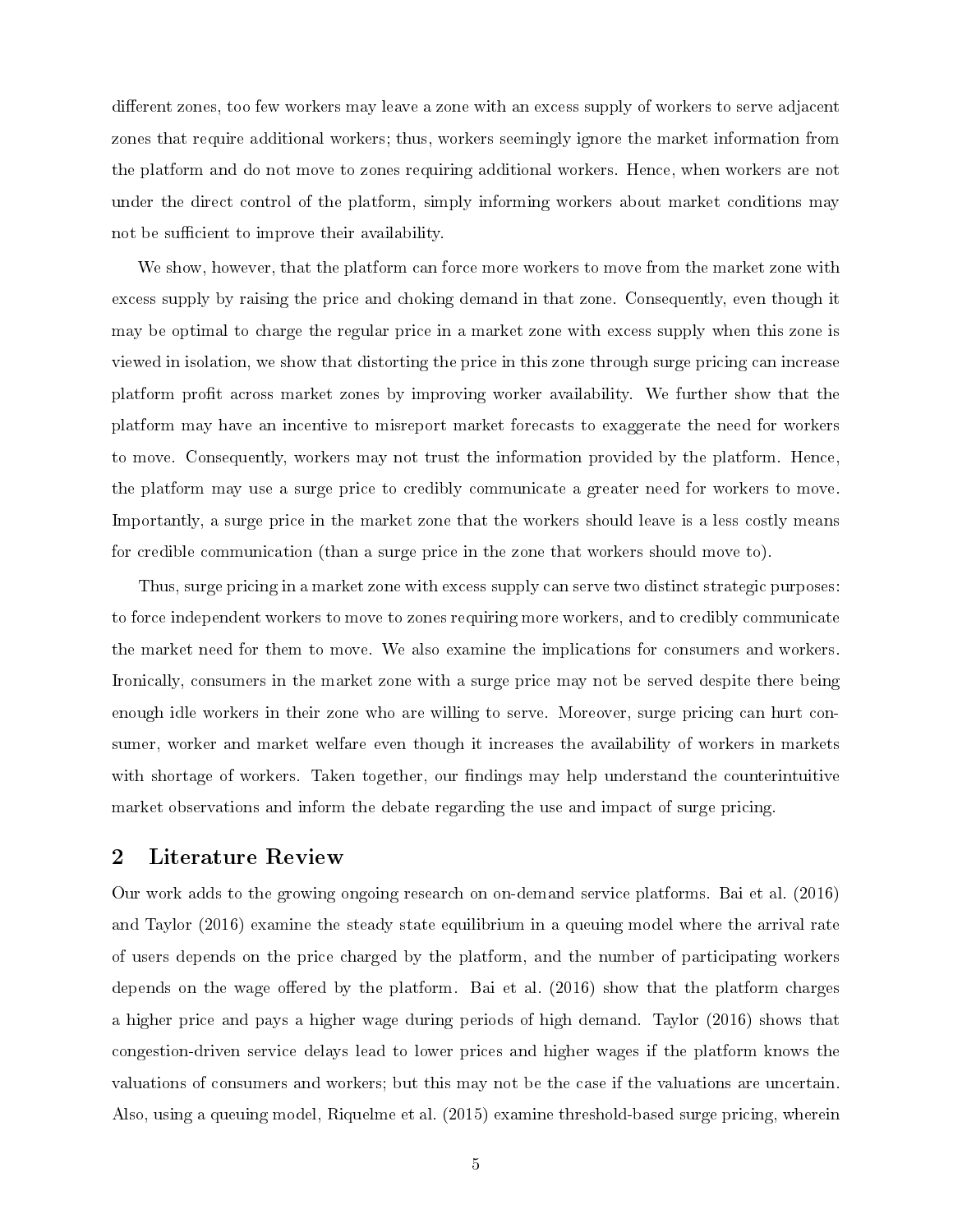different zones, too few workers may leave a zone with an excess supply of workers to serve adjacent zones that require additional workers; thus, workers seemingly ignore the market information from the platform and do not move to zones requiring additional workers. Hence, when workers are not under the direct control of the platform, simply informing workers about market conditions may not be sufficient to improve their availability.

We show, however, that the platform can force more workers to move from the market zone with excess supply by raising the price and choking demand in that zone. Consequently, even though it may be optimal to charge the regular price in a market zone with excess supply when this zone is viewed in isolation, we show that distorting the price in this zone through surge pricing can increase platform profit across market zones by improving worker availability. We further show that the platform may have an incentive to misreport market forecasts to exaggerate the need for workers to move. Consequently, workers may not trust the information provided by the platform. Hence, the platform may use a surge price to credibly communicate a greater need for workers to move. Importantly, a surge price in the market zone that the workers should leave is a less costly means for credible communication (than a surge price in the zone that workers should move to).

Thus, surge pricing in a market zone with excess supply can serve two distinct strategic purposes: to force independent workers to move to zones requiring more workers, and to credibly communicate the market need for them to move. We also examine the implications for consumers and workers. Ironically, consumers in the market zone with a surge price may not be served despite there being enough idle workers in their zone who are willing to serve. Moreover, surge pricing can hurt consumer, worker and market welfare even though it increases the availability of workers in markets with shortage of workers. Taken together, our findings may help understand the counterintuitive market observations and inform the debate regarding the use and impact of surge pricing.

## 2 Literature Review

Our work adds to the growing ongoing research on on-demand service platforms. Bai et al. (2016) and Taylor (2016) examine the steady state equilibrium in a queuing model where the arrival rate of users depends on the price charged by the platform, and the number of participating workers depends on the wage offered by the platform. Bai et al. (2016) show that the platform charges a higher price and pays a higher wage during periods of high demand. Taylor (2016) shows that congestion-driven service delays lead to lower prices and higher wages if the platform knows the valuations of consumers and workers; but this may not be the case if the valuations are uncertain. Also, using a queuing model, Riquelme et al. (2015) examine threshold-based surge pricing, wherein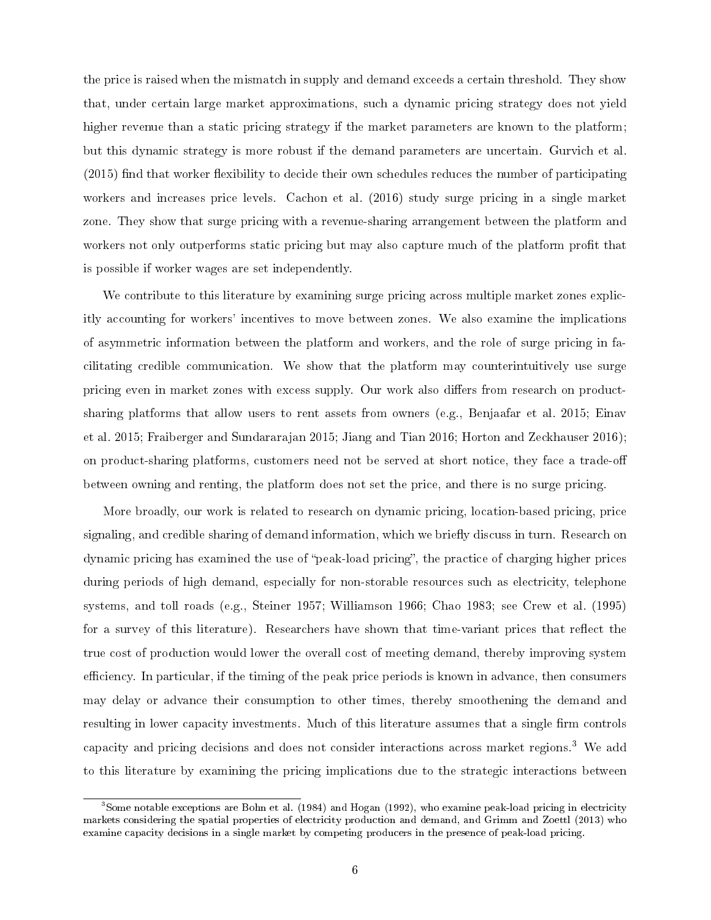the price is raised when the mismatch in supply and demand exceeds a certain threshold. They show that, under certain large market approximations, such a dynamic pricing strategy does not yield higher revenue than a static pricing strategy if the market parameters are known to the platform; but this dynamic strategy is more robust if the demand parameters are uncertain. Gurvich et al. (2015) find that worker flexibility to decide their own schedules reduces the number of participating workers and increases price levels. Cachon et al. (2016) study surge pricing in a single market zone. They show that surge pricing with a revenue-sharing arrangement between the platform and workers not only outperforms static pricing but may also capture much of the platform profit that is possible if worker wages are set independently.

We contribute to this literature by examining surge pricing across multiple market zones explicitly accounting for workers' incentives to move between zones. We also examine the implications of asymmetric information between the platform and workers, and the role of surge pricing in facilitating credible communication. We show that the platform may counterintuitively use surge pricing even in market zones with excess supply. Our work also differs from research on product-sharing platforms that allow users to rent assets from owners (e.g., Benjaafar et al. 2015; Einav et al. 2015; Fraiberger and Sundararajan 2015; Jiang and Tian 2016; Horton and Zeckhauser 2016); on product-sharing platforms, customers need not be served at short notice, they face a trade-off between owning and renting, the platform does not set the price, and there is no surge pricing.

More broadly, our work is related to research on dynamic pricing, location-based pricing, price signaling, and credible sharing of demand information, which we briefly discuss in turn. Research on dynamic pricing has examined the use of "peak-load pricing", the practice of charging higher prices during periods of high demand, especially for non-storable resources such as electricity, telephone systems, and toll roads (e.g., Steiner 1957; Williamson 1966; Chao 1983; see Crew et al. (1995) for a survey of this literature). Researchers have shown that time-variant prices that reflect the true cost of production would lower the overall cost of meeting demand, thereby improving system efficiency. In particular, if the timing of the peak price periods is known in advance, then consumers may delay or advance their consumption to other times, thereby smoothening the demand and resulting in lower capacity investments. Much of this literature assumes that a single firm controls capacity and pricing decisions and does not consider interactions across market regions.[3] We add to this literature by examining the pricing implications due to the strategic interactions between

[3] Some notable exceptions are Bohn et al. (1984) and Hogan (1992), who examine peak-load pricing in electricity markets considering the spatial properties of electricity production and demand, and Grimm and Zoettl (2013) who examine capacity decisions in a single market by competing producers in the presence of peak-load pricing.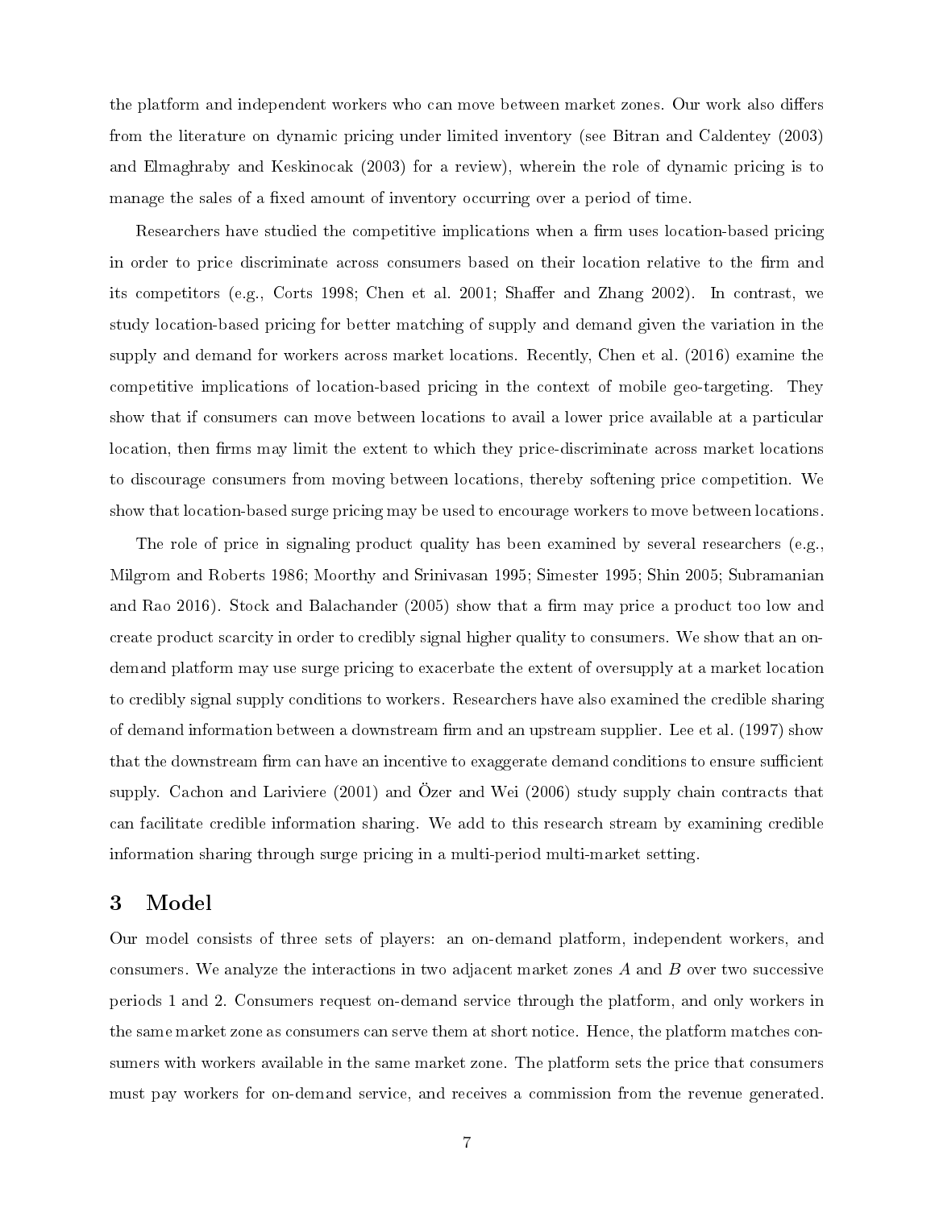the platform and independent workers who can move between market zones. Our work also differs from the literature on dynamic pricing under limited inventory (see Bitran and Caldentey (2003) and Elmaghraby and Keskinocak (2003) for a review), wherein the role of dynamic pricing is to manage the sales of a fixed amount of inventory occurring over a period of time.

Researchers have studied the competitive implications when a firm uses location-based pricing in order to price discriminate across consumers based on their location relative to the firm and its competitors (e.g., Corts 1998; Chen et al. 2001; Shaffer and Zhang 2002). In contrast, we study location-based pricing for better matching of supply and demand given the variation in the supply and demand for workers across market locations. Recently, Chen et al. (2016) examine the competitive implications of location-based pricing in the context of mobile geo-targeting. They show that if consumers can move between locations to avail a lower price available at a particular location, then firms may limit the extent to which they price-discriminate across market locations to discourage consumers from moving between locations, thereby softening price competition. We show that location-based surge pricing may be used to encourage workers to move between locations.

The role of price in signaling product quality has been examined by several researchers (e.g., Milgrom and Roberts 1986; Moorthy and Srinivasan 1995; Simester 1995; Shin 2005; Subramanian and Rao 2016). Stock and Balachander (2005) show that a firm may price a product too low and create product scarcity in order to credibly signal higher quality to consumers. We show that an on-demand platform may use surge pricing to exacerbate the extent of oversupply at a market location to credibly signal supply conditions to workers. Researchers have also examined the credible sharing of demand information between a downstream firm and an upstream supplier. Lee et al. (1997) show that the downstream firm can have an incentive to exaggerate demand conditions to ensure sufficient supply. Cachon and Lariviere (2001) and Özer and Wei (2006) study supply chain contracts that can facilitate credible information sharing. We add to this research stream by examining credible information sharing through surge pricing in a multi-period multi-market setting.

## 3 Model

Our model consists of three sets of players: an on-demand platform, independent workers, and consumers. We analyze the interactions in two adjacent market zones $A$ and $B$ over two successive periods 1 and 2. Consumers request on-demand service through the platform, and only workers in the same market zone as consumers can serve them at short notice. Hence, the platform matches consumers with workers available in the same market zone. The platform sets the price that consumers must pay workers for on-demand service, and receives a commission from the revenue generated.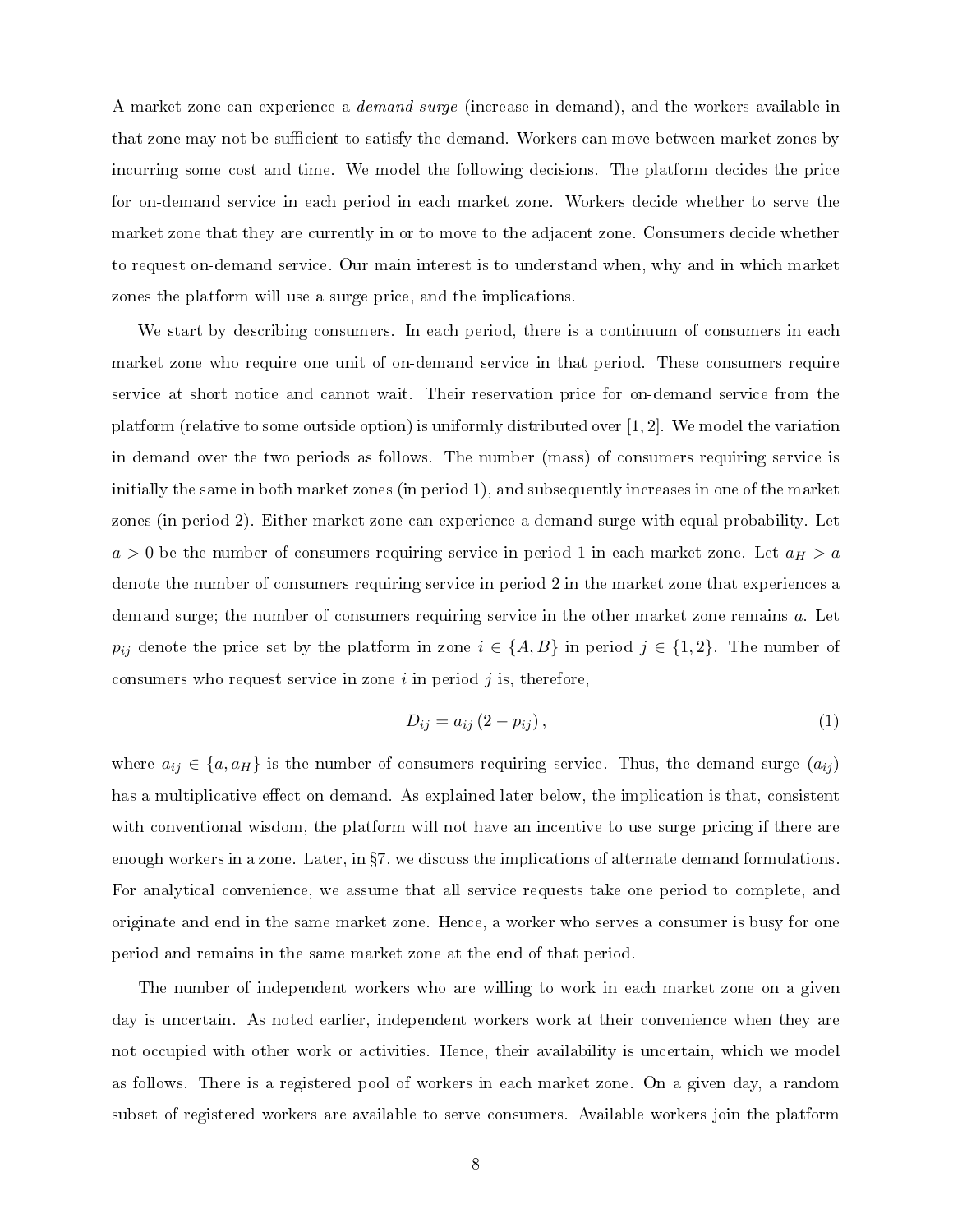A market zone can experience a *demand surge* (increase in demand), and the workers available in that zone may not be sufficient to satisfy the demand. Workers can move between market zones by incurring some cost and time. We model the following decisions. The platform decides the price for on-demand service in each period in each market zone. Workers decide whether to serve the market zone that they are currently in or to move to the adjacent zone. Consumers decide whether to request on-demand service. Our main interest is to understand when, why and in which market zones the platform will use a surge price, and the implications.

We start by describing consumers. In each period, there is a continuum of consumers in each market zone who require one unit of on-demand service in that period. These consumers require service at short notice and cannot wait. Their reservation price for on-demand service from the platform (relative to some outside option) is uniformly distributed over $[1, 2]$. We model the variation in demand over the two periods as follows. The number (mass) of consumers requiring service is initially the same in both market zones (in period 1), and subsequently increases in one of the market zones (in period 2). Either market zone can experience a demand surge with equal probability. Let $a > 0$ be the number of consumers requiring service in period 1 in each market zone. Let $a_H > a$ denote the number of consumers requiring service in period 2 in the market zone that experiences a demand surge; the number of consumers requiring service in the other market zone remains $a$. Let $p_{ij}$ denote the price set by the platform in zone $i \in \{A, B\}$ in period $j \in \{1, 2\}$. The number of consumers who request service in zone $i$ in period $j$ is, therefore,

$$D_{ij} = a_{ij}\left(2 - p_{ij}\right), \tag{1}$$

where $a_{ij} \in \{a, a_H\}$ is the number of consumers requiring service. Thus, the demand surge $(a_{ij})$ has a multiplicative effect on demand. As explained later below, the implication is that, consistent with conventional wisdom, the platform will not have an incentive to use surge pricing if there are enough workers in a zone. Later, in §7, we discuss the implications of alternate demand formulations. For analytical convenience, we assume that all service requests take one period to complete, and originate and end in the same market zone. Hence, a worker who serves a consumer is busy for one period and remains in the same market zone at the end of that period.

The number of independent workers who are willing to work in each market zone on a given day is uncertain. As noted earlier, independent workers work at their convenience when they are not occupied with other work or activities. Hence, their availability is uncertain, which we model as follows. There is a registered pool of workers in each market zone. On a given day, a random subset of registered workers are available to serve consumers. Available workers join the platform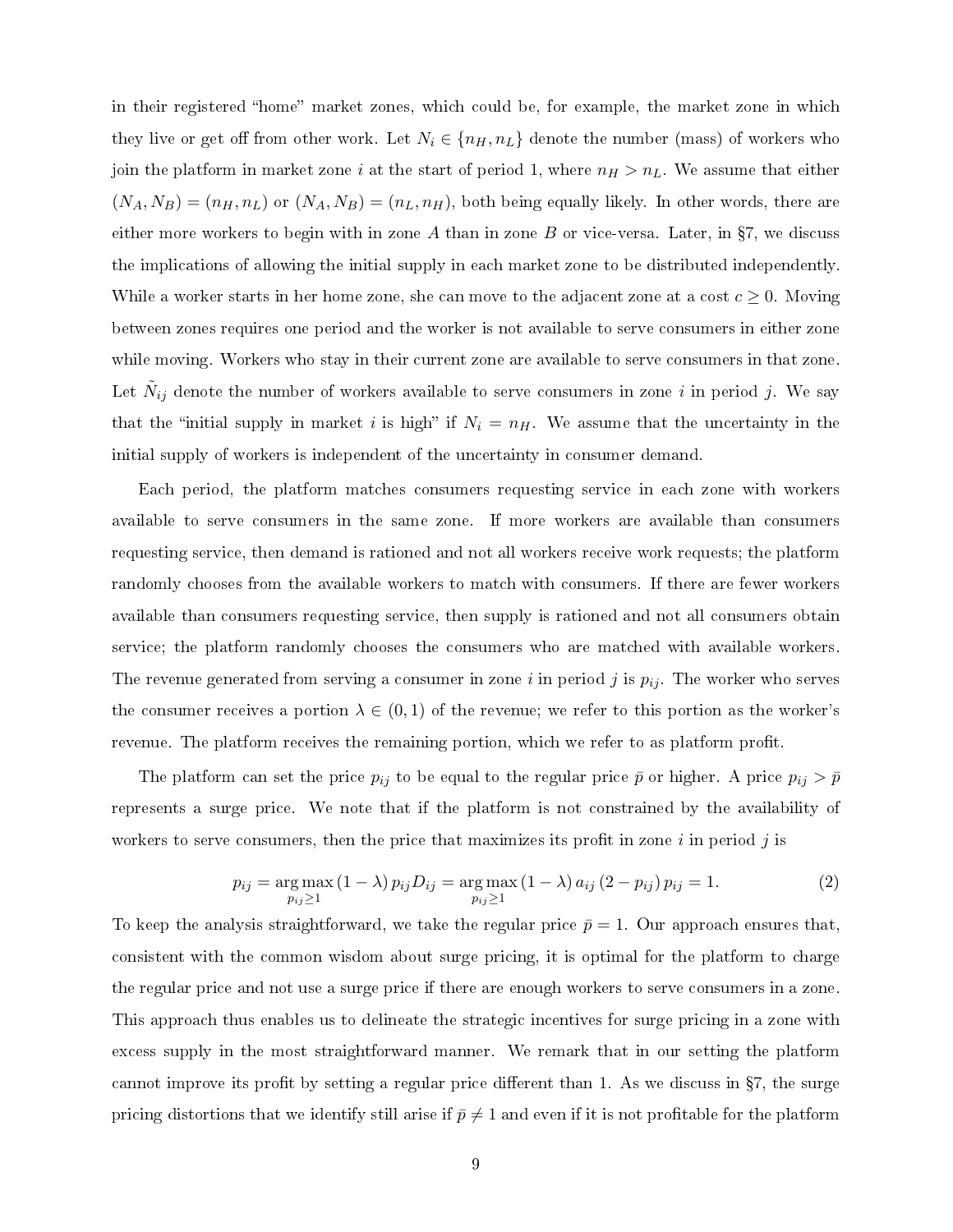in their registered "home" market zones, which could be, for example, the market zone in which they live or get off from other work. Let $N_i \in \{n_H, n_L\}$ denote the number (mass) of workers who join the platform in market zone $i$ at the start of period 1, where $n_H > n_L$. We assume that either $(N_A, N_B) = (n_H, n_L)$ or $(N_A, N_B) = (n_L, n_H)$, both being equally likely. In other words, there are either more workers to begin with in zone $A$ than in zone $B$ or vice-versa. Later, in §7, we discuss the implications of allowing the initial supply in each market zone to be distributed independently. While a worker starts in her home zone, she can move to the adjacent zone at a cost $c \geq 0$. Moving between zones requires one period and the worker is not available to serve consumers in either zone while moving. Workers who stay in their current zone are available to serve consumers in that zone. Let $\tilde{N}_{ij}$ denote the number of workers available to serve consumers in zone $i$ in period $j$. We say that the "initial supply in market $i$ is high" if $N_i = n_H$. We assume that the uncertainty in the initial supply of workers is independent of the uncertainty in consumer demand.

Each period, the platform matches consumers requesting service in each zone with workers available to serve consumers in the same zone. If more workers are available than consumers requesting service, then demand is rationed and not all workers receive work requests; the platform randomly chooses from the available workers to match with consumers. If there are fewer workers available than consumers requesting service, then supply is rationed and not all consumers obtain service; the platform randomly chooses the consumers who are matched with available workers. The revenue generated from serving a consumer in zone $i$ in period $j$ is $p_{ij}$. The worker who serves the consumer receives a portion $\lambda \in (0, 1)$ of the revenue; we refer to this portion as the worker's revenue. The platform receives the remaining portion, which we refer to as platform profit.

The platform can set the price $p_{ij}$ to be equal to the regular price $\bar{p}$ or higher. A price $p_{ij} > \bar{p}$ represents a surge price. We note that if the platform is not constrained by the availability of workers to serve consumers, then the price that maximizes its profit in zone $i$ in period $j$ is

$$p_{ij} = \underset{p_{ij} \geq 1}{\arg\max} \, (1 - \lambda) \, p_{ij} D_{ij} = \underset{p_{ij} \geq 1}{\arg\max} \, (1 - \lambda) \, a_{ij} \, (2 - p_{ij}) \, p_{ij} = 1. \tag{2}$$

To keep the analysis straightforward, we take the regular price $\bar{p} = 1$. Our approach ensures that, consistent with the common wisdom about surge pricing, it is optimal for the platform to charge the regular price and not use a surge price if there are enough workers to serve consumers in a zone. This approach thus enables us to delineate the strategic incentives for surge pricing in a zone with excess supply in the most straightforward manner. We remark that in our setting the platform cannot improve its profit by setting a regular price different than 1. As we discuss in §7, the surge pricing distortions that we identify still arise if $\bar{p} \neq 1$ and even if it is not profitable for the platform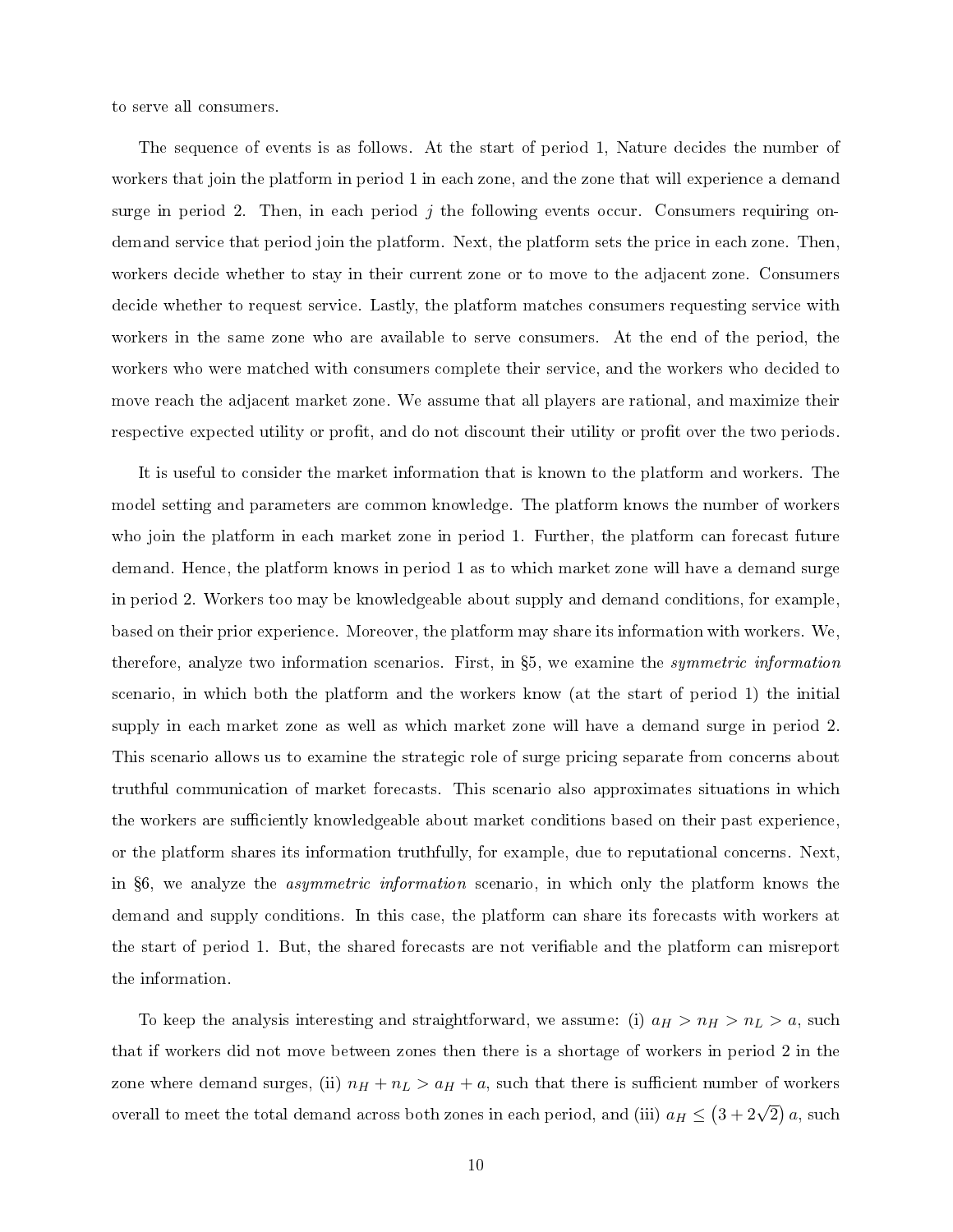to serve all consumers.

The sequence of events is as follows. At the start of period 1, Nature decides the number of workers that join the platform in period 1 in each zone, and the zone that will experience a demand surge in period 2. Then, in each period $j$ the following events occur. Consumers requiring on-demand service that period join the platform. Next, the platform sets the price in each zone. Then, workers decide whether to stay in their current zone or to move to the adjacent zone. Consumers decide whether to request service. Lastly, the platform matches consumers requesting service with workers in the same zone who are available to serve consumers. At the end of the period, the workers who were matched with consumers complete their service, and the workers who decided to move reach the adjacent market zone. We assume that all players are rational, and maximize their respective expected utility or profit, and do not discount their utility or profit over the two periods.

It is useful to consider the market information that is known to the platform and workers. The model setting and parameters are common knowledge. The platform knows the number of workers who join the platform in each market zone in period 1. Further, the platform can forecast future demand. Hence, the platform knows in period 1 as to which market zone will have a demand surge in period 2. Workers too may be knowledgeable about supply and demand conditions, for example, based on their prior experience. Moreover, the platform may share its information with workers. We, therefore, analyze two information scenarios. First, in §5, we examine the *symmetric information* scenario, in which both the platform and the workers know (at the start of period 1) the initial supply in each market zone as well as which market zone will have a demand surge in period 2. This scenario allows us to examine the strategic role of surge pricing separate from concerns about truthful communication of market forecasts. This scenario also approximates situations in which the workers are sufficiently knowledgeable about market conditions based on their past experience, or the platform shares its information truthfully, for example, due to reputational concerns. Next, in §6, we analyze the *asymmetric information* scenario, in which only the platform knows the demand and supply conditions. In this case, the platform can share its forecasts with workers at the start of period 1. But, the shared forecasts are not verifiable and the platform can misreport the information.

To keep the analysis interesting and straightforward, we assume: (i) $a_H > n_H > n_L > a$, such that if workers did not move between zones then there is a shortage of workers in period 2 in the zone where demand surges, (ii) $n_H + n_L > a_H + a$, such that there is sufficient number of workers overall to meet the total demand across both zones in each period, and (iii) $a_H \le \left(3 + 2\sqrt{2}\right) a$, such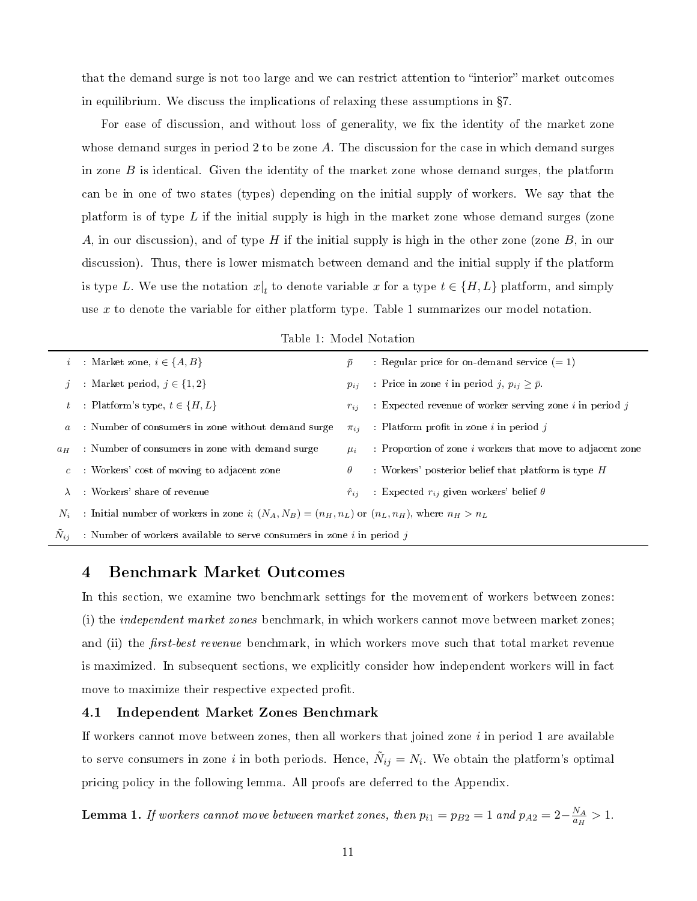that the demand surge is not too large and we can restrict attention to "interior" market outcomes in equilibrium. We discuss the implications of relaxing these assumptions in §7.

For ease of discussion, and without loss of generality, we fix the identity of the market zone whose demand surges in period 2 to be zone $A$. The discussion for the case in which demand surges in zone $B$ is identical. Given the identity of the market zone whose demand surges, the platform can be in one of two states (types) depending on the initial supply of workers. We say that the platform is of type $L$ if the initial supply is high in the market zone whose demand surges (zone $A$, in our discussion), and of type $H$ if the initial supply is high in the other zone (zone $B$, in our discussion). Thus, there is lower mismatch between demand and the initial supply if the platform is type $L$. We use the notation $x|_t$ to denote variable $x$ for a type $t \in \{H, L\}$ platform, and simply use $x$ to denote the variable for either platform type. Table 1 summarizes our model notation.

Table 1: Model Notation

| | | | |
|---|---|---|---|
| $i$ | : Market zone, $i \in \{A, B\}$ | $\bar{p}$ | : Regular price for on-demand service ($= 1$) |
| $j$ | : Market period, $j \in \{1, 2\}$ | $p_{ij}$ | : Price in zone $i$ in period $j$, $p_{ij} \geq \bar{p}$. |
| $t$ | : Platform's type, $t \in \{H, L\}$ | $r_{ij}$ | : Expected revenue of worker serving zone $i$ in period $j$ |
| $a$ | : Number of consumers in zone without demand surge | $\pi_{ij}$ | : Platform profit in zone $i$ in period $j$ |
| $a_H$ | : Number of consumers in zone with demand surge | $\mu_i$ | : Proportion of zone $i$ workers that move to adjacent zone |
| $c$ | : Workers' cost of moving to adjacent zone | $\theta$ | : Workers' posterior belief that platform is type $H$ |
| $\lambda$ | : Workers' share of revenue | $\hat{r}_{ij}$ | : Expected $r_{ij}$ given workers' belief $\theta$ |
| $N_i$ | : Initial number of workers in zone $i$; $(N_A, N_B) = (n_H, n_L)$ or $(n_L, n_H)$, where $n_H > n_L$ | | |
| $\tilde{N}_{ij}$ | : Number of workers available to serve consumers in zone $i$ in period $j$ | | |

## 4 Benchmark Market Outcomes

In this section, we examine two benchmark settings for the movement of workers between zones: (i) the *independent market zones* benchmark, in which workers cannot move between market zones; and (ii) the *first-best revenue* benchmark, in which workers move such that total market revenue is maximized. In subsequent sections, we explicitly consider how independent workers will in fact move to maximize their respective expected profit.

### 4.1 Independent Market Zones Benchmark

If workers cannot move between zones, then all workers that joined zone $i$ in period 1 are available to serve consumers in zone $i$ in both periods. Hence, $\tilde{N}_{ij} = N_i$. We obtain the platform's optimal pricing policy in the following lemma. All proofs are deferred to the Appendix.

**Lemma 1.** *If workers cannot move between market zones, then* $p_{i1} = p_{B2} = 1$ *and* $p_{A2} = 2 - \frac{N_A}{a_H} > 1$.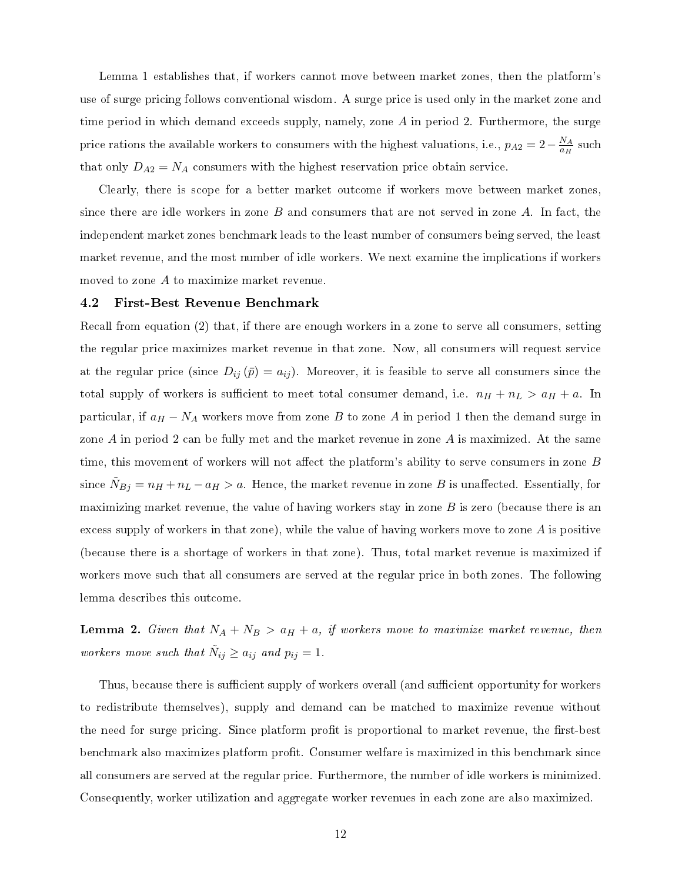Lemma 1 establishes that, if workers cannot move between market zones, then the platform's use of surge pricing follows conventional wisdom. A surge price is used only in the market zone and time period in which demand exceeds supply, namely, zone $A$ in period 2. Furthermore, the surge price rations the available workers to consumers with the highest valuations, i.e., $p_{A2} = 2 - \frac{N_A}{a_H}$ such that only $D_{A2} = N_A$ consumers with the highest reservation price obtain service.

Clearly, there is scope for a better market outcome if workers move between market zones, since there are idle workers in zone $B$ and consumers that are not served in zone $A$. In fact, the independent market zones benchmark leads to the least number of consumers being served, the least market revenue, and the most number of idle workers. We next examine the implications if workers moved to zone $A$ to maximize market revenue.

### 4.2 First-Best Revenue Benchmark

Recall from equation (2) that, if there are enough workers in a zone to serve all consumers, setting the regular price maximizes market revenue in that zone. Now, all consumers will request service at the regular price (since $D_{ij}(\bar{p}) = a_{ij}$). Moreover, it is feasible to serve all consumers since the total supply of workers is sufficient to meet total consumer demand, i.e. $n_H + n_L > a_H + a$. In particular, if $a_H - N_A$ workers move from zone $B$ to zone $A$ in period 1 then the demand surge in zone $A$ in period 2 can be fully met and the market revenue in zone $A$ is maximized. At the same time, this movement of workers will not affect the platform's ability to serve consumers in zone $B$ since $\tilde{N}_{Bj} = n_H + n_L - a_H > a$. Hence, the market revenue in zone $B$ is unaffected. Essentially, for maximizing market revenue, the value of having workers stay in zone $B$ is zero (because there is an excess supply of workers in that zone), while the value of having workers move to zone $A$ is positive (because there is a shortage of workers in that zone). Thus, total market revenue is maximized if workers move such that all consumers are served at the regular price in both zones. The following lemma describes this outcome.

**Lemma 2.** *Given that $N_A + N_B > a_H + a$, if workers move to maximize market revenue, then workers move such that $\tilde{N}_{ij} \geq a_{ij}$ and $p_{ij} = 1$.*

Thus, because there is sufficient supply of workers overall (and sufficient opportunity for workers to redistribute themselves), supply and demand can be matched to maximize revenue without the need for surge pricing. Since platform profit is proportional to market revenue, the first-best benchmark also maximizes platform profit. Consumer welfare is maximized in this benchmark since all consumers are served at the regular price. Furthermore, the number of idle workers is minimized. Consequently, worker utilization and aggregate worker revenues in each zone are also maximized.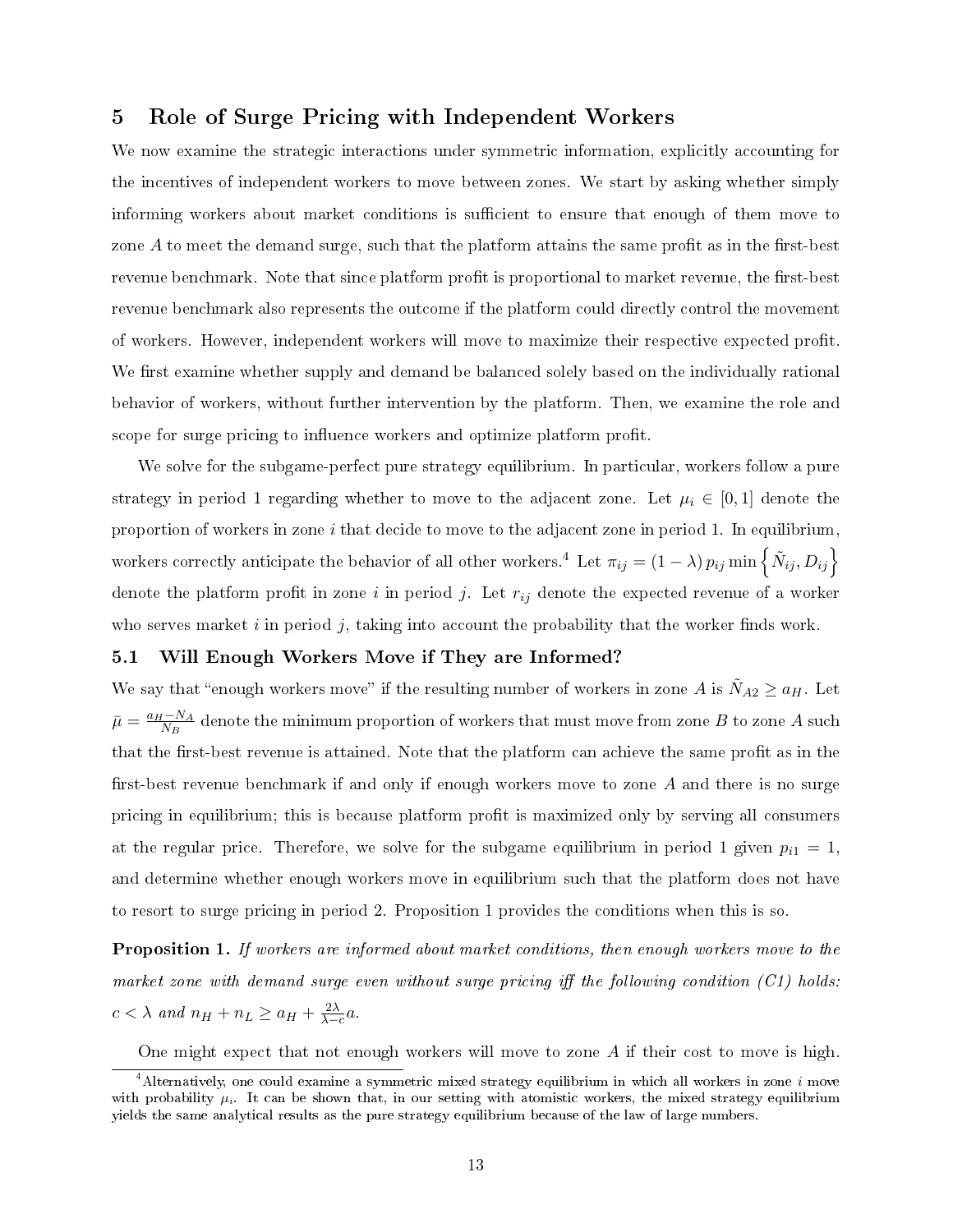## 5 Role of Surge Pricing with Independent Workers

We now examine the strategic interactions under symmetric information, explicitly accounting for the incentives of independent workers to move between zones. We start by asking whether simply informing workers about market conditions is sufficient to ensure that enough of them move to zone $A$ to meet the demand surge, such that the platform attains the same profit as in the first-best revenue benchmark. Note that since platform profit is proportional to market revenue, the first-best revenue benchmark also represents the outcome if the platform could directly control the movement of workers. However, independent workers will move to maximize their respective expected profit. We first examine whether supply and demand be balanced solely based on the individually rational behavior of workers, without further intervention by the platform. Then, we examine the role and scope for surge pricing to influence workers and optimize platform profit.

We solve for the subgame-perfect pure strategy equilibrium. In particular, workers follow a pure strategy in period 1 regarding whether to move to the adjacent zone. Let $\mu_i \in [0, 1]$ denote the proportion of workers in zone $i$ that decide to move to the adjacent zone in period 1. In equilibrium, workers correctly anticipate the behavior of all other workers.[4] Let $\pi_{ij} = (1 - \lambda) p_{ij} \min \left\{ \tilde{N}_{ij}, D_{ij} \right\}$ denote the platform profit in zone $i$ in period $j$. Let $r_{ij}$ denote the expected revenue of a worker who serves market $i$ in period $j$, taking into account the probability that the worker finds work.

### 5.1 Will Enough Workers Move if They are Informed?

We say that "enough workers move" if the resulting number of workers in zone $A$ is $\tilde{N}_{A2} \geq a_H$. Let $\bar{\mu} = \frac{a_H - N_A}{N_B}$ denote the minimum proportion of workers that must move from zone $B$ to zone $A$ such that the first-best revenue is attained. Note that the platform can achieve the same profit as in the first-best revenue benchmark if and only if enough workers move to zone $A$ and there is no surge pricing in equilibrium; this is because platform profit is maximized only by serving all consumers at the regular price. Therefore, we solve for the subgame equilibrium in period 1 given $p_{i1} = 1$, and determine whether enough workers move in equilibrium such that the platform does not have to resort to surge pricing in period 2. Proposition 1 provides the conditions when this is so.

**Proposition 1.** *If workers are informed about market conditions, then enough workers move to the market zone with demand surge even without surge pricing iff the following condition (C1) holds:* $c < \lambda$ *and* $n_H + n_L \geq a_H + \frac{2\lambda}{\lambda - c} a$.

One might expect that not enough workers will move to zone $A$ if their cost to move is high.

[4] Alternatively, one could examine a symmetric mixed strategy equilibrium in which all workers in zone $i$ move with probability $\mu_i$. It can be shown that, in our setting with atomistic workers, the mixed strategy equilibrium yields the same analytical results as the pure strategy equilibrium because of the law of large numbers.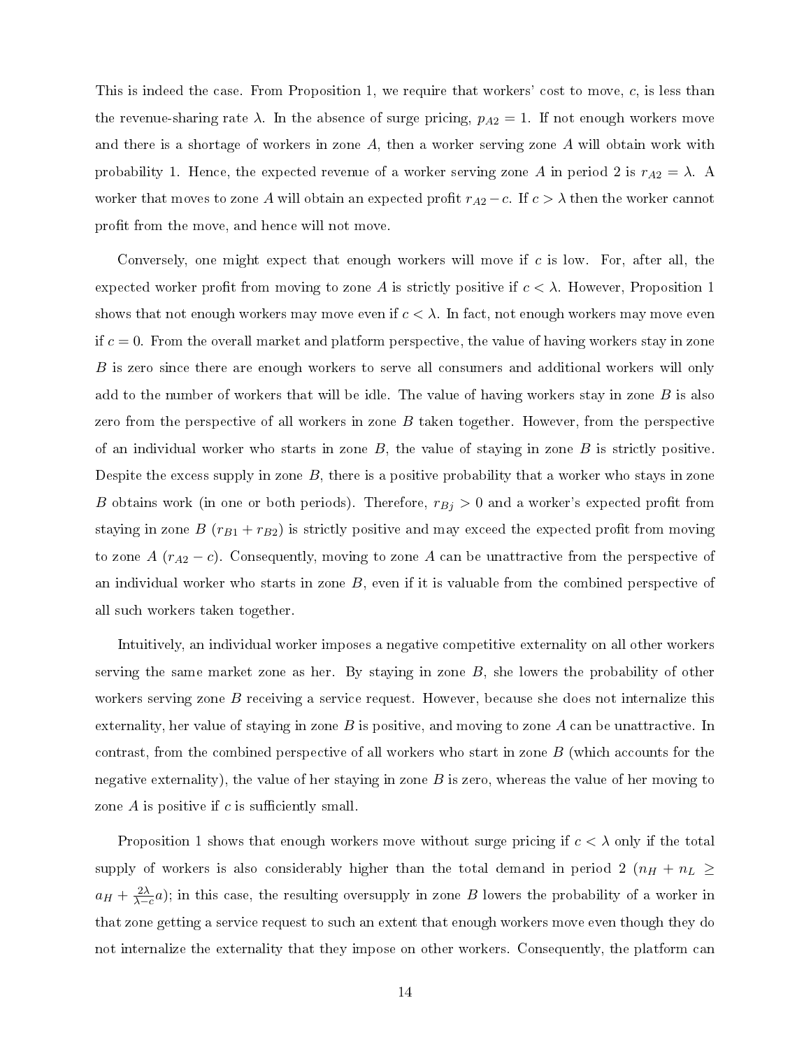This is indeed the case. From Proposition 1, we require that workers' cost to move, $c$, is less than the revenue-sharing rate $\lambda$. In the absence of surge pricing, $p_{A2} = 1$. If not enough workers move and there is a shortage of workers in zone $A$, then a worker serving zone $A$ will obtain work with probability 1. Hence, the expected revenue of a worker serving zone $A$ in period 2 is $r_{A2} = \lambda$. A worker that moves to zone $A$ will obtain an expected profit $r_{A2} - c$. If $c > \lambda$ then the worker cannot profit from the move, and hence will not move.

Conversely, one might expect that enough workers will move if $c$ is low. For, after all, the expected worker profit from moving to zone $A$ is strictly positive if $c < \lambda$. However, Proposition 1 shows that not enough workers may move even if $c < \lambda$. In fact, not enough workers may move even if $c = 0$. From the overall market and platform perspective, the value of having workers stay in zone $B$ is zero since there are enough workers to serve all consumers and additional workers will only add to the number of workers that will be idle. The value of having workers stay in zone $B$ is also zero from the perspective of all workers in zone $B$ taken together. However, from the perspective of an individual worker who starts in zone $B$, the value of staying in zone $B$ is strictly positive. Despite the excess supply in zone $B$, there is a positive probability that a worker who stays in zone $B$ obtains work (in one or both periods). Therefore, $r_{Bj} > 0$ and a worker's expected profit from staying in zone $B$ ($r_{B1} + r_{B2}$) is strictly positive and may exceed the expected profit from moving to zone $A$ ($r_{A2} - c$). Consequently, moving to zone $A$ can be unattractive from the perspective of an individual worker who starts in zone $B$, even if it is valuable from the combined perspective of all such workers taken together.

Intuitively, an individual worker imposes a negative competitive externality on all other workers serving the same market zone as her. By staying in zone $B$, she lowers the probability of other workers serving zone $B$ receiving a service request. However, because she does not internalize this externality, her value of staying in zone $B$ is positive, and moving to zone $A$ can be unattractive. In contrast, from the combined perspective of all workers who start in zone $B$ (which accounts for the negative externality), the value of her staying in zone $B$ is zero, whereas the value of her moving to zone $A$ is positive if $c$ is sufficiently small.

Proposition 1 shows that enough workers move without surge pricing if $c < \lambda$ only if the total supply of workers is also considerably higher than the total demand in period 2 ($n_H + n_L \geq a_H + \frac{2\lambda}{\lambda - c} a$); in this case, the resulting oversupply in zone $B$ lowers the probability of a worker in that zone getting a service request to such an extent that enough workers move even though they do not internalize the externality that they impose on other workers. Consequently, the platform can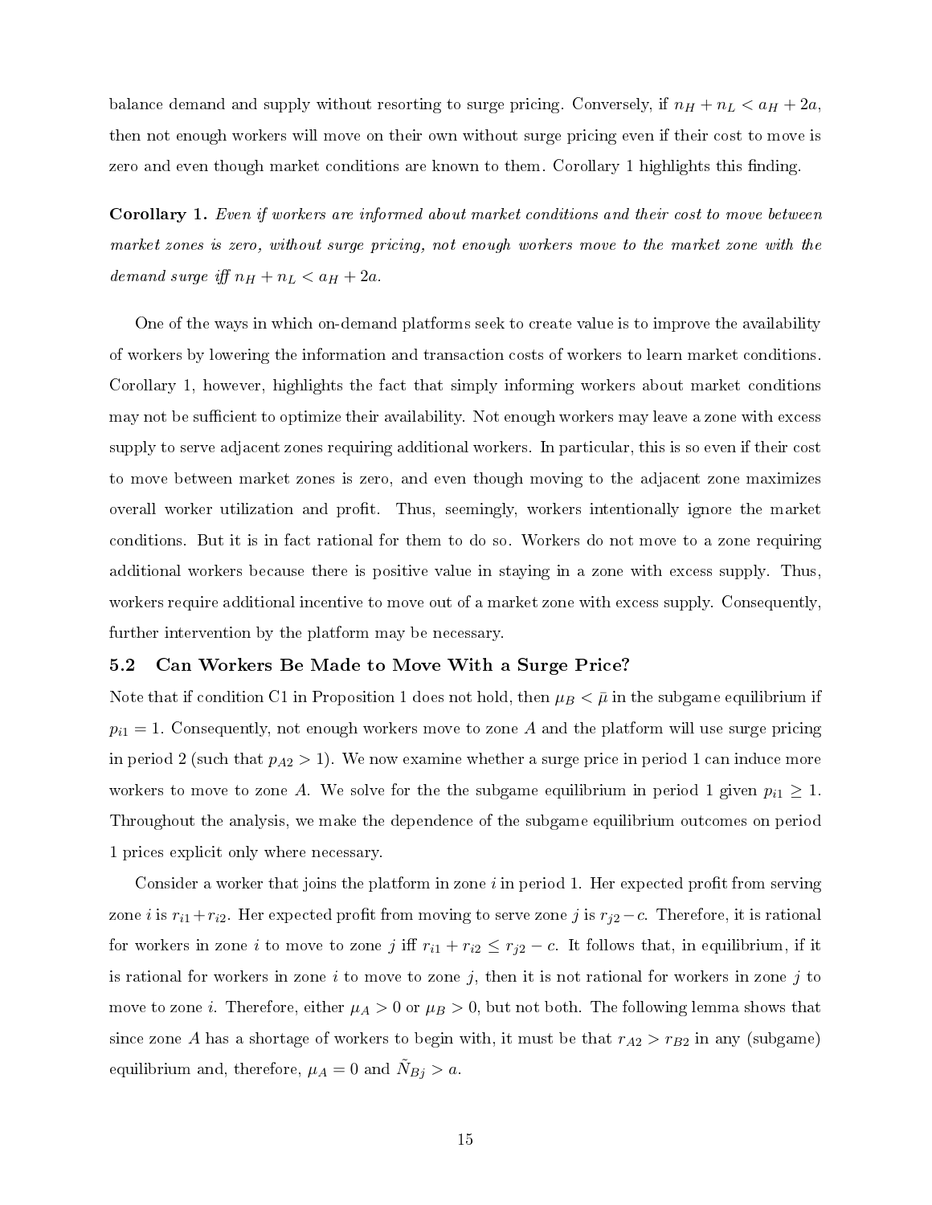balance demand and supply without resorting to surge pricing. Conversely, if $n_H + n_L < a_H + 2a$, then not enough workers will move on their own without surge pricing even if their cost to move is zero and even though market conditions are known to them. Corollary 1 highlights this finding.

**Corollary 1.** *Even if workers are informed about market conditions and their cost to move between market zones is zero, without surge pricing, not enough workers move to the market zone with the demand surge iff* $n_H + n_L < a_H + 2a$.

One of the ways in which on-demand platforms seek to create value is to improve the availability of workers by lowering the information and transaction costs of workers to learn market conditions. Corollary 1, however, highlights the fact that simply informing workers about market conditions may not be sufficient to optimize their availability. Not enough workers may leave a zone with excess supply to serve adjacent zones requiring additional workers. In particular, this is so even if their cost to move between market zones is zero, and even though moving to the adjacent zone maximizes overall worker utilization and profit. Thus, seemingly, workers intentionally ignore the market conditions. But it is in fact rational for them to do so. Workers do not move to a zone requiring additional workers because there is positive value in staying in a zone with excess supply. Thus, workers require additional incentive to move out of a market zone with excess supply. Consequently, further intervention by the platform may be necessary.

### 5.2 Can Workers Be Made to Move With a Surge Price?

Note that if condition C1 in Proposition 1 does not hold, then $\mu_B < \bar{\mu}$ in the subgame equilibrium if $p_{i1} = 1$. Consequently, not enough workers move to zone $A$ and the platform will use surge pricing in period 2 (such that $p_{A2} > 1$). We now examine whether a surge price in period 1 can induce more workers to move to zone $A$. We solve for the the subgame equilibrium in period 1 given $p_{i1} \geq 1$. Throughout the analysis, we make the dependence of the subgame equilibrium outcomes on period 1 prices explicit only where necessary.

Consider a worker that joins the platform in zone $i$ in period 1. Her expected profit from serving zone $i$ is $r_{i1}+r_{i2}$. Her expected profit from moving to serve zone $j$ is $r_{j2}-c$. Therefore, it is rational for workers in zone $i$ to move to zone $j$ iff $r_{i1} + r_{i2} \leq r_{j2} - c$. It follows that, in equilibrium, if it is rational for workers in zone $i$ to move to zone $j$, then it is not rational for workers in zone $j$ to move to zone $i$. Therefore, either $\mu_A > 0$ or $\mu_B > 0$, but not both. The following lemma shows that since zone $A$ has a shortage of workers to begin with, it must be that $r_{A2} > r_{B2}$ in any (subgame) equilibrium and, therefore, $\mu_A = 0$ and $\tilde{N}_{Bj} > a$.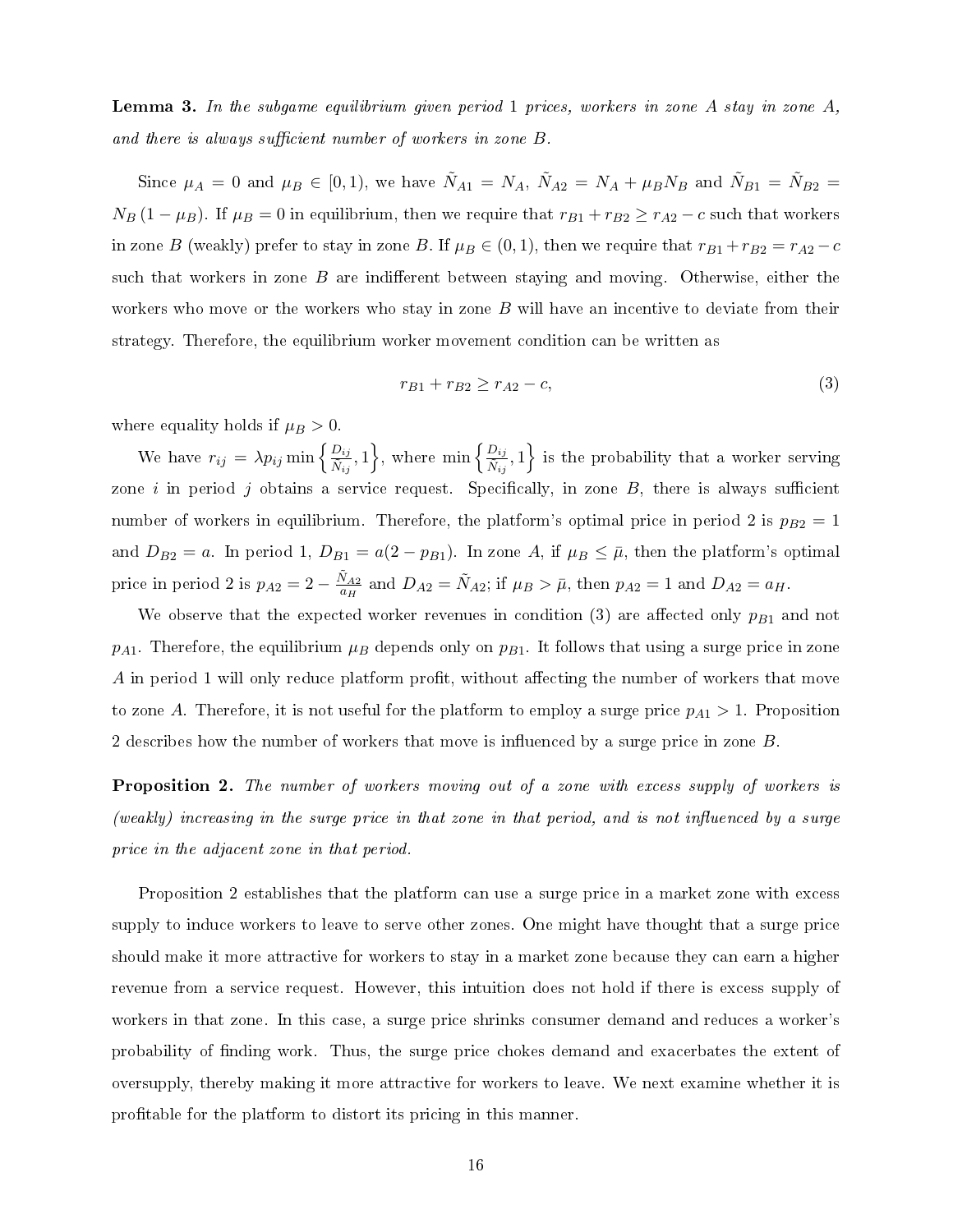**Lemma 3.** *In the subgame equilibrium given period 1 prices, workers in zone A stay in zone A, and there is always sufficient number of workers in zone B.*

Since $\mu_A = 0$ and $\mu_B \in [0, 1)$, we have $\tilde{N}_{A1} = N_A$, $\tilde{N}_{A2} = N_A + \mu_B N_B$ and $\tilde{N}_{B1} = \tilde{N}_{B2} = N_B (1 - \mu_B)$. If $\mu_B = 0$ in equilibrium, then we require that $r_{B1} + r_{B2} \geq r_{A2} - c$ such that workers in zone $B$ (weakly) prefer to stay in zone $B$. If $\mu_B \in (0, 1)$, then we require that $r_{B1} + r_{B2} = r_{A2} - c$ such that workers in zone $B$ are indifferent between staying and moving. Otherwise, either the workers who move or the workers who stay in zone $B$ will have an incentive to deviate from their strategy. Therefore, the equilibrium worker movement condition can be written as

$$r_{B1} + r_{B2} \geq r_{A2} - c, \tag{3}$$

where equality holds if $\mu_B > 0$.

We have $r_{ij} = \lambda p_{ij} \min\left\{\frac{D_{ij}}{\tilde{N}_{ij}}, 1\right\}$, where $\min\left\{\frac{D_{ij}}{\tilde{N}_{ij}}, 1\right\}$ is the probability that a worker serving zone $i$ in period $j$ obtains a service request. Specifically, in zone $B$, there is always sufficient number of workers in equilibrium. Therefore, the platform's optimal price in period 2 is $p_{B2} = 1$ and $D_{B2} = a$. In period 1, $D_{B1} = a(2 - p_{B1})$. In zone $A$, if $\mu_B \leq \bar{\mu}$, then the platform's optimal price in period 2 is $p_{A2} = 2 - \frac{\tilde{N}_{A2}}{a_H}$ and $D_{A2} = \tilde{N}_{A2}$; if $\mu_B > \bar{\mu}$, then $p_{A2} = 1$ and $D_{A2} = a_H$.

We observe that the expected worker revenues in condition (3) are affected only $p_{B1}$ and not $p_{A1}$. Therefore, the equilibrium $\mu_B$ depends only on $p_{B1}$. It follows that using a surge price in zone $A$ in period 1 will only reduce platform profit, without affecting the number of workers that move to zone $A$. Therefore, it is not useful for the platform to employ a surge price $p_{A1} > 1$. Proposition 2 describes how the number of workers that move is influenced by a surge price in zone $B$.

**Proposition 2.** *The number of workers moving out of a zone with excess supply of workers is (weakly) increasing in the surge price in that zone in that period, and is not influenced by a surge price in the adjacent zone in that period.*

Proposition 2 establishes that the platform can use a surge price in a market zone with excess supply to induce workers to leave to serve other zones. One might have thought that a surge price should make it more attractive for workers to stay in a market zone because they can earn a higher revenue from a service request. However, this intuition does not hold if there is excess supply of workers in that zone. In this case, a surge price shrinks consumer demand and reduces a worker's probability of finding work. Thus, the surge price chokes demand and exacerbates the extent of oversupply, thereby making it more attractive for workers to leave. We next examine whether it is profitable for the platform to distort its pricing in this manner.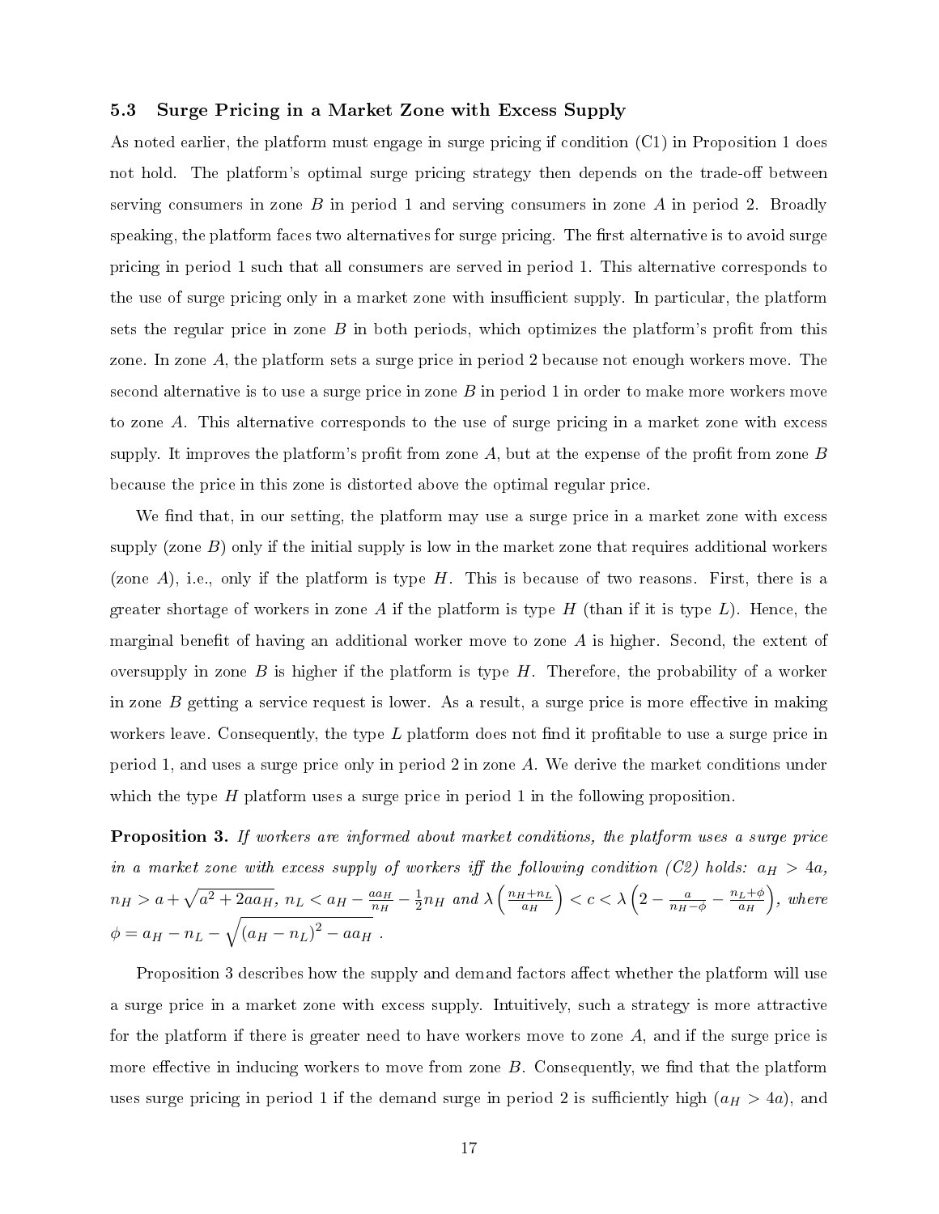### 5.3 Surge Pricing in a Market Zone with Excess Supply

As noted earlier, the platform must engage in surge pricing if condition (C1) in Proposition 1 does not hold. The platform's optimal surge pricing strategy then depends on the trade-off between serving consumers in zone $B$ in period 1 and serving consumers in zone $A$ in period 2. Broadly speaking, the platform faces two alternatives for surge pricing. The first alternative is to avoid surge pricing in period 1 such that all consumers are served in period 1. This alternative corresponds to the use of surge pricing only in a market zone with insufficient supply. In particular, the platform sets the regular price in zone $B$ in both periods, which optimizes the platform's profit from this zone. In zone $A$, the platform sets a surge price in period 2 because not enough workers move. The second alternative is to use a surge price in zone $B$ in period 1 in order to make more workers move to zone $A$. This alternative corresponds to the use of surge pricing in a market zone with excess supply. It improves the platform's profit from zone $A$, but at the expense of the profit from zone $B$ because the price in this zone is distorted above the optimal regular price.

We find that, in our setting, the platform may use a surge price in a market zone with excess supply (zone $B$) only if the initial supply is low in the market zone that requires additional workers (zone $A$), i.e., only if the platform is type $H$. This is because of two reasons. First, there is a greater shortage of workers in zone $A$ if the platform is type $H$ (than if it is type $L$). Hence, the marginal benefit of having an additional worker move to zone $A$ is higher. Second, the extent of oversupply in zone $B$ is higher if the platform is type $H$. Therefore, the probability of a worker in zone $B$ getting a service request is lower. As a result, a surge price is more effective in making workers leave. Consequently, the type $L$ platform does not find it profitable to use a surge price in period 1, and uses a surge price only in period 2 in zone $A$. We derive the market conditions under which the type $H$ platform uses a surge price in period 1 in the following proposition.

**Proposition 3.** *If workers are informed about market conditions, the platform uses a surge price in a market zone with excess supply of workers iff the following condition (C2) holds:* $a_H > 4a$, $n_H > a + \sqrt{a^2 + 2aa_H}$, $n_L < a_H - \frac{aa_H}{n_H} - \frac{1}{2}n_H$ *and* $\lambda\left(\frac{n_H+n_L}{a_H}\right) < c < \lambda\left(2 - \frac{a}{n_H-\phi} - \frac{n_L+\phi}{a_H}\right)$, *where* $\phi = a_H - n_L - \sqrt{(a_H - n_L)^2 - aa_H}$.

Proposition 3 describes how the supply and demand factors affect whether the platform will use a surge price in a market zone with excess supply. Intuitively, such a strategy is more attractive for the platform if there is greater need to have workers move to zone $A$, and if the surge price is more effective in inducing workers to move from zone $B$. Consequently, we find that the platform uses surge pricing in period 1 if the demand surge in period 2 is sufficiently high ($a_H > 4a$), and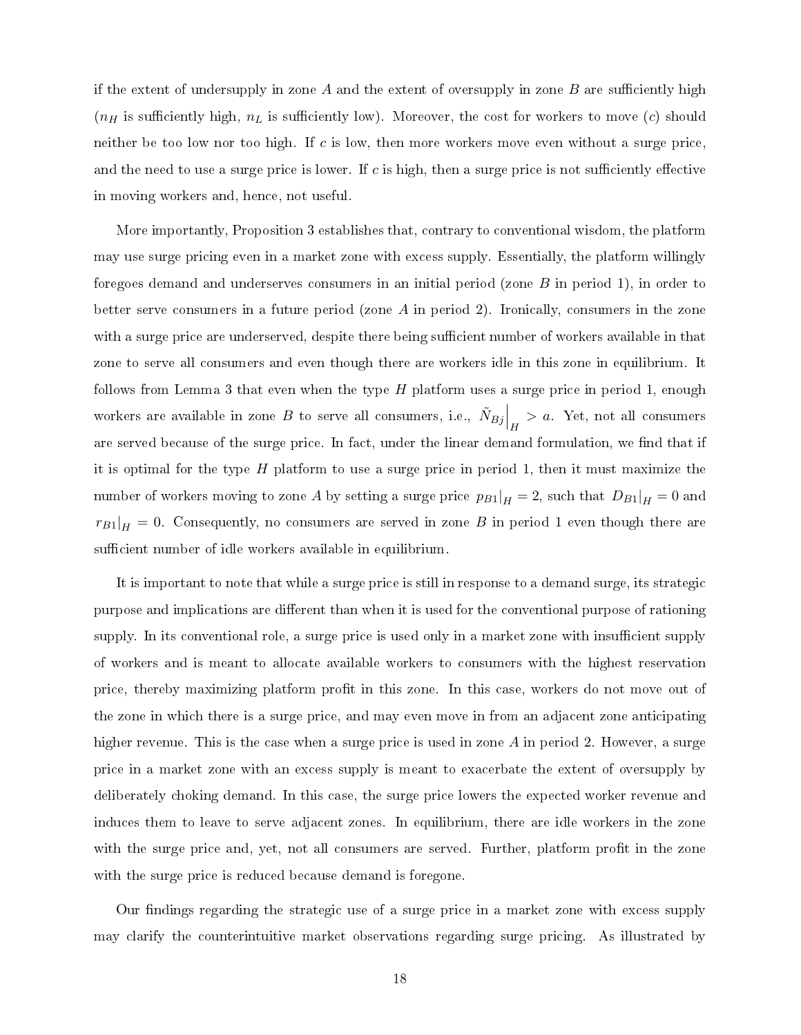if the extent of undersupply in zone $A$ and the extent of oversupply in zone $B$ are sufficiently high ($n_H$ is sufficiently high, $n_L$ is sufficiently low). Moreover, the cost for workers to move ($c$) should neither be too low nor too high. If $c$ is low, then more workers move even without a surge price, and the need to use a surge price is lower. If $c$ is high, then a surge price is not sufficiently effective in moving workers and, hence, not useful.

More importantly, Proposition 3 establishes that, contrary to conventional wisdom, the platform may use surge pricing even in a market zone with excess supply. Essentially, the platform willingly foregoes demand and underserves consumers in an initial period (zone $B$ in period 1), in order to better serve consumers in a future period (zone $A$ in period 2). Ironically, consumers in the zone with a surge price are underserved, despite there being sufficient number of workers available in that zone to serve all consumers and even though there are workers idle in this zone in equilibrium. It follows from Lemma 3 that even when the type $H$ platform uses a surge price in period 1, enough workers are available in zone $B$ to serve all consumers, i.e., $\tilde{N}_{Bj}\Big|_H > a$. Yet, not all consumers are served because of the surge price. In fact, under the linear demand formulation, we find that if it is optimal for the type $H$ platform to use a surge price in period 1, then it must maximize the number of workers moving to zone $A$ by setting a surge price $p_{B1}|_H = 2$, such that $D_{B1}|_H = 0$ and $r_{B1}|_H = 0$. Consequently, no consumers are served in zone $B$ in period 1 even though there are sufficient number of idle workers available in equilibrium.

It is important to note that while a surge price is still in response to a demand surge, its strategic purpose and implications are different than when it is used for the conventional purpose of rationing supply. In its conventional role, a surge price is used only in a market zone with insufficient supply of workers and is meant to allocate available workers to consumers with the highest reservation price, thereby maximizing platform profit in this zone. In this case, workers do not move out of the zone in which there is a surge price, and may even move in from an adjacent zone anticipating higher revenue. This is the case when a surge price is used in zone $A$ in period 2. However, a surge price in a market zone with an excess supply is meant to exacerbate the extent of oversupply by deliberately choking demand. In this case, the surge price lowers the expected worker revenue and induces them to leave to serve adjacent zones. In equilibrium, there are idle workers in the zone with the surge price and, yet, not all consumers are served. Further, platform profit in the zone with the surge price is reduced because demand is foregone.

Our findings regarding the strategic use of a surge price in a market zone with excess supply may clarify the counterintuitive market observations regarding surge pricing. As illustrated by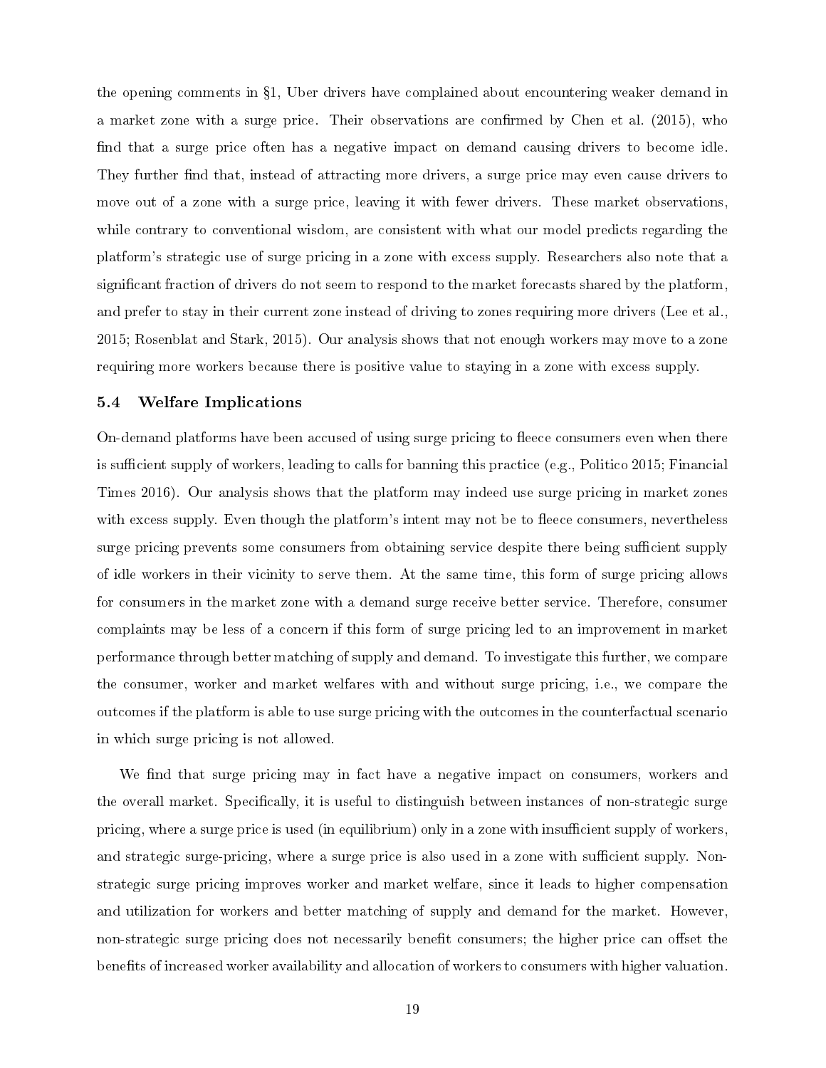the opening comments in §1, Uber drivers have complained about encountering weaker demand in a market zone with a surge price. Their observations are confirmed by Chen et al. (2015), who find that a surge price often has a negative impact on demand causing drivers to become idle. They further find that, instead of attracting more drivers, a surge price may even cause drivers to move out of a zone with a surge price, leaving it with fewer drivers. These market observations, while contrary to conventional wisdom, are consistent with what our model predicts regarding the platform's strategic use of surge pricing in a zone with excess supply. Researchers also note that a significant fraction of drivers do not seem to respond to the market forecasts shared by the platform, and prefer to stay in their current zone instead of driving to zones requiring more drivers (Lee et al., 2015; Rosenblat and Stark, 2015). Our analysis shows that not enough workers may move to a zone requiring more workers because there is positive value to staying in a zone with excess supply.

### 5.4 Welfare Implications

On-demand platforms have been accused of using surge pricing to fleece consumers even when there is sufficient supply of workers, leading to calls for banning this practice (e.g., Politico 2015; Financial Times 2016). Our analysis shows that the platform may indeed use surge pricing in market zones with excess supply. Even though the platform's intent may not be to fleece consumers, nevertheless surge pricing prevents some consumers from obtaining service despite there being sufficient supply of idle workers in their vicinity to serve them. At the same time, this form of surge pricing allows for consumers in the market zone with a demand surge receive better service. Therefore, consumer complaints may be less of a concern if this form of surge pricing led to an improvement in market performance through better matching of supply and demand. To investigate this further, we compare the consumer, worker and market welfares with and without surge pricing, i.e., we compare the outcomes if the platform is able to use surge pricing with the outcomes in the counterfactual scenario in which surge pricing is not allowed.

We find that surge pricing may in fact have a negative impact on consumers, workers and the overall market. Specifically, it is useful to distinguish between instances of non-strategic surge pricing, where a surge price is used (in equilibrium) only in a zone with insufficient supply of workers, and strategic surge-pricing, where a surge price is also used in a zone with sufficient supply. Non-strategic surge pricing improves worker and market welfare, since it leads to higher compensation and utilization for workers and better matching of supply and demand for the market. However, non-strategic surge pricing does not necessarily benefit consumers; the higher price can offset the benefits of increased worker availability and allocation of workers to consumers with higher valuation.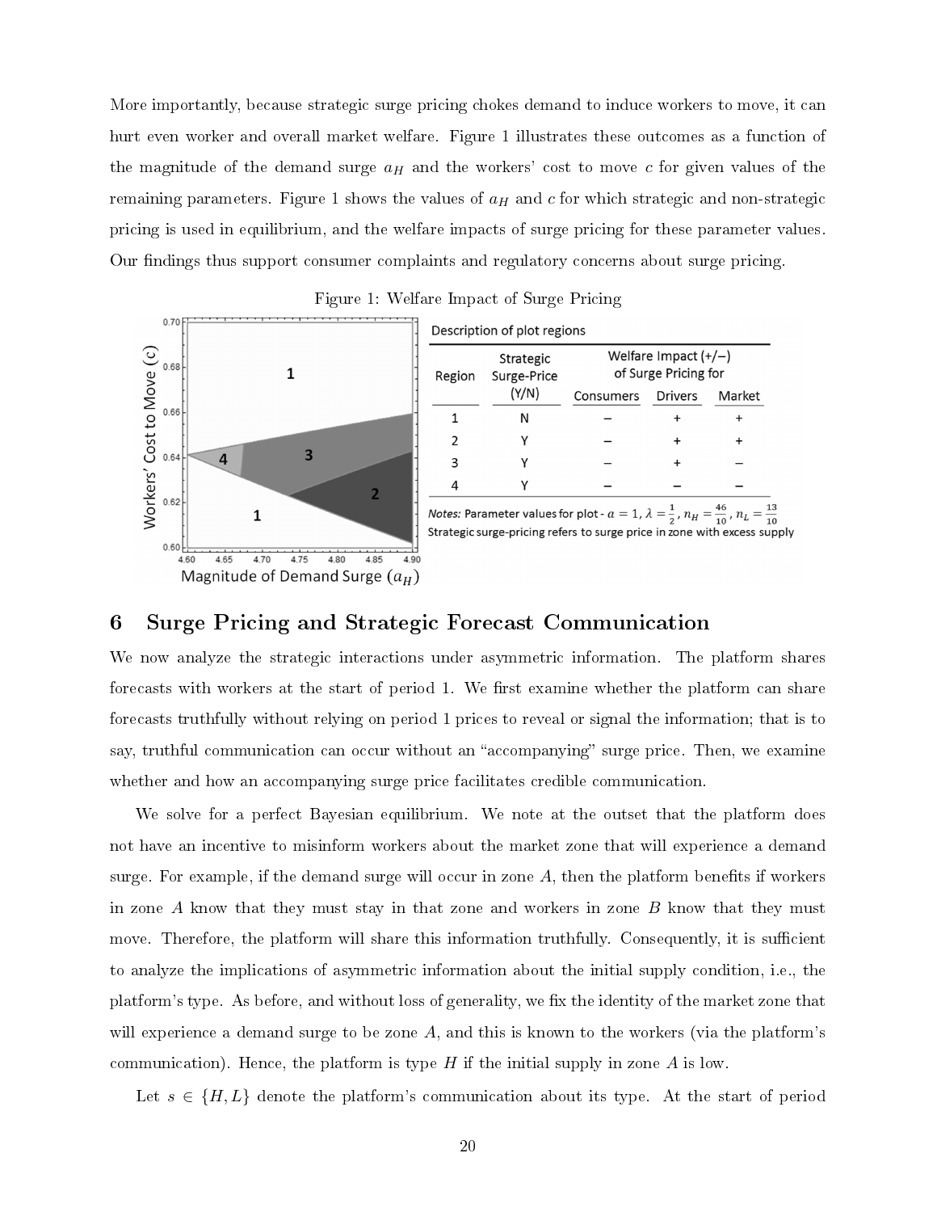More importantly, because strategic surge pricing chokes demand to induce workers to move, it can hurt even worker and overall market welfare. Figure 1 illustrates these outcomes as a function of the magnitude of the demand surge $a_H$ and the workers' cost to move $c$ for given values of the remaining parameters. Figure 1 shows the values of $a_H$ and $c$ for which strategic and non-strategic pricing is used in equilibrium, and the welfare impacts of surge pricing for these parameter values. Our findings thus support consumer complaints and regulatory concerns about surge pricing.

Figure 1: Welfare Impact of Surge Pricing

Workers' Cost to Move ($c$)

0.70
0.68
0.66
0.64
0.62
0.60

1
4
3
2
1

4.60 4.65 4.70 4.75 4.80 4.85 4.90

Magnitude of Demand Surge ($a_H$)

Description of plot regions

| Region | Strategic Surge-Price (Y/N) | Welfare Impact (+/–) of Surge Pricing for Consumers | Drivers | Market |
|---|---|---|---|---|
| 1 | N | – | + | + |
| 2 | Y | – | + | + |
| 3 | Y | – | + | – |
| 4 | Y | – | – | – |

*Notes:* Parameter values for plot - $a = 1$, $\lambda = \frac{1}{2}$, $n_H = \frac{46}{10}$, $n_L = \frac{13}{10}$
Strategic surge-pricing refers to surge price in zone with excess supply

## 6 Surge Pricing and Strategic Forecast Communication

We now analyze the strategic interactions under asymmetric information. The platform shares forecasts with workers at the start of period 1. We first examine whether the platform can share forecasts truthfully without relying on period 1 prices to reveal or signal the information; that is to say, truthful communication can occur without an "accompanying" surge price. Then, we examine whether and how an accompanying surge price facilitates credible communication.

We solve for a perfect Bayesian equilibrium. We note at the outset that the platform does not have an incentive to misinform workers about the market zone that will experience a demand surge. For example, if the demand surge will occur in zone $A$, then the platform benefits if workers in zone $A$ know that they must stay in that zone and workers in zone $B$ know that they must move. Therefore, the platform will share this information truthfully. Consequently, it is sufficient to analyze the implications of asymmetric information about the initial supply condition, i.e., the platform's type. As before, and without loss of generality, we fix the identity of the market zone that will experience a demand surge to be zone $A$, and this is known to the workers (via the platform's communication). Hence, the platform is type $H$ if the initial supply in zone $A$ is low.

Let $s \in \{H, L\}$ denote the platform's communication about its type. At the start of period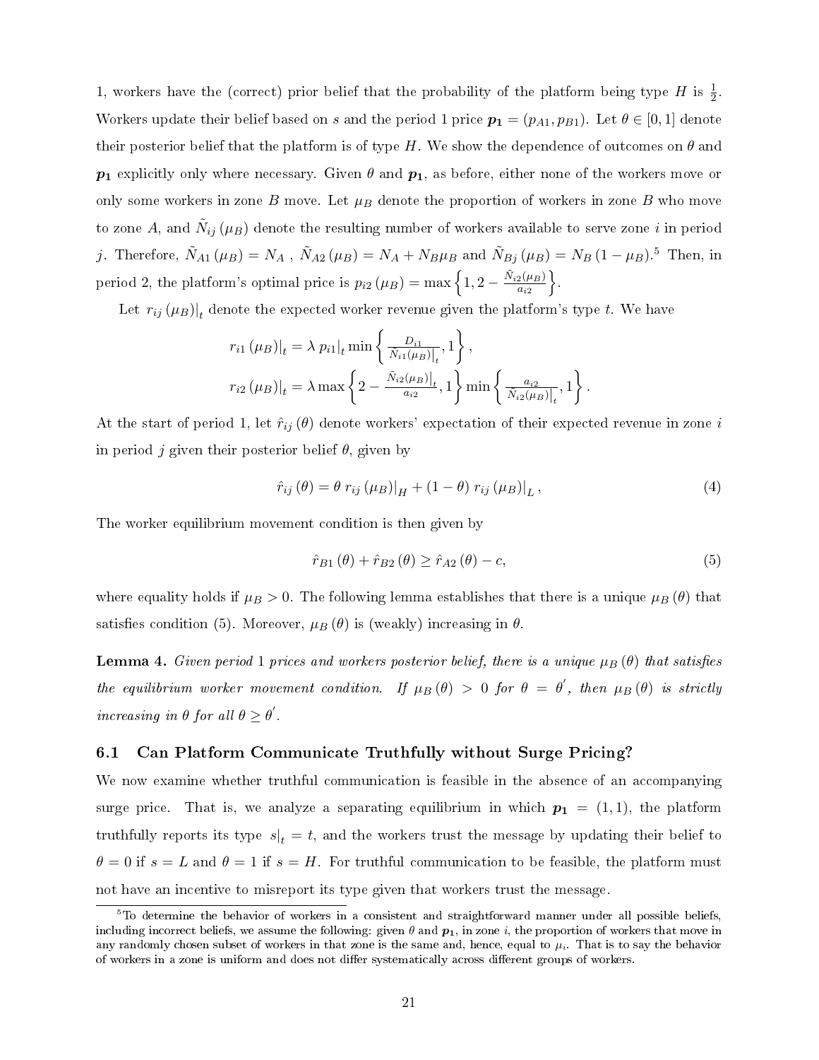1, workers have the (correct) prior belief that the probability of the platform being type $H$ is $\frac{1}{2}$. Workers update their belief based on $s$ and the period 1 price $\boldsymbol{p_1} = (p_{A1}, p_{B1})$. Let $\theta \in [0,1]$ denote their posterior belief that the platform is of type $H$. We show the dependence of outcomes on $\theta$ and $\boldsymbol{p_1}$ explicitly only where necessary. Given $\theta$ and $\boldsymbol{p_1}$, as before, either none of the workers move or only some workers in zone $B$ move. Let $\mu_B$ denote the proportion of workers in zone $B$ who move to zone $A$, and $\tilde{N}_{ij}(\mu_B)$ denote the resulting number of workers available to serve zone $i$ in period $j$. Therefore, $\tilde{N}_{A1}(\mu_B) = N_A$ , $\tilde{N}_{A2}(\mu_B) = N_A + N_B\mu_B$ and $\tilde{N}_{Bj}(\mu_B) = N_B(1-\mu_B)$.[5] Then, in period 2, the platform's optimal price is $p_{i2}(\mu_B) = \max\left\{1, 2 - \frac{\tilde{N}_{i2}(\mu_B)}{a_{i2}}\right\}$.

Let $r_{ij}(\mu_B)|_t$ denote the expected worker revenue given the platform's type $t$. We have

$$
\begin{aligned}
r_{i1}(\mu_B)|_t &= \lambda \, p_{i1}|_t \min\left\{\frac{D_{i1}}{\tilde{N}_{i1}(\mu_B)|_t}, 1\right\}, \\
r_{i2}(\mu_B)|_t &= \lambda \max\left\{2 - \frac{\tilde{N}_{i2}(\mu_B)|_t}{a_{i2}}, 1\right\} \min\left\{\frac{a_{i2}}{\tilde{N}_{i2}(\mu_B)|_t}, 1\right\}.
\end{aligned}
$$

At the start of period 1, let $\hat{r}_{ij}(\theta)$ denote workers' expectation of their expected revenue in zone $i$ in period $j$ given their posterior belief $\theta$, given by

$$
\hat{r}_{ij}(\theta) = \theta \, r_{ij}(\mu_B)|_H + (1-\theta)\, r_{ij}(\mu_B)|_L, \tag{4}
$$

The worker equilibrium movement condition is then given by

$$
\hat{r}_{B1}(\theta) + \hat{r}_{B2}(\theta) \geq \hat{r}_{A2}(\theta) - c, \tag{5}
$$

where equality holds if $\mu_B > 0$. The following lemma establishes that there is a unique $\mu_B(\theta)$ that satisfies condition (5). Moreover, $\mu_B(\theta)$ is (weakly) increasing in $\theta$.

**Lemma 4.** *Given period 1 prices and workers posterior belief, there is a unique $\mu_B(\theta)$ that satisfies the equilibrium worker movement condition. If $\mu_B(\theta) > 0$ for $\theta = \theta'$, then $\mu_B(\theta)$ is strictly increasing in $\theta$ for all $\theta \geq \theta'$.*

### 6.1 Can Platform Communicate Truthfully without Surge Pricing?

We now examine whether truthful communication is feasible in the absence of an accompanying surge price. That is, we analyze a separating equilibrium in which $\boldsymbol{p_1} = (1,1)$, the platform truthfully reports its type $s|_t = t$, and the workers trust the message by updating their belief to $\theta = 0$ if $s = L$ and $\theta = 1$ if $s = H$. For truthful communication to be feasible, the platform must not have an incentive to misreport its type given that workers trust the message.

[5] To determine the behavior of workers in a consistent and straightforward manner under all possible beliefs, including incorrect beliefs, we assume the following: given $\theta$ and $\boldsymbol{p_1}$, in zone $i$, the proportion of workers that move in any randomly chosen subset of workers in that zone is the same and, hence, equal to $\mu_i$. That is to say the behavior of workers in a zone is uniform and does not differ systematically across different groups of workers.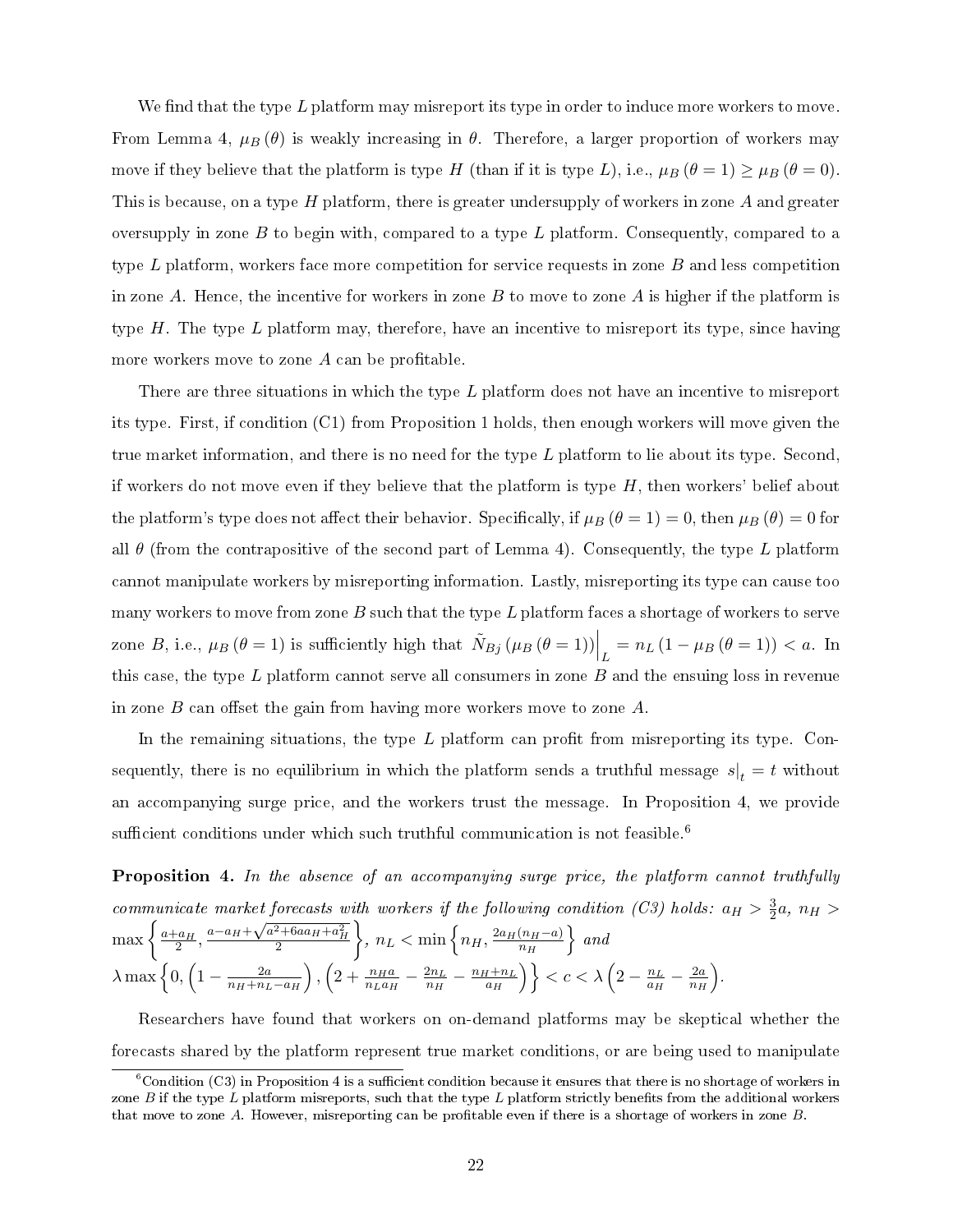We find that the type $L$ platform may misreport its type in order to induce more workers to move. From Lemma 4, $\mu_B(\theta)$ is weakly increasing in $\theta$. Therefore, a larger proportion of workers may move if they believe that the platform is type $H$ (than if it is type $L$), i.e., $\mu_B(\theta = 1) \geq \mu_B(\theta = 0)$. This is because, on a type $H$ platform, there is greater undersupply of workers in zone $A$ and greater oversupply in zone $B$ to begin with, compared to a type $L$ platform. Consequently, compared to a type $L$ platform, workers face more competition for service requests in zone $B$ and less competition in zone $A$. Hence, the incentive for workers in zone $B$ to move to zone $A$ is higher if the platform is type $H$. The type $L$ platform may, therefore, have an incentive to misreport its type, since having more workers move to zone $A$ can be profitable.

There are three situations in which the type $L$ platform does not have an incentive to misreport its type. First, if condition (C1) from Proposition 1 holds, then enough workers will move given the true market information, and there is no need for the type $L$ platform to lie about its type. Second, if workers do not move even if they believe that the platform is type $H$, then workers' belief about the platform's type does not affect their behavior. Specifically, if $\mu_B(\theta = 1) = 0$, then $\mu_B(\theta) = 0$ for all $\theta$ (from the contrapositive of the second part of Lemma 4). Consequently, the type $L$ platform cannot manipulate workers by misreporting information. Lastly, misreporting its type can cause too many workers to move from zone $B$ such that the type $L$ platform faces a shortage of workers to serve zone $B$, i.e., $\mu_B(\theta = 1)$ is sufficiently high that $\tilde{N}_{Bj}(\mu_B(\theta = 1))\Big|_L = n_L(1 - \mu_B(\theta = 1)) < a$. In this case, the type $L$ platform cannot serve all consumers in zone $B$ and the ensuing loss in revenue in zone $B$ can offset the gain from having more workers move to zone $A$.

In the remaining situations, the type $L$ platform can profit from misreporting its type. Consequently, there is no equilibrium in which the platform sends a truthful message $s|_t = t$ without an accompanying surge price, and the workers trust the message. In Proposition 4, we provide sufficient conditions under which such truthful communication is not feasible.[6]

**Proposition 4.** *In the absence of an accompanying surge price, the platform cannot truthfully communicate market forecasts with workers if the following condition (C3) holds:* $a_H > \frac{3}{2}a$, $n_H > \max\left\{\frac{a+a_H}{2}, \frac{a-a_H+\sqrt{a^2+6aa_H+a_H^2}}{2}\right\}$, $n_L < \min\left\{n_H, \frac{2a_H(n_H-a)}{n_H}\right\}$ *and*
$\lambda \max\left\{0, \left(1 - \frac{2a}{n_H+n_L-a_H}\right), \left(2 + \frac{n_H a}{n_L a_H} - \frac{2n_L}{n_H} - \frac{n_H+n_L}{a_H}\right)\right\} < c < \lambda\left(2 - \frac{n_L}{a_H} - \frac{2a}{n_H}\right)$.

Researchers have found that workers on on-demand platforms may be skeptical whether the forecasts shared by the platform represent true market conditions, or are being used to manipulate

[6] Condition (C3) in Proposition 4 is a sufficient condition because it ensures that there is no shortage of workers in zone $B$ if the type $L$ platform misreports, such that the type $L$ platform strictly benefits from the additional workers that move to zone $A$. However, misreporting can be profitable even if there is a shortage of workers in zone $B$.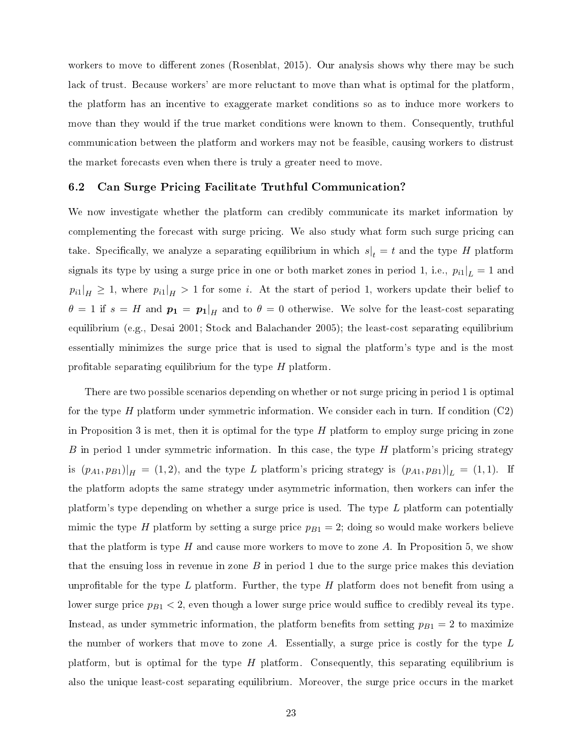workers to move to different zones (Rosenblat, 2015). Our analysis shows why there may be such lack of trust. Because workers' are more reluctant to move than what is optimal for the platform, the platform has an incentive to exaggerate market conditions so as to induce more workers to move than they would if the true market conditions were known to them. Consequently, truthful communication between the platform and workers may not be feasible, causing workers to distrust the market forecasts even when there is truly a greater need to move.

### 6.2 Can Surge Pricing Facilitate Truthful Communication?

We now investigate whether the platform can credibly communicate its market information by complementing the forecast with surge pricing. We also study what form such surge pricing can take. Specifically, we analyze a separating equilibrium in which $s|_t = t$ and the type $H$ platform signals its type by using a surge price in one or both market zones in period 1, i.e., $p_{i1}|_L = 1$ and $p_{i1}|_H \geq 1$, where $p_{i1}|_H > 1$ for some $i$. At the start of period 1, workers update their belief to $\theta = 1$ if $s = H$ and $\boldsymbol{p_1} = \boldsymbol{p_1}|_H$ and to $\theta = 0$ otherwise. We solve for the least-cost separating equilibrium (e.g., Desai 2001; Stock and Balachander 2005); the least-cost separating equilibrium essentially minimizes the surge price that is used to signal the platform's type and is the most profitable separating equilibrium for the type $H$ platform.

There are two possible scenarios depending on whether or not surge pricing in period 1 is optimal for the type $H$ platform under symmetric information. We consider each in turn. If condition (C2) in Proposition 3 is met, then it is optimal for the type $H$ platform to employ surge pricing in zone $B$ in period 1 under symmetric information. In this case, the type $H$ platform's pricing strategy is $(p_{A1}, p_{B1})|_H = (1, 2)$, and the type $L$ platform's pricing strategy is $(p_{A1}, p_{B1})|_L = (1, 1)$. If the platform adopts the same strategy under asymmetric information, then workers can infer the platform's type depending on whether a surge price is used. The type $L$ platform can potentially mimic the type $H$ platform by setting a surge price $p_{B1} = 2$; doing so would make workers believe that the platform is type $H$ and cause more workers to move to zone $A$. In Proposition 5, we show that the ensuing loss in revenue in zone $B$ in period 1 due to the surge price makes this deviation unprofitable for the type $L$ platform. Further, the type $H$ platform does not benefit from using a lower surge price $p_{B1} < 2$, even though a lower surge price would suffice to credibly reveal its type. Instead, as under symmetric information, the platform benefits from setting $p_{B1} = 2$ to maximize the number of workers that move to zone $A$. Essentially, a surge price is costly for the type $L$ platform, but is optimal for the type $H$ platform. Consequently, this separating equilibrium is also the unique least-cost separating equilibrium. Moreover, the surge price occurs in the market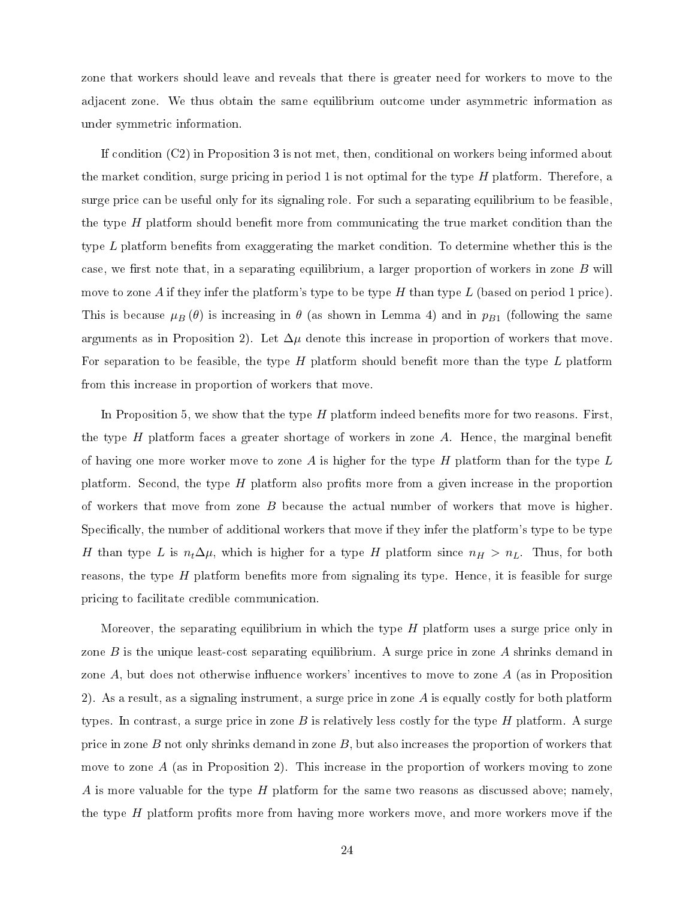zone that workers should leave and reveals that there is greater need for workers to move to the adjacent zone. We thus obtain the same equilibrium outcome under asymmetric information as under symmetric information.

If condition (C2) in Proposition 3 is not met, then, conditional on workers being informed about the market condition, surge pricing in period 1 is not optimal for the type $H$ platform. Therefore, a surge price can be useful only for its signaling role. For such a separating equilibrium to be feasible, the type $H$ platform should benefit more from communicating the true market condition than the type $L$ platform benefits from exaggerating the market condition. To determine whether this is the case, we first note that, in a separating equilibrium, a larger proportion of workers in zone $B$ will move to zone $A$ if they infer the platform's type to be type $H$ than type $L$ (based on period 1 price). This is because $\mu_B(\theta)$ is increasing in $\theta$ (as shown in Lemma 4) and in $p_{B1}$ (following the same arguments as in Proposition 2). Let $\Delta\mu$ denote this increase in proportion of workers that move. For separation to be feasible, the type $H$ platform should benefit more than the type $L$ platform from this increase in proportion of workers that move.

In Proposition 5, we show that the type $H$ platform indeed benefits more for two reasons. First, the type $H$ platform faces a greater shortage of workers in zone $A$. Hence, the marginal benefit of having one more worker move to zone $A$ is higher for the type $H$ platform than for the type $L$ platform. Second, the type $H$ platform also profits more from a given increase in the proportion of workers that move from zone $B$ because the actual number of workers that move is higher. Specifically, the number of additional workers that move if they infer the platform's type to be type $H$ than type $L$ is $n_t\Delta\mu$, which is higher for a type $H$ platform since $n_H > n_L$. Thus, for both reasons, the type $H$ platform benefits more from signaling its type. Hence, it is feasible for surge pricing to facilitate credible communication.

Moreover, the separating equilibrium in which the type $H$ platform uses a surge price only in zone $B$ is the unique least-cost separating equilibrium. A surge price in zone $A$ shrinks demand in zone $A$, but does not otherwise influence workers' incentives to move to zone $A$ (as in Proposition 2). As a result, as a signaling instrument, a surge price in zone $A$ is equally costly for both platform types. In contrast, a surge price in zone $B$ is relatively less costly for the type $H$ platform. A surge price in zone $B$ not only shrinks demand in zone $B$, but also increases the proportion of workers that move to zone $A$ (as in Proposition 2). This increase in the proportion of workers moving to zone $A$ is more valuable for the type $H$ platform for the same two reasons as discussed above; namely, the type $H$ platform profits more from having more workers move, and more workers move if the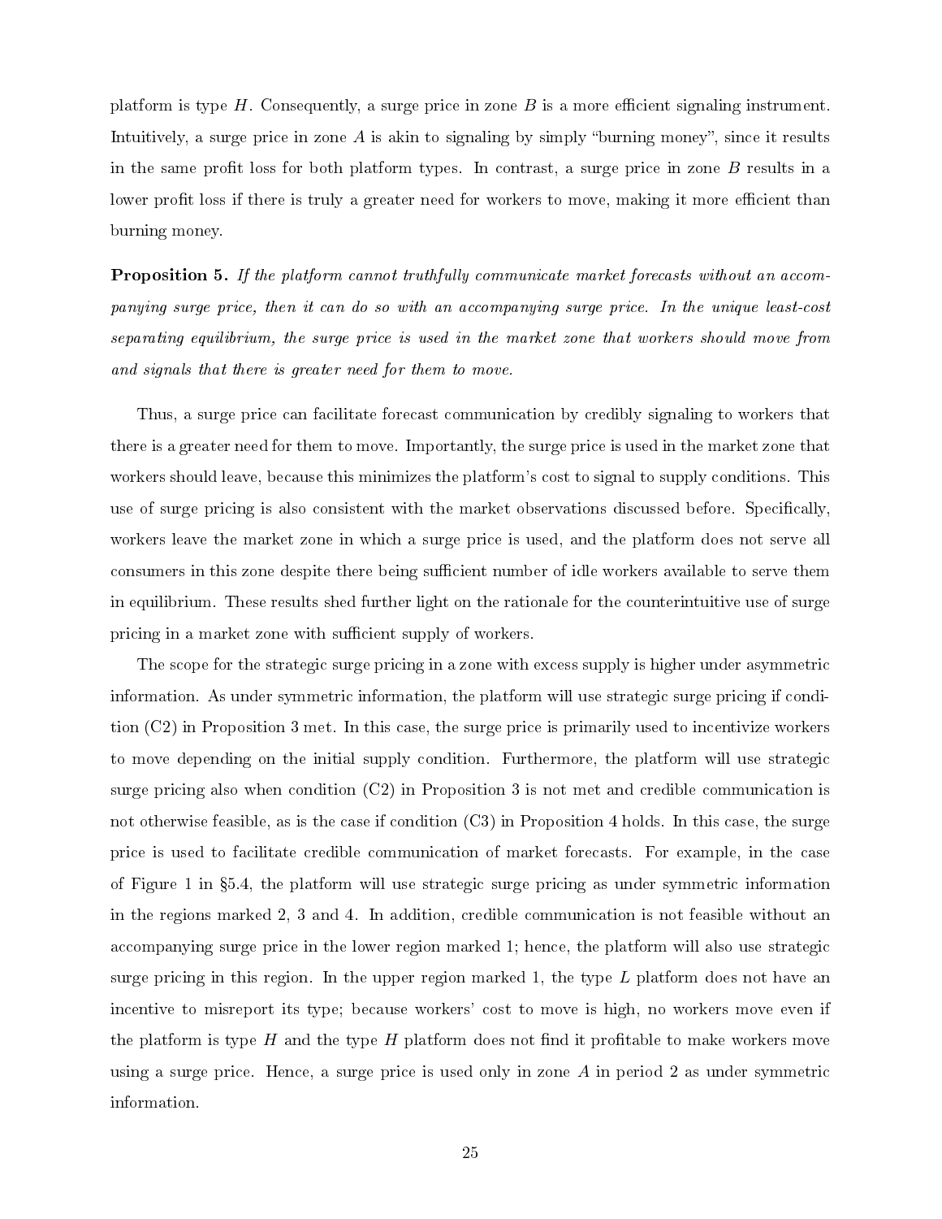platform is type $H$. Consequently, a surge price in zone $B$ is a more efficient signaling instrument. Intuitively, a surge price in zone $A$ is akin to signaling by simply "burning money", since it results in the same profit loss for both platform types. In contrast, a surge price in zone $B$ results in a lower profit loss if there is truly a greater need for workers to move, making it more efficient than burning money.

**Proposition 5.** *If the platform cannot truthfully communicate market forecasts without an accompanying surge price, then it can do so with an accompanying surge price. In the unique least-cost separating equilibrium, the surge price is used in the market zone that workers should move from and signals that there is greater need for them to move.*

Thus, a surge price can facilitate forecast communication by credibly signaling to workers that there is a greater need for them to move. Importantly, the surge price is used in the market zone that workers should leave, because this minimizes the platform's cost to signal to supply conditions. This use of surge pricing is also consistent with the market observations discussed before. Specifically, workers leave the market zone in which a surge price is used, and the platform does not serve all consumers in this zone despite there being sufficient number of idle workers available to serve them in equilibrium. These results shed further light on the rationale for the counterintuitive use of surge pricing in a market zone with sufficient supply of workers.

The scope for the strategic surge pricing in a zone with excess supply is higher under asymmetric information. As under symmetric information, the platform will use strategic surge pricing if condition (C2) in Proposition 3 met. In this case, the surge price is primarily used to incentivize workers to move depending on the initial supply condition. Furthermore, the platform will use strategic surge pricing also when condition (C2) in Proposition 3 is not met and credible communication is not otherwise feasible, as is the case if condition (C3) in Proposition 4 holds. In this case, the surge price is used to facilitate credible communication of market forecasts. For example, in the case of Figure 1 in §5.4, the platform will use strategic surge pricing as under symmetric information in the regions marked 2, 3 and 4. In addition, credible communication is not feasible without an accompanying surge price in the lower region marked 1; hence, the platform will also use strategic surge pricing in this region. In the upper region marked 1, the type $L$ platform does not have an incentive to misreport its type; because workers' cost to move is high, no workers move even if the platform is type $H$ and the type $H$ platform does not find it profitable to make workers move using a surge price. Hence, a surge price is used only in zone $A$ in period 2 as under symmetric information.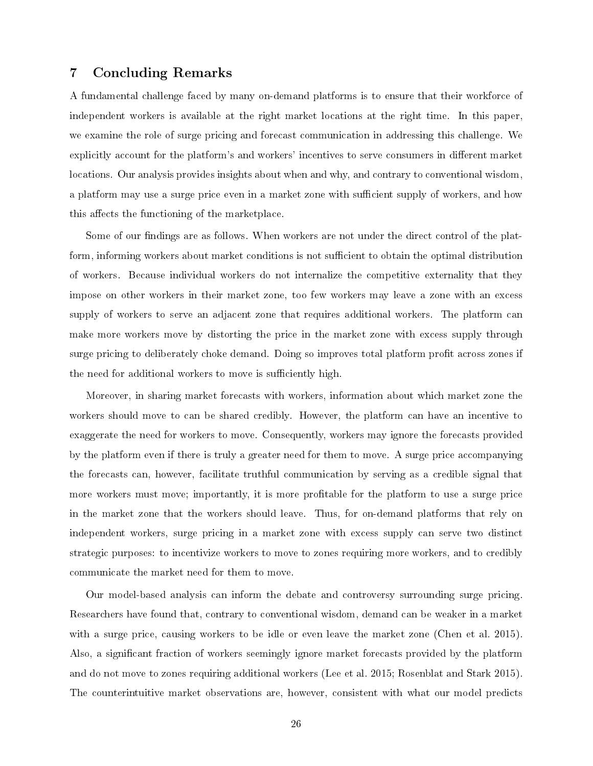## 7 Concluding Remarks

A fundamental challenge faced by many on-demand platforms is to ensure that their workforce of independent workers is available at the right market locations at the right time. In this paper, we examine the role of surge pricing and forecast communication in addressing this challenge. We explicitly account for the platform's and workers' incentives to serve consumers in different market locations. Our analysis provides insights about when and why, and contrary to conventional wisdom, a platform may use a surge price even in a market zone with sufficient supply of workers, and how this affects the functioning of the marketplace.

Some of our findings are as follows. When workers are not under the direct control of the platform, informing workers about market conditions is not sufficient to obtain the optimal distribution of workers. Because individual workers do not internalize the competitive externality that they impose on other workers in their market zone, too few workers may leave a zone with an excess supply of workers to serve an adjacent zone that requires additional workers. The platform can make more workers move by distorting the price in the market zone with excess supply through surge pricing to deliberately choke demand. Doing so improves total platform profit across zones if the need for additional workers to move is sufficiently high.

Moreover, in sharing market forecasts with workers, information about which market zone the workers should move to can be shared credibly. However, the platform can have an incentive to exaggerate the need for workers to move. Consequently, workers may ignore the forecasts provided by the platform even if there is truly a greater need for them to move. A surge price accompanying the forecasts can, however, facilitate truthful communication by serving as a credible signal that more workers must move; importantly, it is more profitable for the platform to use a surge price in the market zone that the workers should leave. Thus, for on-demand platforms that rely on independent workers, surge pricing in a market zone with excess supply can serve two distinct strategic purposes: to incentivize workers to move to zones requiring more workers, and to credibly communicate the market need for them to move.

Our model-based analysis can inform the debate and controversy surrounding surge pricing. Researchers have found that, contrary to conventional wisdom, demand can be weaker in a market with a surge price, causing workers to be idle or even leave the market zone (Chen et al. 2015). Also, a significant fraction of workers seemingly ignore market forecasts provided by the platform and do not move to zones requiring additional workers (Lee et al. 2015; Rosenblat and Stark 2015). The counterintuitive market observations are, however, consistent with what our model predicts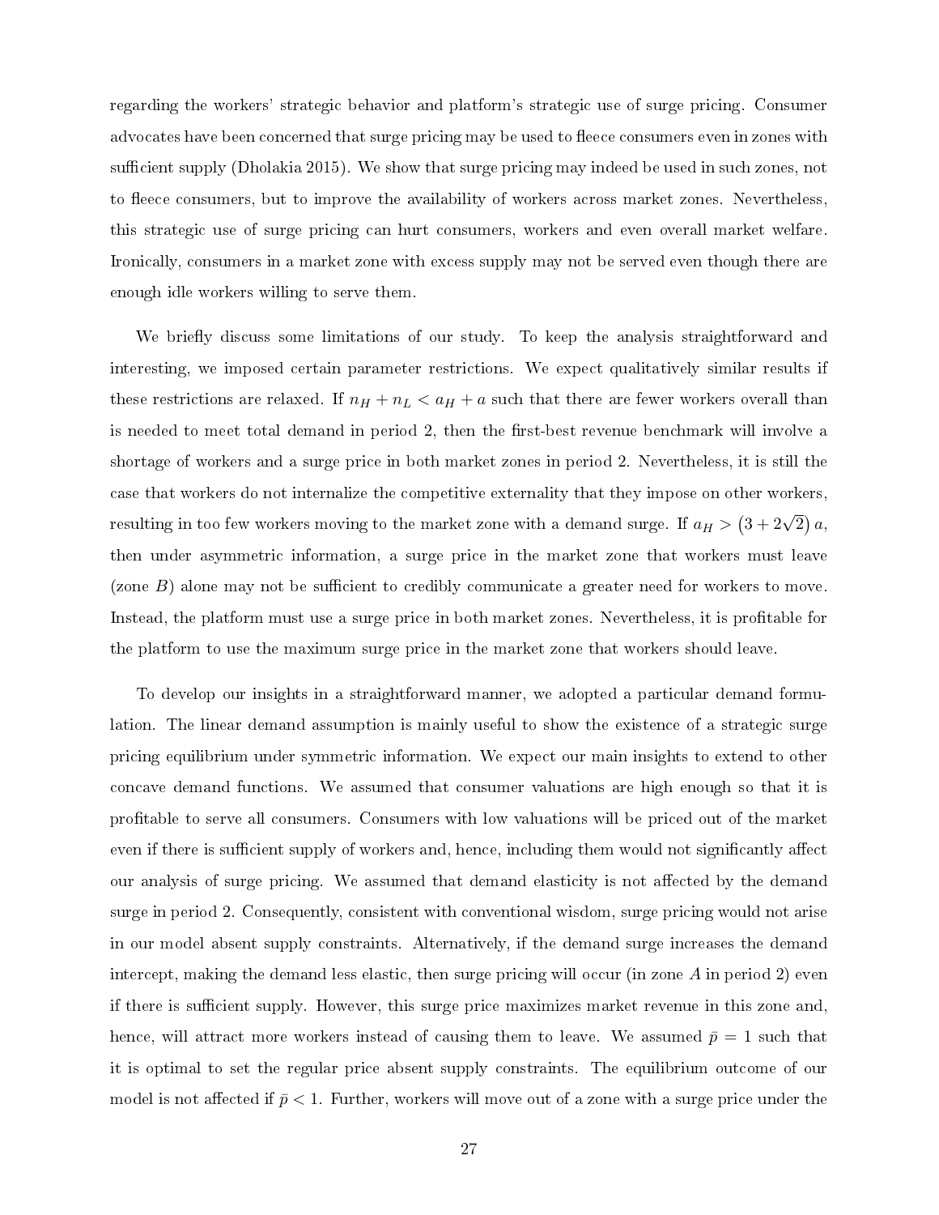regarding the workers' strategic behavior and platform's strategic use of surge pricing. Consumer advocates have been concerned that surge pricing may be used to fleece consumers even in zones with sufficient supply (Dholakia 2015). We show that surge pricing may indeed be used in such zones, not to fleece consumers, but to improve the availability of workers across market zones. Nevertheless, this strategic use of surge pricing can hurt consumers, workers and even overall market welfare. Ironically, consumers in a market zone with excess supply may not be served even though there are enough idle workers willing to serve them.

We briefly discuss some limitations of our study. To keep the analysis straightforward and interesting, we imposed certain parameter restrictions. We expect qualitatively similar results if these restrictions are relaxed. If $n_H + n_L < a_H + a$ such that there are fewer workers overall than is needed to meet total demand in period 2, then the first-best revenue benchmark will involve a shortage of workers and a surge price in both market zones in period 2. Nevertheless, it is still the case that workers do not internalize the competitive externality that they impose on other workers, resulting in too few workers moving to the market zone with a demand surge. If $a_H > \left(3 + 2\sqrt{2}\right) a$, then under asymmetric information, a surge price in the market zone that workers must leave (zone $B$) alone may not be sufficient to credibly communicate a greater need for workers to move. Instead, the platform must use a surge price in both market zones. Nevertheless, it is profitable for the platform to use the maximum surge price in the market zone that workers should leave.

To develop our insights in a straightforward manner, we adopted a particular demand formulation. The linear demand assumption is mainly useful to show the existence of a strategic surge pricing equilibrium under symmetric information. We expect our main insights to extend to other concave demand functions. We assumed that consumer valuations are high enough so that it is profitable to serve all consumers. Consumers with low valuations will be priced out of the market even if there is sufficient supply of workers and, hence, including them would not significantly affect our analysis of surge pricing. We assumed that demand elasticity is not affected by the demand surge in period 2. Consequently, consistent with conventional wisdom, surge pricing would not arise in our model absent supply constraints. Alternatively, if the demand surge increases the demand intercept, making the demand less elastic, then surge pricing will occur (in zone $A$ in period 2) even if there is sufficient supply. However, this surge price maximizes market revenue in this zone and, hence, will attract more workers instead of causing them to leave. We assumed $\bar{p} = 1$ such that it is optimal to set the regular price absent supply constraints. The equilibrium outcome of our model is not affected if $\bar{p} < 1$. Further, workers will move out of a zone with a surge price under the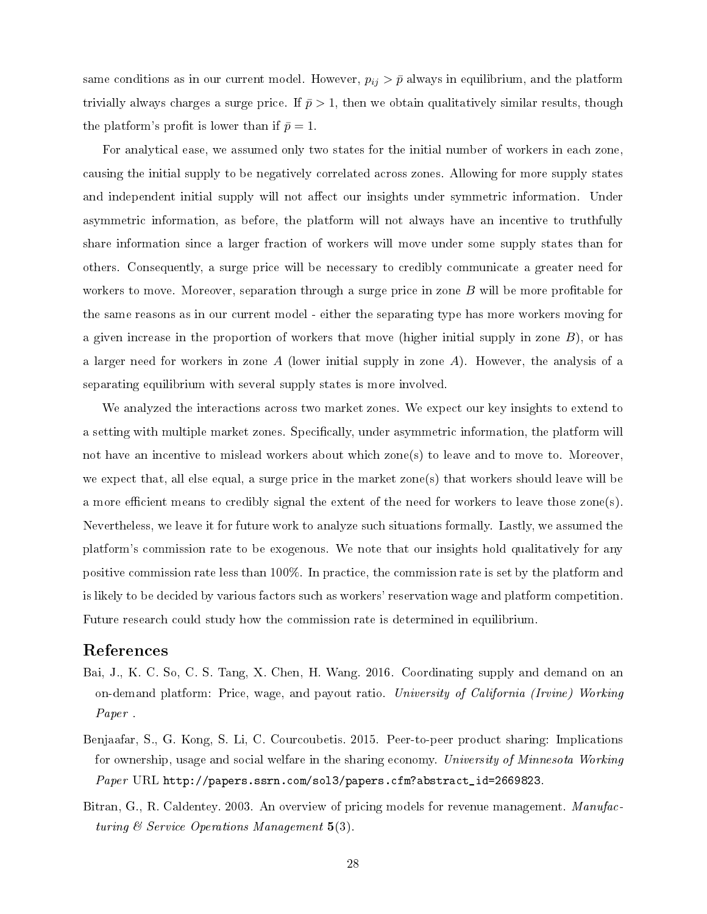same conditions as in our current model. However, $p_{ij} > \bar{p}$ always in equilibrium, and the platform trivially always charges a surge price. If $\bar{p} > 1$, then we obtain qualitatively similar results, though the platform's profit is lower than if $\bar{p} = 1$.

For analytical ease, we assumed only two states for the initial number of workers in each zone, causing the initial supply to be negatively correlated across zones. Allowing for more supply states and independent initial supply will not affect our insights under symmetric information. Under asymmetric information, as before, the platform will not always have an incentive to truthfully share information since a larger fraction of workers will move under some supply states than for others. Consequently, a surge price will be necessary to credibly communicate a greater need for workers to move. Moreover, separation through a surge price in zone $B$ will be more profitable for the same reasons as in our current model - either the separating type has more workers moving for a given increase in the proportion of workers that move (higher initial supply in zone $B$), or has a larger need for workers in zone $A$ (lower initial supply in zone $A$). However, the analysis of a separating equilibrium with several supply states is more involved.

We analyzed the interactions across two market zones. We expect our key insights to extend to a setting with multiple market zones. Specifically, under asymmetric information, the platform will not have an incentive to mislead workers about which zone(s) to leave and to move to. Moreover, we expect that, all else equal, a surge price in the market zone(s) that workers should leave will be a more efficient means to credibly signal the extent of the need for workers to leave those zone(s). Nevertheless, we leave it for future work to analyze such situations formally. Lastly, we assumed the platform's commission rate to be exogenous. We note that our insights hold qualitatively for any positive commission rate less than 100%. In practice, the commission rate is set by the platform and is likely to be decided by various factors such as workers' reservation wage and platform competition. Future research could study how the commission rate is determined in equilibrium.

# References

Bai, J., K. C. So, C. S. Tang, X. Chen, H. Wang. 2016. Coordinating supply and demand on an on-demand platform: Price, wage, and payout ratio. *University of California (Irvine) Working Paper* .

Benjaafar, S., G. Kong, S. Li, C. Courcoubetis. 2015. Peer-to-peer product sharing: Implications for ownership, usage and social welfare in the sharing economy. *University of Minnesota Working Paper* URL http://papers.ssrn.com/sol3/papers.cfm?abstract_id=2669823.

Bitran, G., R. Caldentey. 2003. An overview of pricing models for revenue management. *Manufacturing & Service Operations Management* **5**(3).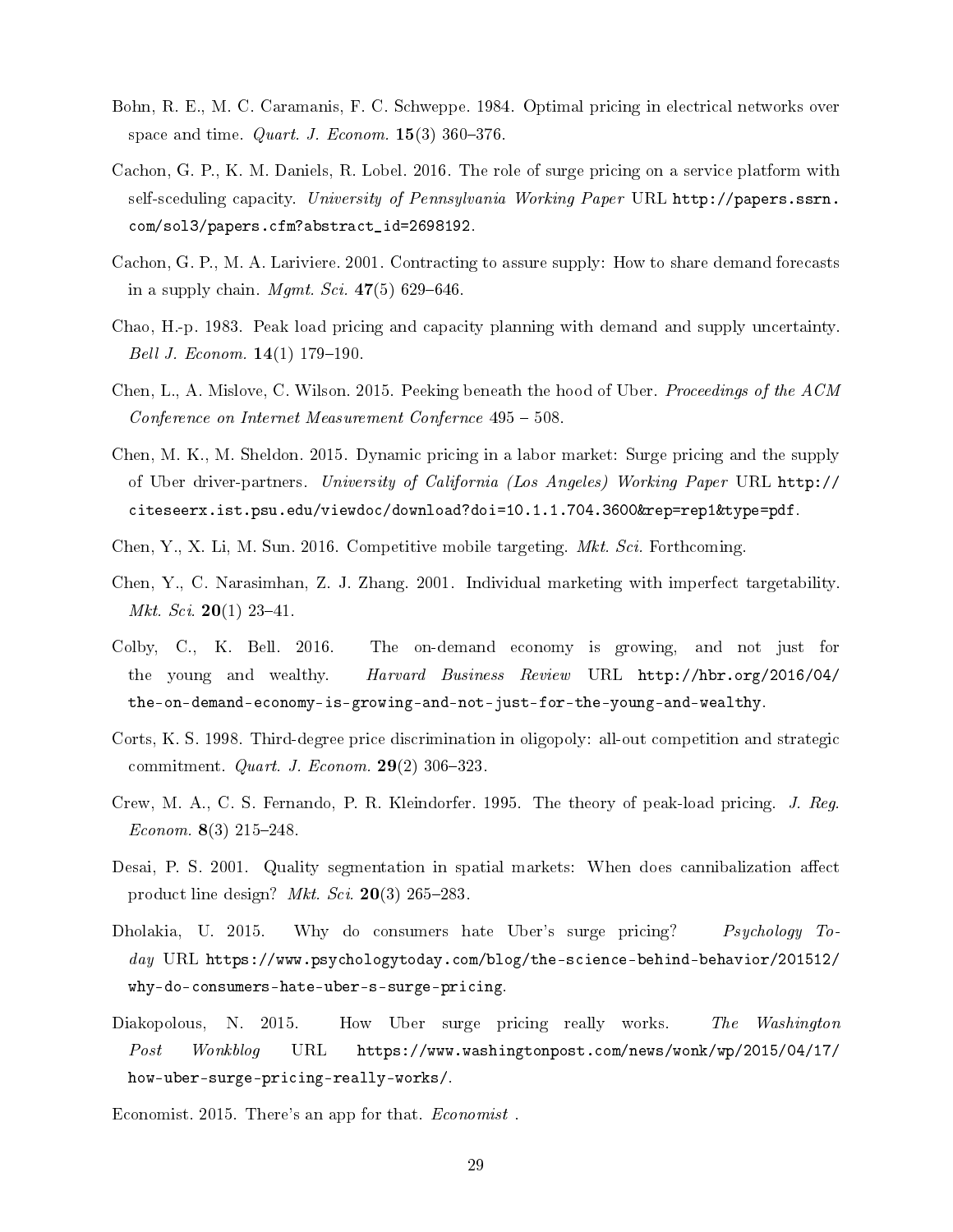Bohn, R. E., M. C. Caramanis, F. C. Schweppe. 1984. Optimal pricing in electrical networks over space and time. *Quart. J. Econom.* **15**(3) 360–376.

Cachon, G. P., K. M. Daniels, R. Lobel. 2016. The role of surge pricing on a service platform with self-sceduling capacity. *University of Pennsylvania Working Paper* URL `http://papers.ssrn.com/sol3/papers.cfm?abstract_id=2698192`.

Cachon, G. P., M. A. Lariviere. 2001. Contracting to assure supply: How to share demand forecasts in a supply chain. *Mgmt. Sci.* **47**(5) 629–646.

Chao, H.-p. 1983. Peak load pricing and capacity planning with demand and supply uncertainty. *Bell J. Econom.* **14**(1) 179–190.

Chen, L., A. Mislove, C. Wilson. 2015. Peeking beneath the hood of Uber. *Proceedings of the ACM Conference on Internet Measurement Confernce* 495 – 508.

Chen, M. K., M. Sheldon. 2015. Dynamic pricing in a labor market: Surge pricing and the supply of Uber driver-partners. *University of California (Los Angeles) Working Paper* URL `http://citeseerx.ist.psu.edu/viewdoc/download?doi=10.1.1.704.3600&rep=rep1&type=pdf`.

Chen, Y., X. Li, M. Sun. 2016. Competitive mobile targeting. *Mkt. Sci.* Forthcoming.

Chen, Y., C. Narasimhan, Z. J. Zhang. 2001. Individual marketing with imperfect targetability. *Mkt. Sci.* **20**(1) 23–41.

Colby, C., K. Bell. 2016. The on-demand economy is growing, and not just for the young and wealthy. *Harvard Business Review* URL `http://hbr.org/2016/04/the-on-demand-economy-is-growing-and-not-just-for-the-young-and-wealthy`.

Corts, K. S. 1998. Third-degree price discrimination in oligopoly: all-out competition and strategic commitment. *Quart. J. Econom.* **29**(2) 306–323.

Crew, M. A., C. S. Fernando, P. R. Kleindorfer. 1995. The theory of peak-load pricing. *J. Reg. Econom.* **8**(3) 215–248.

Desai, P. S. 2001. Quality segmentation in spatial markets: When does cannibalization affect product line design? *Mkt. Sci.* **20**(3) 265–283.

Dholakia, U. 2015. Why do consumers hate Uber's surge pricing? *Psychology Today* URL `https://www.psychologytoday.com/blog/the-science-behind-behavior/201512/why-do-consumers-hate-uber-s-surge-pricing`.

Diakopolous, N. 2015. How Uber surge pricing really works. *The Washington Post Wonkblog* URL `https://www.washingtonpost.com/news/wonk/wp/2015/04/17/how-uber-surge-pricing-really-works/`.

Economist. 2015. There's an app for that. *Economist* .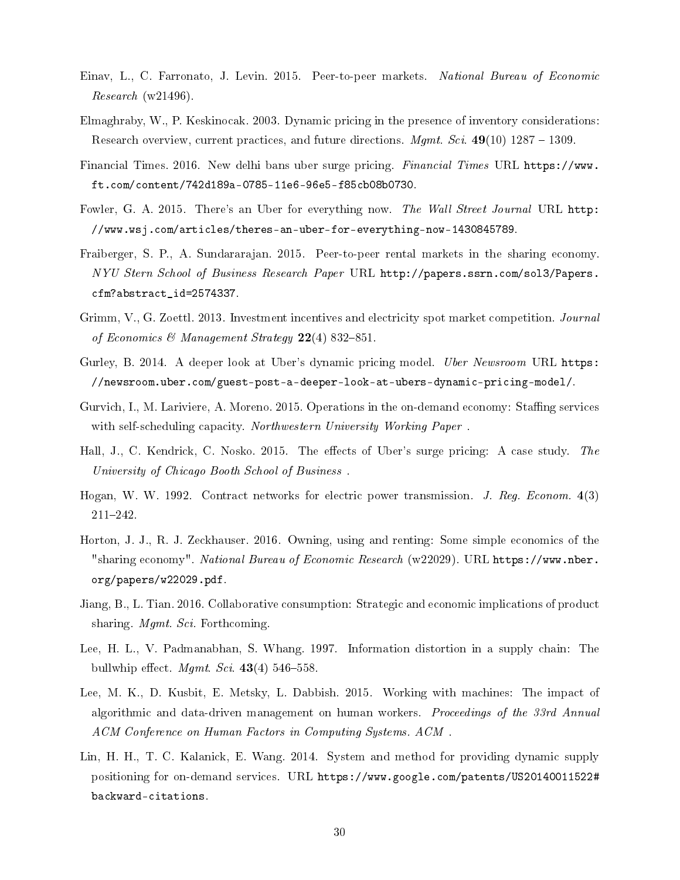Einav, L., C. Farronato, J. Levin. 2015. Peer-to-peer markets. *National Bureau of Economic Research* (w21496).

Elmaghraby, W., P. Keskinocak. 2003. Dynamic pricing in the presence of inventory considerations: Research overview, current practices, and future directions. *Mgmt. Sci.* **49**(10) 1287 – 1309.

Financial Times. 2016. New delhi bans uber surge pricing. *Financial Times* URL https://www.ft.com/content/742d189a-0785-11e6-96e5-f85cb08b0730.

Fowler, G. A. 2015. There's an Uber for everything now. *The Wall Street Journal* URL http://www.wsj.com/articles/theres-an-uber-for-everything-now-1430845789.

Fraiberger, S. P., A. Sundararajan. 2015. Peer-to-peer rental markets in the sharing economy. *NYU Stern School of Business Research Paper* URL http://papers.ssrn.com/sol3/Papers.cfm?abstract_id=2574337.

Grimm, V., G. Zoettl. 2013. Investment incentives and electricity spot market competition. *Journal of Economics & Management Strategy* **22**(4) 832–851.

Gurley, B. 2014. A deeper look at Uber's dynamic pricing model. *Uber Newsroom* URL https://newsroom.uber.com/guest-post-a-deeper-look-at-ubers-dynamic-pricing-model/.

Gurvich, I., M. Lariviere, A. Moreno. 2015. Operations in the on-demand economy: Staffing services with self-scheduling capacity. *Northwestern University Working Paper* .

Hall, J., C. Kendrick, C. Nosko. 2015. The effects of Uber's surge pricing: A case study. *The University of Chicago Booth School of Business* .

Hogan, W. W. 1992. Contract networks for electric power transmission. *J. Reg. Econom.* **4**(3) 211–242.

Horton, J. J., R. J. Zeckhauser. 2016. Owning, using and renting: Some simple economics of the "sharing economy". *National Bureau of Economic Research* (w22029). URL https://www.nber.org/papers/w22029.pdf.

Jiang, B., L. Tian. 2016. Collaborative consumption: Strategic and economic implications of product sharing. *Mgmt. Sci.* Forthcoming.

Lee, H. L., V. Padmanabhan, S. Whang. 1997. Information distortion in a supply chain: The bullwhip effect. *Mgmt. Sci.* **43**(4) 546–558.

Lee, M. K., D. Kusbit, E. Metsky, L. Dabbish. 2015. Working with machines: The impact of algorithmic and data-driven management on human workers. *Proceedings of the 33rd Annual ACM Conference on Human Factors in Computing Systems. ACM* .

Lin, H. H., T. C. Kalanick, E. Wang. 2014. System and method for providing dynamic supply positioning for on-demand services. URL https://www.google.com/patents/US20140011522#backward-citations.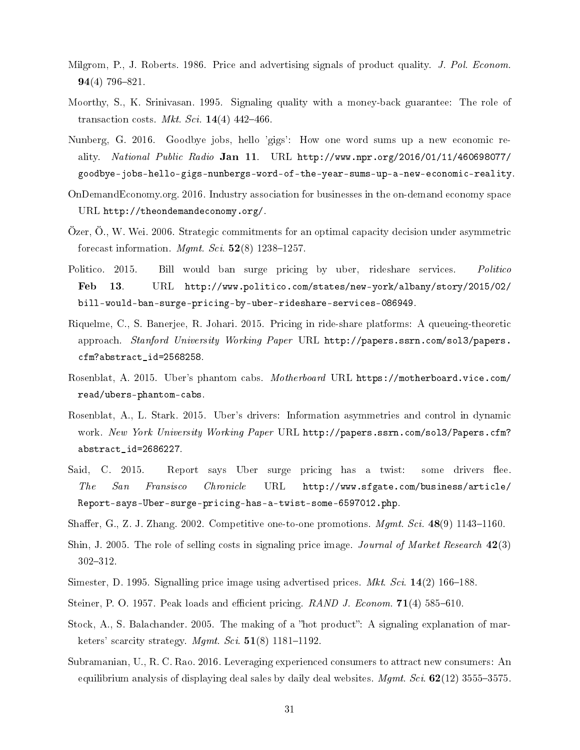Milgrom, P., J. Roberts. 1986. Price and advertising signals of product quality. *J. Pol. Econom.* **94**(4) 796–821.

Moorthy, S., K. Srinivasan. 1995. Signaling quality with a money-back guarantee: The role of transaction costs. *Mkt. Sci.* **14**(4) 442–466.

Nunberg, G. 2016. Goodbye jobs, hello 'gigs': How one word sums up a new economic reality. *National Public Radio* **Jan 11**. URL http://www.npr.org/2016/01/11/460698077/goodbye-jobs-hello-gigs-nunbergs-word-of-the-year-sums-up-a-new-economic-reality.

OnDemandEconomy.org. 2016. Industry association for businesses in the on-demand economy space URL http://theondemandeconomy.org/.

Özer, Ö., W. Wei. 2006. Strategic commitments for an optimal capacity decision under asymmetric forecast information. *Mgmt. Sci.* **52**(8) 1238–1257.

Politico. 2015. Bill would ban surge pricing by uber, rideshare services. *Politico* **Feb 13**. URL http://www.politico.com/states/new-york/albany/story/2015/02/bill-would-ban-surge-pricing-by-uber-rideshare-services-086949.

Riquelme, C., S. Banerjee, R. Johari. 2015. Pricing in ride-share platforms: A queueing-theoretic approach. *Stanford University Working Paper* URL http://papers.ssrn.com/sol3/papers.cfm?abstract_id=2568258.

Rosenblat, A. 2015. Uber's phantom cabs. *Motherboard* URL https://motherboard.vice.com/read/ubers-phantom-cabs.

Rosenblat, A., L. Stark. 2015. Uber's drivers: Information asymmetries and control in dynamic work. *New York University Working Paper* URL http://papers.ssrn.com/sol3/Papers.cfm?abstract_id=2686227.

Said, C. 2015. Report says Uber surge pricing has a twist: some drivers flee. *The San Fransisco Chronicle* URL http://www.sfgate.com/business/article/Report-says-Uber-surge-pricing-has-a-twist-some-6597012.php.

Shaffer, G., Z. J. Zhang. 2002. Competitive one-to-one promotions. *Mgmt. Sci.* **48**(9) 1143–1160.

Shin, J. 2005. The role of selling costs in signaling price image. *Journal of Market Research* **42**(3) 302–312.

Simester, D. 1995. Signalling price image using advertised prices. *Mkt. Sci.* **14**(2) 166–188.

Steiner, P. O. 1957. Peak loads and efficient pricing. *RAND J. Econom.* **71**(4) 585–610.

Stock, A., S. Balachander. 2005. The making of a "hot product": A signaling explanation of marketers' scarcity strategy. *Mgmt. Sci.* **51**(8) 1181–1192.

Subramanian, U., R. C. Rao. 2016. Leveraging experienced consumers to attract new consumers: An equilibrium analysis of displaying deal sales by daily deal websites. *Mgmt. Sci.* **62**(12) 3555–3575.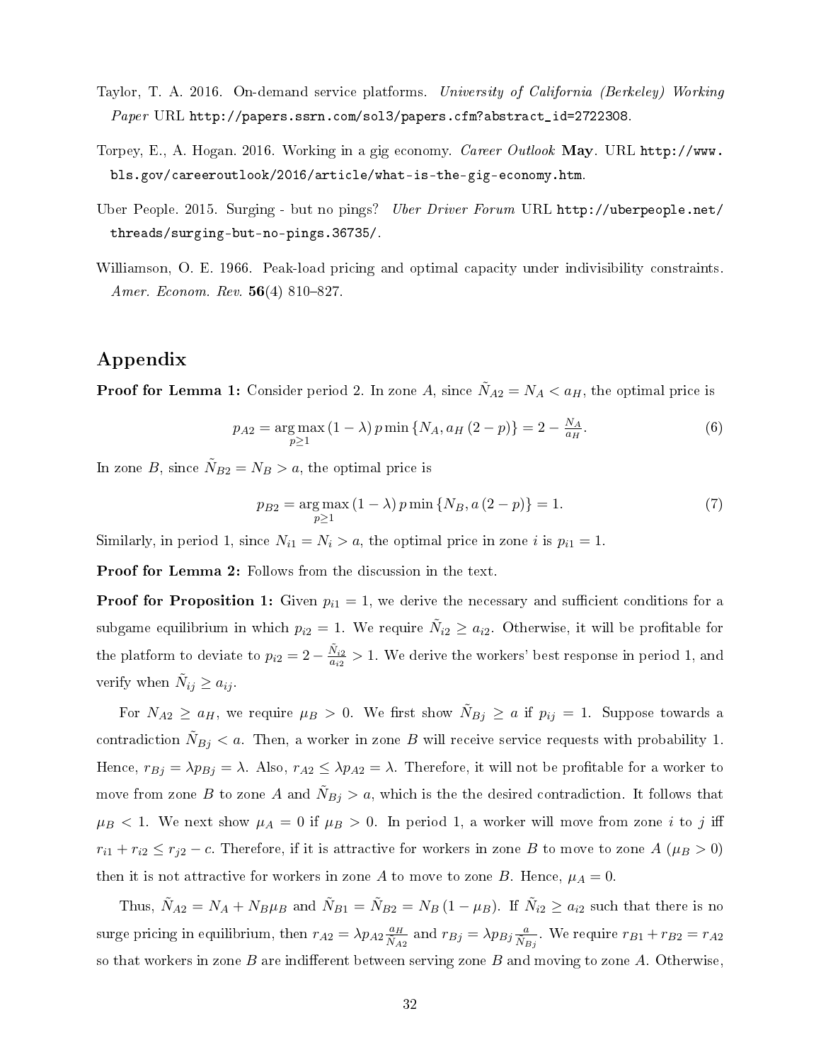Taylor, T. A. 2016. On-demand service platforms. *University of California (Berkeley) Working Paper* URL http://papers.ssrn.com/sol3/papers.cfm?abstract_id=2722308.

Torpey, E., A. Hogan. 2016. Working in a gig economy. *Career Outlook* **May**. URL http://www.bls.gov/careeroutlook/2016/article/what-is-the-gig-economy.htm.

Uber People. 2015. Surging - but no pings? *Uber Driver Forum* URL http://uberpeople.net/threads/surging-but-no-pings.36735/.

Williamson, O. E. 1966. Peak-load pricing and optimal capacity under indivisibility constraints. *Amer. Econom. Rev.* **56**(4) 810–827.

## Appendix

**Proof for Lemma 1:** Consider period 2. In zone $A$, since $\tilde{N}_{A2} = N_A < a_H$, the optimal price is

$$p_{A2} = \underset{p \geq 1}{\arg\max}\,(1-\lambda)\,p \min\{N_A, a_H\,(2-p)\} = 2 - \tfrac{N_A}{a_H}. \tag{6}$$

In zone $B$, since $\tilde{N}_{B2} = N_B > a$, the optimal price is

$$p_{B2} = \underset{p \geq 1}{\arg\max}\,(1-\lambda)\,p \min\{N_B, a\,(2-p)\} = 1. \tag{7}$$

Similarly, in period 1, since $N_{i1} = N_i > a$, the optimal price in zone $i$ is $p_{i1} = 1$.

**Proof for Lemma 2:** Follows from the discussion in the text.

**Proof for Proposition 1:** Given $p_{i1} = 1$, we derive the necessary and sufficient conditions for a subgame equilibrium in which $p_{i2} = 1$. We require $\tilde{N}_{i2} \geq a_{i2}$. Otherwise, it will be profitable for the platform to deviate to $p_{i2} = 2 - \frac{\tilde{N}_{i2}}{a_{i2}} > 1$. We derive the workers' best response in period 1, and verify when $\tilde{N}_{ij} \geq a_{ij}$.

For $N_{A2} \geq a_H$, we require $\mu_B > 0$. We first show $\tilde{N}_{Bj} \geq a$ if $p_{ij} = 1$. Suppose towards a contradiction $\tilde{N}_{Bj} < a$. Then, a worker in zone $B$ will receive service requests with probability 1. Hence, $r_{Bj} = \lambda p_{Bj} = \lambda$. Also, $r_{A2} \leq \lambda p_{A2} = \lambda$. Therefore, it will not be profitable for a worker to move from zone $B$ to zone $A$ and $\tilde{N}_{Bj} > a$, which is the the desired contradiction. It follows that $\mu_B < 1$. We next show $\mu_A = 0$ if $\mu_B > 0$. In period 1, a worker will move from zone $i$ to $j$ iff $r_{i1} + r_{i2} \leq r_{j2} - c$. Therefore, if it is attractive for workers in zone $B$ to move to zone $A$ ($\mu_B > 0$) then it is not attractive for workers in zone $A$ to move to zone $B$. Hence, $\mu_A = 0$.

Thus, $\tilde{N}_{A2} = N_A + N_B\mu_B$ and $\tilde{N}_{B1} = \tilde{N}_{B2} = N_B\,(1-\mu_B)$. If $\tilde{N}_{i2} \geq a_{i2}$ such that there is no surge pricing in equilibrium, then $r_{A2} = \lambda p_{A2} \frac{a_H}{\tilde{N}_{A2}}$ and $r_{Bj} = \lambda p_{Bj} \frac{a}{\tilde{N}_{Bj}}$. We require $r_{B1} + r_{B2} = r_{A2}$ so that workers in zone $B$ are indifferent between serving zone $B$ and moving to zone $A$. Otherwise,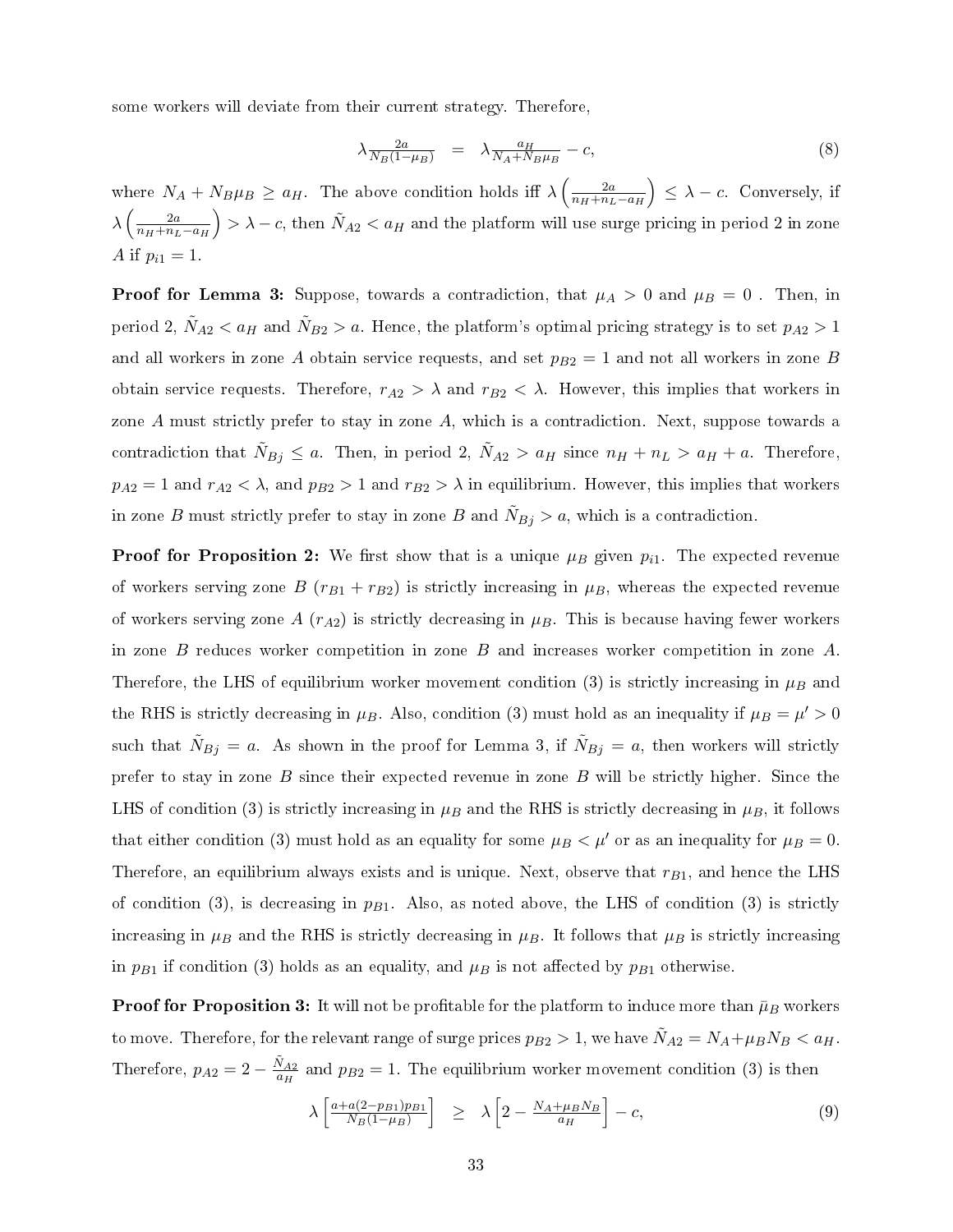some workers will deviate from their current strategy. Therefore,

$$\lambda \tfrac{2a}{N_B(1-\mu_B)} \quad = \quad \lambda \tfrac{a_H}{N_A + N_B\mu_B} - c, \tag{8}$$

where $N_A + N_B\mu_B \geq a_H$. The above condition holds iff $\lambda\left(\frac{2a}{n_H+n_L-a_H}\right) \leq \lambda - c$. Conversely, if $\lambda\left(\frac{2a}{n_H+n_L-a_H}\right) > \lambda - c$, then $\tilde{N}_{A2} < a_H$ and the platform will use surge pricing in period 2 in zone $A$ if $p_{i1} = 1$.

**Proof for Lemma 3:** Suppose, towards a contradiction, that $\mu_A > 0$ and $\mu_B = 0$ . Then, in period 2, $\tilde{N}_{A2} < a_H$ and $\tilde{N}_{B2} > a$. Hence, the platform's optimal pricing strategy is to set $p_{A2} > 1$ and all workers in zone $A$ obtain service requests, and set $p_{B2} = 1$ and not all workers in zone $B$ obtain service requests. Therefore, $r_{A2} > \lambda$ and $r_{B2} < \lambda$. However, this implies that workers in zone $A$ must strictly prefer to stay in zone $A$, which is a contradiction. Next, suppose towards a contradiction that $\tilde{N}_{Bj} \leq a$. Then, in period 2, $\tilde{N}_{A2} > a_H$ since $n_H + n_L > a_H + a$. Therefore, $p_{A2} = 1$ and $r_{A2} < \lambda$, and $p_{B2} > 1$ and $r_{B2} > \lambda$ in equilibrium. However, this implies that workers in zone $B$ must strictly prefer to stay in zone $B$ and $\tilde{N}_{Bj} > a$, which is a contradiction.

**Proof for Proposition 2:** We first show that is a unique $\mu_B$ given $p_{i1}$. The expected revenue of workers serving zone $B$ ($r_{B1} + r_{B2}$) is strictly increasing in $\mu_B$, whereas the expected revenue of workers serving zone $A$ ($r_{A2}$) is strictly decreasing in $\mu_B$. This is because having fewer workers in zone $B$ reduces worker competition in zone $B$ and increases worker competition in zone $A$. Therefore, the LHS of equilibrium worker movement condition (3) is strictly increasing in $\mu_B$ and the RHS is strictly decreasing in $\mu_B$. Also, condition (3) must hold as an inequality if $\mu_B = \mu' > 0$ such that $\tilde{N}_{Bj} = a$. As shown in the proof for Lemma 3, if $\tilde{N}_{Bj} = a$, then workers will strictly prefer to stay in zone $B$ since their expected revenue in zone $B$ will be strictly higher. Since the LHS of condition (3) is strictly increasing in $\mu_B$ and the RHS is strictly decreasing in $\mu_B$, it follows that either condition (3) must hold as an equality for some $\mu_B < \mu'$ or as an inequality for $\mu_B = 0$. Therefore, an equilibrium always exists and is unique. Next, observe that $r_{B1}$, and hence the LHS of condition (3), is decreasing in $p_{B1}$. Also, as noted above, the LHS of condition (3) is strictly increasing in $\mu_B$ and the RHS is strictly decreasing in $\mu_B$. It follows that $\mu_B$ is strictly increasing in $p_{B1}$ if condition (3) holds as an equality, and $\mu_B$ is not affected by $p_{B1}$ otherwise.

**Proof for Proposition 3:** It will not be profitable for the platform to induce more than $\bar{\mu}_B$ workers to move. Therefore, for the relevant range of surge prices $p_{B2} > 1$, we have $\tilde{N}_{A2} = N_A + \mu_B N_B < a_H$. Therefore, $p_{A2} = 2 - \frac{\tilde{N}_{A2}}{a_H}$ and $p_{B2} = 1$. The equilibrium worker movement condition (3) is then

$$\lambda \left[\tfrac{a + a(2-p_{B1})p_{B1}}{N_B(1-\mu_B)}\right] \quad \geq \quad \lambda \left[2 - \tfrac{N_A + \mu_B N_B}{a_H}\right] - c, \tag{9}$$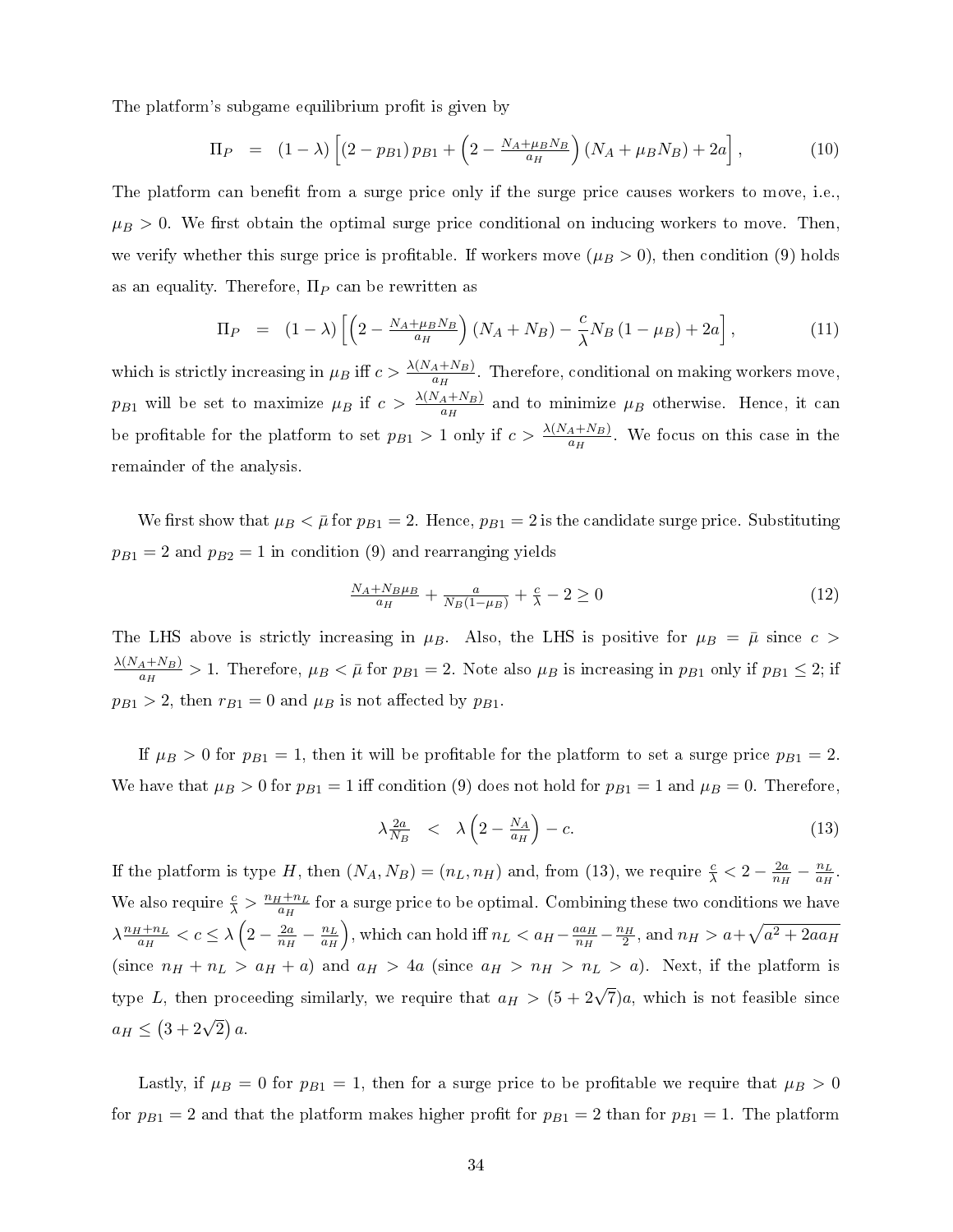The platform's subgame equilibrium profit is given by

$$\Pi_P \quad = \quad (1-\lambda)\left[(2-p_{B1})\,p_{B1} + \left(2 - \tfrac{N_A+\mu_B N_B}{a_H}\right)(N_A+\mu_B N_B) + 2a\right], \tag{10}$$

The platform can benefit from a surge price only if the surge price causes workers to move, i.e., $\mu_B > 0$. We first obtain the optimal surge price conditional on inducing workers to move. Then, we verify whether this surge price is profitable. If workers move ($\mu_B > 0$), then condition (9) holds as an equality. Therefore, $\Pi_P$ can be rewritten as

$$\Pi_P \quad = \quad (1-\lambda)\left[\left(2 - \tfrac{N_A+\mu_B N_B}{a_H}\right)(N_A+N_B) - \frac{c}{\lambda}N_B\,(1-\mu_B) + 2a\right], \tag{11}$$

which is strictly increasing in $\mu_B$ iff $c > \frac{\lambda(N_A+N_B)}{a_H}$. Therefore, conditional on making workers move, $p_{B1}$ will be set to maximize $\mu_B$ if $c > \frac{\lambda(N_A+N_B)}{a_H}$ and to minimize $\mu_B$ otherwise. Hence, it can be profitable for the platform to set $p_{B1} > 1$ only if $c > \frac{\lambda(N_A+N_B)}{a_H}$. We focus on this case in the remainder of the analysis.

We first show that $\mu_B < \bar{\mu}$ for $p_{B1} = 2$. Hence, $p_{B1} = 2$ is the candidate surge price. Substituting $p_{B1} = 2$ and $p_{B2} = 1$ in condition (9) and rearranging yields

$$\tfrac{N_A+N_B\mu_B}{a_H} + \tfrac{a}{N_B(1-\mu_B)} + \tfrac{c}{\lambda} - 2 \geq 0 \tag{12}$$

The LHS above is strictly increasing in $\mu_B$. Also, the LHS is positive for $\mu_B = \bar{\mu}$ since $c > \frac{\lambda(N_A+N_B)}{a_H} > 1$. Therefore, $\mu_B < \bar{\mu}$ for $p_{B1} = 2$. Note also $\mu_B$ is increasing in $p_{B1}$ only if $p_{B1} \leq 2$; if $p_{B1} > 2$, then $r_{B1} = 0$ and $\mu_B$ is not affected by $p_{B1}$.

If $\mu_B > 0$ for $p_{B1} = 1$, then it will be profitable for the platform to set a surge price $p_{B1} = 2$. We have that $\mu_B > 0$ for $p_{B1} = 1$ iff condition (9) does not hold for $p_{B1} = 1$ and $\mu_B = 0$. Therefore,

$$\lambda\tfrac{2a}{N_B} \quad < \quad \lambda\left(2 - \tfrac{N_A}{a_H}\right) - c. \tag{13}$$

If the platform is type $H$, then $(N_A, N_B) = (n_L, n_H)$ and, from (13), we require $\frac{c}{\lambda} < 2 - \frac{2a}{n_H} - \frac{n_L}{a_H}$. We also require $\frac{c}{\lambda} > \frac{n_H+n_L}{a_H}$ for a surge price to be optimal. Combining these two conditions we have $\lambda\frac{n_H+n_L}{a_H} < c \leq \lambda\left(2 - \frac{2a}{n_H} - \frac{n_L}{a_H}\right)$, which can hold iff $n_L < a_H - \frac{aa_H}{n_H} - \frac{n_H}{2}$, and $n_H > a + \sqrt{a^2 + 2aa_H}$ (since $n_H + n_L > a_H + a$) and $a_H > 4a$ (since $a_H > n_H > n_L > a$). Next, if the platform is type $L$, then proceeding similarly, we require that $a_H > (5 + 2\sqrt{7})a$, which is not feasible since $a_H \leq \left(3 + 2\sqrt{2}\right)a$.

Lastly, if $\mu_B = 0$ for $p_{B1} = 1$, then for a surge price to be profitable we require that $\mu_B > 0$ for $p_{B1} = 2$ and that the platform makes higher profit for $p_{B1} = 2$ than for $p_{B1} = 1$. The platform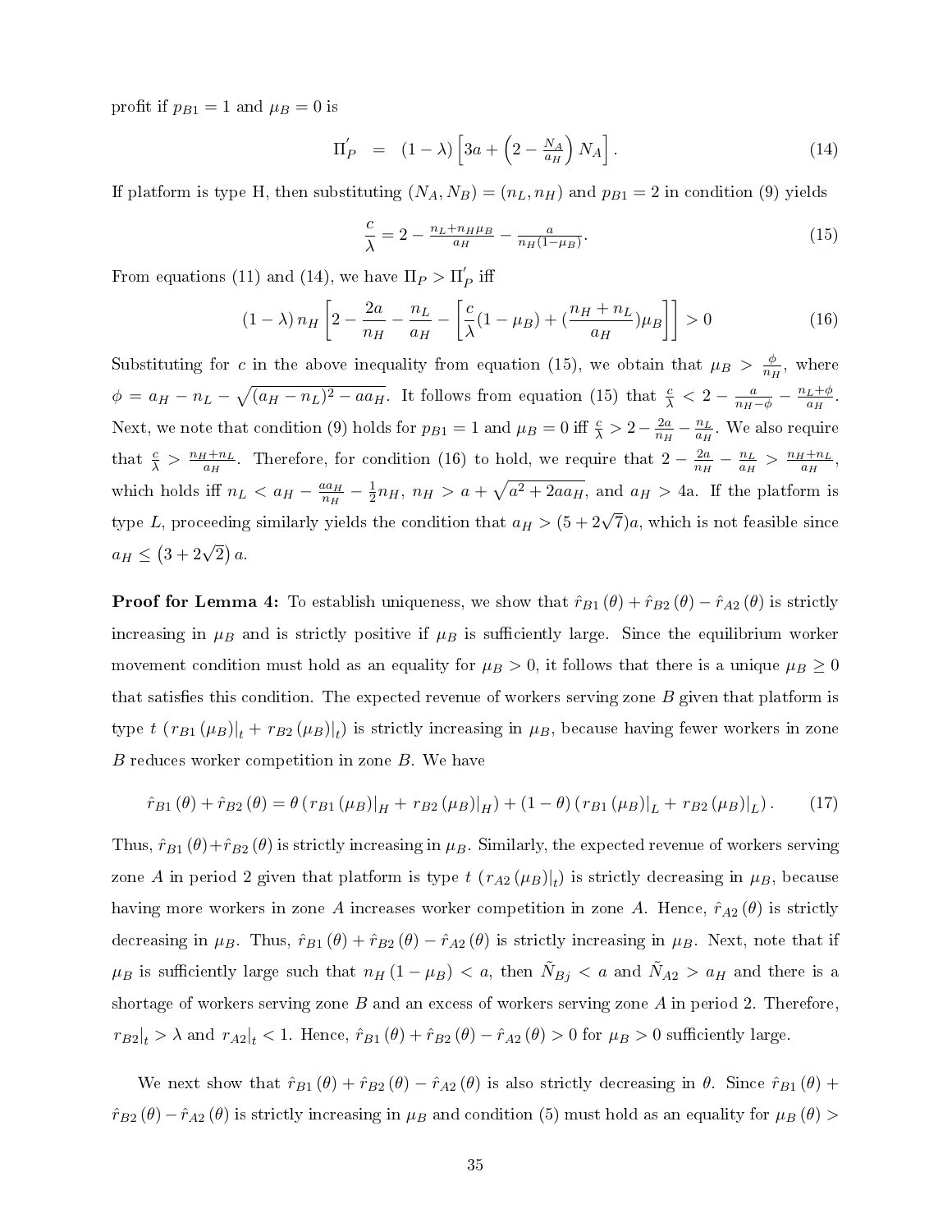profit if $p_{B1} = 1$ and $\mu_B = 0$ is

$$\Pi_P^{'} \quad = \quad (1-\lambda)\left[3a + \left(2 - \tfrac{N_A}{a_H}\right)N_A\right]. \tag{14}$$

If platform is type H, then substituting $(N_A, N_B) = (n_L, n_H)$ and $p_{B1} = 2$ in condition (9) yields

$$\frac{c}{\lambda} = 2 - \tfrac{n_L + n_H\mu_B}{a_H} - \tfrac{a}{n_H(1-\mu_B)}. \tag{15}$$

From equations (11) and (14), we have $\Pi_P > \Pi_P^{'}$ iff

$$(1-\lambda)\,n_H\left[2 - \frac{2a}{n_H} - \frac{n_L}{a_H} - \left[\frac{c}{\lambda}(1-\mu_B) + (\frac{n_H + n_L}{a_H})\mu_B\right]\right] > 0 \tag{16}$$

Substituting for $c$ in the above inequality from equation (15), we obtain that $\mu_B > \frac{\phi}{n_H}$, where $\phi = a_H - n_L - \sqrt{(a_H - n_L)^2 - aa_H}$. It follows from equation (15) that $\frac{c}{\lambda} < 2 - \frac{a}{n_H - \phi} - \frac{n_L + \phi}{a_H}$. Next, we note that condition (9) holds for $p_{B1} = 1$ and $\mu_B = 0$ iff $\frac{c}{\lambda} > 2 - \frac{2a}{n_H} - \frac{n_L}{a_H}$. We also require that $\frac{c}{\lambda} > \frac{n_H + n_L}{a_H}$. Therefore, for condition (16) to hold, we require that $2 - \frac{2a}{n_H} - \frac{n_L}{a_H} > \frac{n_H + n_L}{a_H}$, which holds iff $n_L < a_H - \frac{aa_H}{n_H} - \frac{1}{2}n_H$, $n_H > a + \sqrt{a^2 + 2aa_H}$, and $a_H > 4$a. If the platform is type $L$, proceeding similarly yields the condition that $a_H > (5 + 2\sqrt{7})a$, which is not feasible since $a_H \leq \left(3 + 2\sqrt{2}\right)a$.

**Proof for Lemma 4:** To establish uniqueness, we show that $\hat{r}_{B1}(\theta) + \hat{r}_{B2}(\theta) - \hat{r}_{A2}(\theta)$ is strictly increasing in $\mu_B$ and is strictly positive if $\mu_B$ is sufficiently large. Since the equilibrium worker movement condition must hold as an equality for $\mu_B > 0$, it follows that there is a unique $\mu_B \geq 0$ that satisfies this condition. The expected revenue of workers serving zone $B$ given that platform is type $t$ $(r_{B1}(\mu_B)|_t + r_{B2}(\mu_B)|_t)$ is strictly increasing in $\mu_B$, because having fewer workers in zone $B$ reduces worker competition in zone $B$. We have

$$\hat{r}_{B1}(\theta) + \hat{r}_{B2}(\theta) = \theta\left(r_{B1}(\mu_B)|_H + r_{B2}(\mu_B)|_H\right) + (1-\theta)\left(r_{B1}(\mu_B)|_L + r_{B2}(\mu_B)|_L\right). \tag{17}$$

Thus, $\hat{r}_{B1}(\theta) + \hat{r}_{B2}(\theta)$ is strictly increasing in $\mu_B$. Similarly, the expected revenue of workers serving zone $A$ in period 2 given that platform is type $t$ $(r_{A2}(\mu_B)|_t)$ is strictly decreasing in $\mu_B$, because having more workers in zone $A$ increases worker competition in zone $A$. Hence, $\hat{r}_{A2}(\theta)$ is strictly decreasing in $\mu_B$. Thus, $\hat{r}_{B1}(\theta) + \hat{r}_{B2}(\theta) - \hat{r}_{A2}(\theta)$ is strictly increasing in $\mu_B$. Next, note that if $\mu_B$ is sufficiently large such that $n_H(1-\mu_B) < a$, then $\tilde{N}_{Bj} < a$ and $\tilde{N}_{A2} > a_H$ and there is a shortage of workers serving zone $B$ and an excess of workers serving zone $A$ in period 2. Therefore, $r_{B2}|_t > \lambda$ and $r_{A2}|_t < 1$. Hence, $\hat{r}_{B1}(\theta) + \hat{r}_{B2}(\theta) - \hat{r}_{A2}(\theta) > 0$ for $\mu_B > 0$ sufficiently large.

We next show that $\hat{r}_{B1}(\theta) + \hat{r}_{B2}(\theta) - \hat{r}_{A2}(\theta)$ is also strictly decreasing in $\theta$. Since $\hat{r}_{B1}(\theta) + \hat{r}_{B2}(\theta) - \hat{r}_{A2}(\theta)$ is strictly increasing in $\mu_B$ and condition (5) must hold as an equality for $\mu_B(\theta) >$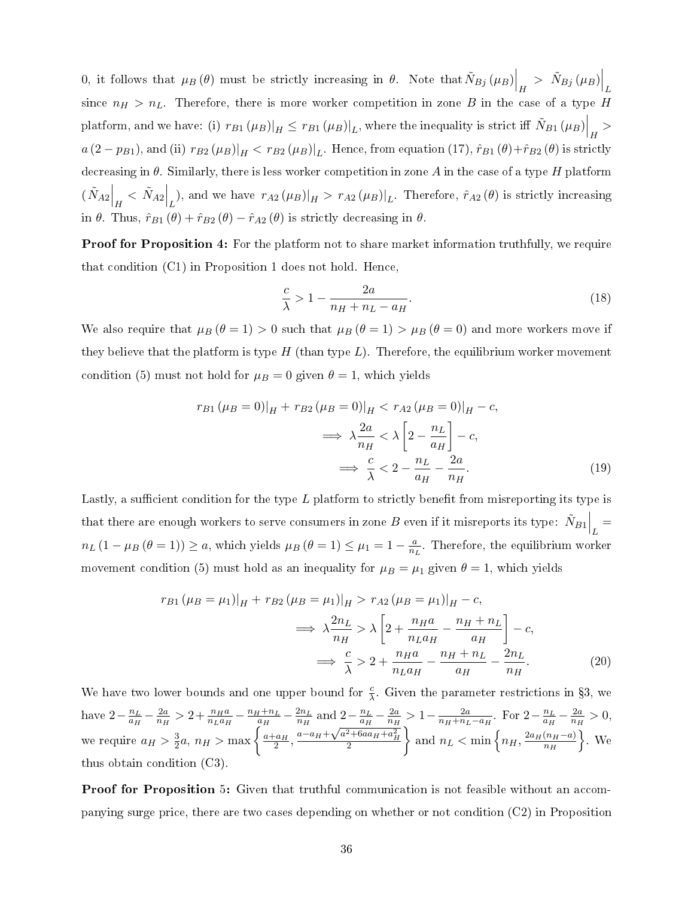0, it follows that $\mu_B(\theta)$ must be strictly increasing in $\theta$. Note that $\tilde{N}_{Bj}(\mu_B)\Big|_H > \tilde{N}_{Bj}(\mu_B)\Big|_L$ since $n_H > n_L$. Therefore, there is more worker competition in zone $B$ in the case of a type $H$ platform, and we have: (i) $r_{B1}(\mu_B)|_H \leq r_{B1}(\mu_B)|_L$, where the inequality is strict iff $\tilde{N}_{B1}(\mu_B)\Big|_H > a(2-p_{B1})$, and (ii) $r_{B2}(\mu_B)|_H < r_{B2}(\mu_B)|_L$. Hence, from equation (17), $\hat{r}_{B1}(\theta)+\hat{r}_{B2}(\theta)$ is strictly decreasing in $\theta$. Similarly, there is less worker competition in zone $A$ in the case of a type $H$ platform ($\tilde{N}_{A2}\Big|_H < \tilde{N}_{A2}\Big|_L$), and we have $r_{A2}(\mu_B)|_H > r_{A2}(\mu_B)|_L$. Therefore, $\hat{r}_{A2}(\theta)$ is strictly increasing in $\theta$. Thus, $\hat{r}_{B1}(\theta)+\hat{r}_{B2}(\theta)-\hat{r}_{A2}(\theta)$ is strictly decreasing in $\theta$.

**Proof for Proposition 4:** For the platform not to share market information truthfully, we require that condition (C1) in Proposition 1 does not hold. Hence,

$$\frac{c}{\lambda} > 1 - \frac{2a}{n_H + n_L - a_H}. \tag{18}$$

We also require that $\mu_B(\theta=1) > 0$ such that $\mu_B(\theta=1) > \mu_B(\theta=0)$ and more workers move if they believe that the platform is type $H$ (than type $L$). Therefore, the equilibrium worker movement condition (5) must not hold for $\mu_B = 0$ given $\theta = 1$, which yields

$$\begin{aligned} r_{B1}(\mu_B=0)|_H + r_{B2}(\mu_B=0)|_H &< r_{A2}(\mu_B=0)|_H - c, \\ \implies \lambda\frac{2a}{n_H} &< \lambda\left[2 - \frac{n_L}{a_H}\right] - c, \\ \implies \frac{c}{\lambda} &< 2 - \frac{n_L}{a_H} - \frac{2a}{n_H}. \end{aligned} \tag{19}$$

Lastly, a sufficient condition for the type $L$ platform to strictly benefit from misreporting its type is that there are enough workers to serve consumers in zone $B$ even if it misreports its type: $\tilde{N}_{B1}\Big|_L = n_L(1-\mu_B(\theta=1)) \geq a$, which yields $\mu_B(\theta=1) \leq \mu_1 = 1 - \frac{a}{n_L}$. Therefore, the equilibrium worker movement condition (5) must hold as an inequality for $\mu_B = \mu_1$ given $\theta = 1$, which yields

$$\begin{aligned} r_{B1}(\mu_B=\mu_1)|_H + r_{B2}(\mu_B=\mu_1)|_H &> r_{A2}(\mu_B=\mu_1)|_H - c, \\ \implies \lambda\frac{2n_L}{n_H} &> \lambda\left[2 + \frac{n_H a}{n_L a_H} - \frac{n_H+n_L}{a_H}\right] - c, \\ \implies \frac{c}{\lambda} &> 2 + \frac{n_H a}{n_L a_H} - \frac{n_H+n_L}{a_H} - \frac{2n_L}{n_H}. \end{aligned} \tag{20}$$

We have two lower bounds and one upper bound for $\frac{c}{\lambda}$. Given the parameter restrictions in §3, we have $2 - \frac{n_L}{a_H} - \frac{2a}{n_H} > 2 + \frac{n_H a}{n_L a_H} - \frac{n_H+n_L}{a_H} - \frac{2n_L}{n_H}$ and $2 - \frac{n_L}{a_H} - \frac{2a}{n_H} > 1 - \frac{2a}{n_H+n_L-a_H}$. For $2 - \frac{n_L}{a_H} - \frac{2a}{n_H} > 0$, we require $a_H > \frac{3}{2}a$, $n_H > \max\left\{\frac{a+a_H}{2}, \frac{a-a_H+\sqrt{a^2+6aa_H+a_H^2}}{2}\right\}$ and $n_L < \min\left\{n_H, \frac{2a_H(n_H-a)}{n_H}\right\}$. We thus obtain condition (C3).

**Proof for Proposition 5:** Given that truthful communication is not feasible without an accompanying surge price, there are two cases depending on whether or not condition (C2) in Proposition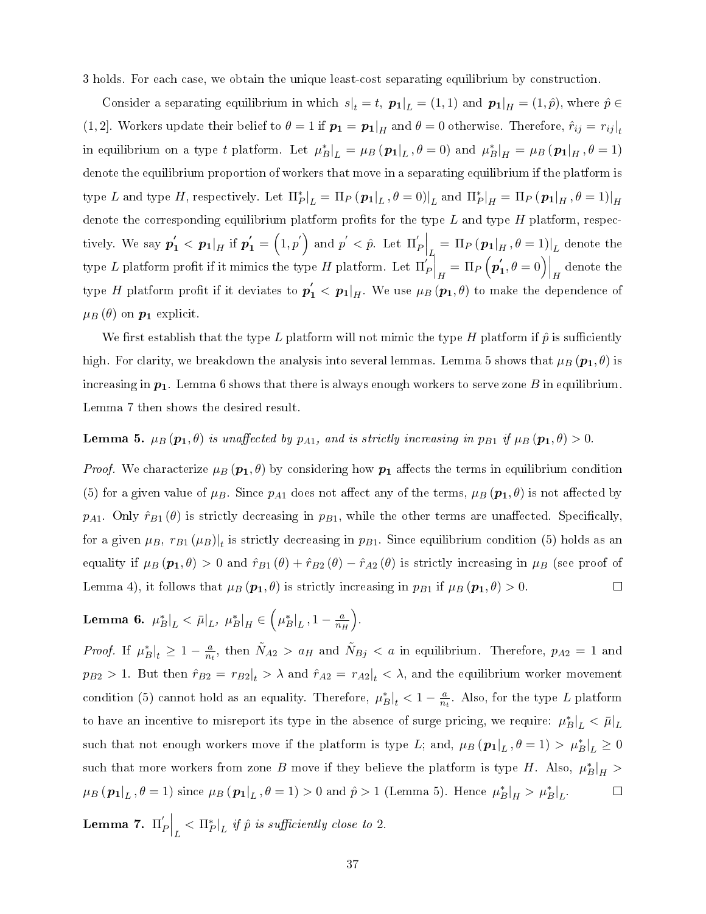3 holds. For each case, we obtain the unique least-cost separating equilibrium by construction.

Consider a separating equilibrium in which $s|_t = t$, $\boldsymbol{p_1}|_L = (1,1)$ and $\boldsymbol{p_1}|_H = (1,\hat{p})$, where $\hat{p} \in (1,2]$. Workers update their belief to $\theta = 1$ if $\boldsymbol{p_1} = \boldsymbol{p_1}|_H$ and $\theta = 0$ otherwise. Therefore, $\hat{r}_{ij} = r_{ij}|_t$ in equilibrium on a type $t$ platform. Let $\mu_B^*|_L = \mu_B(\boldsymbol{p_1}|_L, \theta = 0)$ and $\mu_B^*|_H = \mu_B(\boldsymbol{p_1}|_H, \theta = 1)$ denote the equilibrium proportion of workers that move in a separating equilibrium if the platform is type $L$ and type $H$, respectively. Let $\Pi_P^*|_L = \Pi_P(\boldsymbol{p_1}|_L, \theta = 0)|_L$ and $\Pi_P^*|_H = \Pi_P(\boldsymbol{p_1}|_H, \theta = 1)|_H$ denote the corresponding equilibrium platform profits for the type $L$ and type $H$ platform, respectively. We say $\boldsymbol{p_1'} < \boldsymbol{p_1}|_H$ if $\boldsymbol{p_1'} = \left(1, p'\right)$ and $p' < \hat{p}$. Let $\Pi_P'\Big|_L = \Pi_P(\boldsymbol{p_1}|_H, \theta = 1)|_L$ denote the type $L$ platform profit if it mimics the type $H$ platform. Let $\Pi_P'\Big|_H = \Pi_P\left(\boldsymbol{p_1'}, \theta = 0\right)\Big|_H$ denote the type $H$ platform profit if it deviates to $\boldsymbol{p_1'} < \boldsymbol{p_1}|_H$. We use $\mu_B(\boldsymbol{p_1}, \theta)$ to make the dependence of $\mu_B(\theta)$ on $\boldsymbol{p_1}$ explicit.

We first establish that the type $L$ platform will not mimic the type $H$ platform if $\hat{p}$ is sufficiently high. For clarity, we breakdown the analysis into several lemmas. Lemma 5 shows that $\mu_B(\boldsymbol{p_1}, \theta)$ is increasing in $\boldsymbol{p_1}$. Lemma 6 shows that there is always enough workers to serve zone $B$ in equilibrium. Lemma 7 then shows the desired result.

**Lemma 5.** *$\mu_B(\boldsymbol{p_1}, \theta)$ is unaffected by $p_{A1}$, and is strictly increasing in $p_{B1}$ if $\mu_B(\boldsymbol{p_1}, \theta) > 0$.*

*Proof.* We characterize $\mu_B(\boldsymbol{p_1}, \theta)$ by considering how $\boldsymbol{p_1}$ affects the terms in equilibrium condition (5) for a given value of $\mu_B$. Since $p_{A1}$ does not affect any of the terms, $\mu_B(\boldsymbol{p_1}, \theta)$ is not affected by $p_{A1}$. Only $\hat{r}_{B1}(\theta)$ is strictly decreasing in $p_{B1}$, while the other terms are unaffected. Specifically, for a given $\mu_B$, $r_{B1}(\mu_B)|_t$ is strictly decreasing in $p_{B1}$. Since equilibrium condition (5) holds as an equality if $\mu_B(\boldsymbol{p_1}, \theta) > 0$ and $\hat{r}_{B1}(\theta) + \hat{r}_{B2}(\theta) - \hat{r}_{A2}(\theta)$ is strictly increasing in $\mu_B$ (see proof of Lemma 4), it follows that $\mu_B(\boldsymbol{p_1}, \theta)$ is strictly increasing in $p_{B1}$ if $\mu_B(\boldsymbol{p_1}, \theta) > 0$. $\square$

**Lemma 6.** *$\mu_B^*|_L < \bar{\mu}|_L$, $\mu_B^*|_H \in \left(\mu_B^*|_L, 1 - \frac{a}{n_H}\right)$.*

*Proof.* If $\mu_B^*|_t \geq 1 - \frac{a}{n_t}$, then $\tilde{N}_{A2} > a_H$ and $\tilde{N}_{Bj} < a$ in equilibrium. Therefore, $p_{A2} = 1$ and $p_{B2} > 1$. But then $\hat{r}_{B2} = r_{B2}|_t > \lambda$ and $\hat{r}_{A2} = r_{A2}|_t < \lambda$, and the equilibrium worker movement condition (5) cannot hold as an equality. Therefore, $\mu_B^*|_t < 1 - \frac{a}{n_t}$. Also, for the type $L$ platform to have an incentive to misreport its type in the absence of surge pricing, we require: $\mu_B^*|_L < \bar{\mu}|_L$ such that not enough workers move if the platform is type $L$; and, $\mu_B(\boldsymbol{p_1}|_L, \theta = 1) > \mu_B^*|_L \geq 0$ such that more workers from zone $B$ move if they believe the platform is type $H$. Also, $\mu_B^*|_H > \mu_B(\boldsymbol{p_1}|_L, \theta = 1)$ since $\mu_B(\boldsymbol{p_1}|_L, \theta = 1) > 0$ and $\hat{p} > 1$ (Lemma 5). Hence $\mu_B^*|_H > \mu_B^*|_L$. $\square$

**Lemma 7.** *$\Pi_P'\Big|_L < \Pi_P^*|_L$ if $\hat{p}$ is sufficiently close to 2.*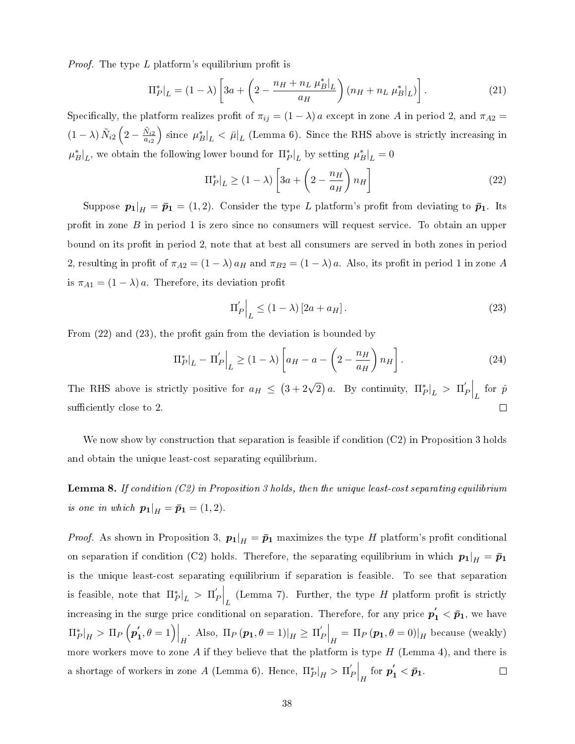*Proof.* The type $L$ platform's equilibrium profit is

$$\Pi_P^*|_L = (1-\lambda)\left[3a + \left(2 - \frac{n_H + n_L\,\mu_B^*|_L}{a_H}\right)(n_H + n_L\,\mu_B^*|_L)\right]. \tag{21}$$

Specifically, the platform realizes profit of $\pi_{ij} = (1-\lambda)\,a$ except in zone $A$ in period 2, and $\pi_{A2} = (1-\lambda)\,\tilde{N}_{i2}\left(2 - \frac{\tilde{N}_{i2}}{a_{i2}}\right)$ since $\mu_B^*|_L < \bar{\mu}|_L$ (Lemma 6). Since the RHS above is strictly increasing in $\mu_B^*|_L$, we obtain the following lower bound for $\Pi_P^*|_L$ by setting $\mu_B^*|_L = 0$

$$\Pi_P^*|_L \geq (1-\lambda)\left[3a + \left(2 - \frac{n_H}{a_H}\right)n_H\right] \tag{22}$$

Suppose $\boldsymbol{p_1}|_H = \bar{\boldsymbol{p}}_{\boldsymbol{1}} = (1,2)$. Consider the type $L$ platform's profit from deviating to $\bar{\boldsymbol{p}}_{\boldsymbol{1}}$. Its profit in zone $B$ in period 1 is zero since no consumers will request service. To obtain an upper bound on its profit in period 2, note that at best all consumers are served in both zones in period 2, resulting in profit of $\pi_{A2} = (1-\lambda)\,a_H$ and $\pi_{B2} = (1-\lambda)\,a$. Also, its profit in period 1 in zone $A$ is $\pi_{A1} = (1-\lambda)\,a$. Therefore, its deviation profit

$$\Pi_P^{'}\Big|_L \leq (1-\lambda)\left[2a + a_H\right]. \tag{23}$$

From (22) and (23), the profit gain from the deviation is bounded by

$$\Pi_P^*|_L - \Pi_P^{'}\Big|_L \geq (1-\lambda)\left[a_H - a - \left(2 - \frac{n_H}{a_H}\right)n_H\right]. \tag{24}$$

The RHS above is strictly positive for $a_H \leq \left(3 + 2\sqrt{2}\right)a$. By continuity, $\Pi_P^*|_L > \Pi_P^{'}\Big|_L$ for $\hat{p}$ sufficiently close to 2. $\square$

We now show by construction that separation is feasible if condition (C2) in Proposition 3 holds and obtain the unique least-cost separating equilibrium.

**Lemma 8.** *If condition (C2) in Proposition 3 holds, then the unique least-cost separating equilibrium is one in which* $\boldsymbol{p_1}|_H = \bar{\boldsymbol{p}}_{\boldsymbol{1}} = (1,2)$.

*Proof.* As shown in Proposition 3, $\boldsymbol{p_1}|_H = \bar{\boldsymbol{p}}_{\boldsymbol{1}}$ maximizes the type $H$ platform's profit conditional on separation if condition (C2) holds. Therefore, the separating equilibrium in which $\boldsymbol{p_1}|_H = \bar{\boldsymbol{p}}_{\boldsymbol{1}}$ is the unique least-cost separating equilibrium if separation is feasible. To see that separation is feasible, note that $\Pi_P^*|_L > \Pi_P^{'}\Big|_L$ (Lemma 7). Further, the type $H$ platform profit is strictly increasing in the surge price conditional on separation. Therefore, for any price $\boldsymbol{p_1^{'}} < \bar{\boldsymbol{p}}_{\boldsymbol{1}}$, we have $\Pi_P^*|_H > \Pi_P\left(\boldsymbol{p_1^{'}}, \theta = 1\right)\Big|_H$. Also, $\Pi_P\left(\boldsymbol{p_1}, \theta = 1\right)|_H \geq \Pi_P^{'}\Big|_H = \Pi_P\left(\boldsymbol{p_1}, \theta = 0\right)|_H$ because (weakly) more workers move to zone $A$ if they believe that the platform is type $H$ (Lemma 4), and there is a shortage of workers in zone $A$ (Lemma 6). Hence, $\Pi_P^*|_H > \Pi_P^{'}\Big|_H$ for $\boldsymbol{p_1^{'}} < \bar{\boldsymbol{p}}_{\boldsymbol{1}}$. $\square$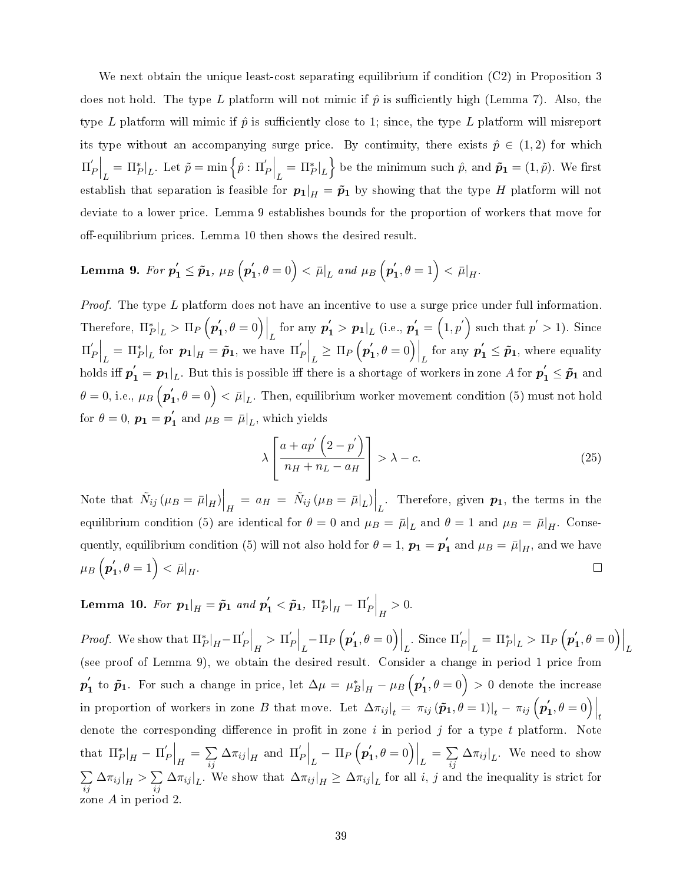We next obtain the unique least-cost separating equilibrium if condition (C2) in Proposition 3 does not hold. The type $L$ platform will not mimic if $\hat{p}$ is sufficiently high (Lemma 7). Also, the type $L$ platform will mimic if $\hat{p}$ is sufficiently close to 1; since, the type $L$ platform will misreport its type without an accompanying surge price. By continuity, there exists $\hat{p} \in (1,2)$ for which $\Pi_P^{'}\Big|_L = \Pi_P^{*}|_L$. Let $\tilde{p} = \min\left\{\hat{p} : \Pi_P^{'}\Big|_L = \Pi_P^{*}|_L\right\}$ be the minimum such $\hat{p}$, and $\tilde{\boldsymbol{p}}_{\boldsymbol{1}} = (1, \tilde{p})$. We first establish that separation is feasible for $\boldsymbol{p_1}|_H = \tilde{\boldsymbol{p}}_{\boldsymbol{1}}$ by showing that the type $H$ platform will not deviate to a lower price. Lemma 9 establishes bounds for the proportion of workers that move for off-equilibrium prices. Lemma 10 then shows the desired result.

**Lemma 9.** *For $\boldsymbol{p_1^{'}} \leq \tilde{\boldsymbol{p}}_{\boldsymbol{1}}$, $\mu_B\left(\boldsymbol{p_1^{'}}, \theta = 0\right) < \bar{\mu}|_L$ and $\mu_B\left(\boldsymbol{p_1^{'}}, \theta = 1\right) < \bar{\mu}|_H$.*

*Proof.* The type $L$ platform does not have an incentive to use a surge price under full information. Therefore, $\Pi_P^{*}|_L > \Pi_P\left(\boldsymbol{p_1^{'}}, \theta = 0\right)\Big|_L$ for any $\boldsymbol{p_1^{'}} > \boldsymbol{p_1}|_L$ (i.e., $\boldsymbol{p_1^{'}} = \left(1, p^{'}\right)$ such that $p^{'} > 1$). Since $\Pi_P^{'}\Big|_L = \Pi_P^{*}|_L$ for $\boldsymbol{p_1}|_H = \tilde{\boldsymbol{p}}_{\boldsymbol{1}}$, we have $\Pi_P^{'}\Big|_L \geq \Pi_P\left(\boldsymbol{p_1^{'}}, \theta = 0\right)\Big|_L$ for any $\boldsymbol{p_1^{'}} \leq \tilde{\boldsymbol{p}}_{\boldsymbol{1}}$, where equality holds iff $\boldsymbol{p_1^{'}} = \boldsymbol{p_1}|_L$. But this is possible iff there is a shortage of workers in zone $A$ for $\boldsymbol{p_1^{'}} \leq \tilde{\boldsymbol{p}}_{\boldsymbol{1}}$ and $\theta = 0$, i.e., $\mu_B\left(\boldsymbol{p_1^{'}}, \theta = 0\right) < \bar{\mu}|_L$. Then, equilibrium worker movement condition (5) must not hold for $\theta = 0$, $\boldsymbol{p_1} = \boldsymbol{p_1^{'}}$ and $\mu_B = \bar{\mu}|_L$, which yields

$$\lambda\left[\frac{a + ap^{'}\left(2 - p^{'}\right)}{n_H + n_L - a_H}\right] > \lambda - c. \tag{25}$$

Note that $\tilde{N}_{ij}\left(\mu_B = \bar{\mu}|_H\right)\Big|_H = a_H = \tilde{N}_{ij}\left(\mu_B = \bar{\mu}|_L\right)\Big|_L$. Therefore, given $\boldsymbol{p_1}$, the terms in the equilibrium condition (5) are identical for $\theta = 0$ and $\mu_B = \bar{\mu}|_L$ and $\theta = 1$ and $\mu_B = \bar{\mu}|_H$. Consequently, equilibrium condition (5) will not also hold for $\theta = 1$, $\boldsymbol{p_1} = \boldsymbol{p_1^{'}}$ and $\mu_B = \bar{\mu}|_H$, and we have $\mu_B\left(\boldsymbol{p_1^{'}}, \theta = 1\right) < \bar{\mu}|_H$. $\square$

**Lemma 10.** *For $\boldsymbol{p_1}|_H = \tilde{\boldsymbol{p}}_{\boldsymbol{1}}$ and $\boldsymbol{p_1^{'}} < \tilde{\boldsymbol{p}}_{\boldsymbol{1}}$, $\Pi_P^{*}|_H - \Pi_P^{'}\Big|_H > 0$.*

*Proof.* We show that $\Pi_P^{*}|_H - \Pi_P^{'}\Big|_H > \Pi_P^{'}\Big|_L - \Pi_P\left(\boldsymbol{p_1^{'}}, \theta = 0\right)\Big|_L$. Since $\Pi_P^{'}\Big|_L = \Pi_P^{*}|_L > \Pi_P\left(\boldsymbol{p_1^{'}}, \theta = 0\right)\Big|_L$ (see proof of Lemma 9), we obtain the desired result. Consider a change in period 1 price from $\boldsymbol{p_1^{'}}$ to $\tilde{\boldsymbol{p}}_{\boldsymbol{1}}$. For such a change in price, let $\Delta\mu = \mu_B^{*}|_H - \mu_B\left(\boldsymbol{p_1^{'}}, \theta = 0\right) > 0$ denote the increase in proportion of workers in zone $B$ that move. Let $\Delta\pi_{ij}|_t = \pi_{ij}\left(\tilde{\boldsymbol{p}}_{\boldsymbol{1}}, \theta = 1\right)|_t - \pi_{ij}\left(\boldsymbol{p_1^{'}}, \theta = 0\right)\Big|_t$ denote the corresponding difference in profit in zone $i$ in period $j$ for a type $t$ platform. Note that $\Pi_P^{*}|_H - \Pi_P^{'}\Big|_H = \sum_{ij} \Delta\pi_{ij}|_H$ and $\Pi_P^{'}\Big|_L - \Pi_P\left(\boldsymbol{p_1^{'}}, \theta = 0\right)\Big|_L = \sum_{ij} \Delta\pi_{ij}|_L$. We need to show $\sum_{ij} \Delta\pi_{ij}|_H > \sum_{ij} \Delta\pi_{ij}|_L$. We show that $\Delta\pi_{ij}|_H \geq \Delta\pi_{ij}|_L$ for all $i$, $j$ and the inequality is strict for zone $A$ in period 2.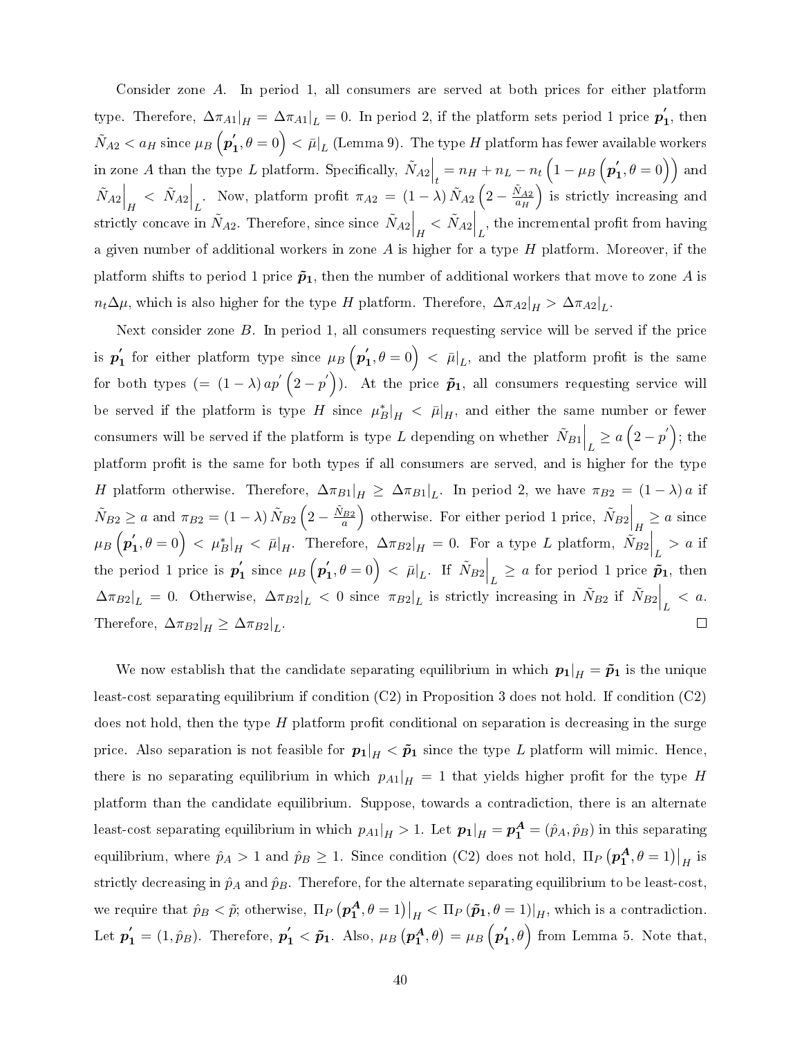Consider zone $A$. In period 1, all consumers are served at both prices for either platform type. Therefore, $\Delta\pi_{A1}|_H = \Delta\pi_{A1}|_L = 0$. In period 2, if the platform sets period 1 price $\boldsymbol{p_1'}$, then $\tilde{N}_{A2} < a_H$ since $\mu_B\left(\boldsymbol{p_1'}, \theta = 0\right) < \bar{\mu}|_L$ (Lemma 9). The type $H$ platform has fewer available workers in zone $A$ than the type $L$ platform. Specifically, $\tilde{N}_{A2}\Big|_t = n_H + n_L - n_t\left(1 - \mu_B\left(\boldsymbol{p_1'}, \theta = 0\right)\right)$ and $\tilde{N}_{A2}\Big|_H < \tilde{N}_{A2}\Big|_L$. Now, platform profit $\pi_{A2} = (1-\lambda)\,\tilde{N}_{A2}\left(2 - \frac{\tilde{N}_{A2}}{a_H}\right)$ is strictly increasing and strictly concave in $\tilde{N}_{A2}$. Therefore, since since $\tilde{N}_{A2}\Big|_H < \tilde{N}_{A2}\Big|_L$, the incremental profit from having a given number of additional workers in zone $A$ is higher for a type $H$ platform. Moreover, if the platform shifts to period 1 price $\boldsymbol{\tilde{p}_1}$, then the number of additional workers that move to zone $A$ is $n_t\Delta\mu$, which is also higher for the type $H$ platform. Therefore, $\Delta\pi_{A2}|_H > \Delta\pi_{A2}|_L$.

Next consider zone $B$. In period 1, all consumers requesting service will be served if the price is $\boldsymbol{p_1'}$ for either platform type since $\mu_B\left(\boldsymbol{p_1'}, \theta = 0\right) < \bar{\mu}|_L$, and the platform profit is the same for both types ($= (1-\lambda)\,ap'\left(2 - p'\right)$). At the price $\boldsymbol{\tilde{p}_1}$, all consumers requesting service will be served if the platform is type $H$ since $\mu_B^*|_H < \bar{\mu}|_H$, and either the same number or fewer consumers will be served if the platform is type $L$ depending on whether $\tilde{N}_{B1}\Big|_L \geq a\left(2 - p'\right)$; the platform profit is the same for both types if all consumers are served, and is higher for the type $H$ platform otherwise. Therefore, $\Delta\pi_{B1}|_H \geq \Delta\pi_{B1}|_L$. In period 2, we have $\pi_{B2} = (1-\lambda)\,a$ if $\tilde{N}_{B2} \geq a$ and $\pi_{B2} = (1-\lambda)\,\tilde{N}_{B2}\left(2 - \frac{\tilde{N}_{B2}}{a}\right)$ otherwise. For either period 1 price, $\tilde{N}_{B2}\Big|_H \geq a$ since $\mu_B\left(\boldsymbol{p_1'}, \theta = 0\right) < \mu_B^*|_H < \bar{\mu}|_H$. Therefore, $\Delta\pi_{B2}|_H = 0$. For a type $L$ platform, $\tilde{N}_{B2}\Big|_L > a$ if the period 1 price is $\boldsymbol{p_1'}$ since $\mu_B\left(\boldsymbol{p_1'}, \theta = 0\right) < \bar{\mu}|_L$. If $\tilde{N}_{B2}\Big|_L \geq a$ for period 1 price $\boldsymbol{\tilde{p}_1}$, then $\Delta\pi_{B2}|_L = 0$. Otherwise, $\Delta\pi_{B2}|_L < 0$ since $\pi_{B2}|_L$ is strictly increasing in $\tilde{N}_{B2}$ if $\tilde{N}_{B2}\Big|_L < a$. Therefore, $\Delta\pi_{B2}|_H \geq \Delta\pi_{B2}|_L$. □

We now establish that the candidate separating equilibrium in which $\boldsymbol{p_1}|_H = \boldsymbol{\tilde{p}_1}$ is the unique least-cost separating equilibrium if condition (C2) in Proposition 3 does not hold. If condition (C2) does not hold, then the type $H$ platform profit conditional on separation is decreasing in the surge price. Also separation is not feasible for $\boldsymbol{p_1}|_H < \boldsymbol{\tilde{p}_1}$ since the type $L$ platform will mimic. Hence, there is no separating equilibrium in which $p_{A1}|_H = 1$ that yields higher profit for the type $H$ platform than the candidate equilibrium. Suppose, towards a contradiction, there is an alternate least-cost separating equilibrium in which $p_{A1}|_H > 1$. Let $\boldsymbol{p_1}|_H = \boldsymbol{p_1^A} = (\hat{p}_A, \hat{p}_B)$ in this separating equilibrium, where $\hat{p}_A > 1$ and $\hat{p}_B \geq 1$. Since condition (C2) does not hold, $\Pi_P\left(\boldsymbol{p_1^A}, \theta = 1\right)\big|_H$ is strictly decreasing in $\hat{p}_A$ and $\hat{p}_B$. Therefore, for the alternate separating equilibrium to be least-cost, we require that $\hat{p}_B < \tilde{p}$; otherwise, $\Pi_P\left(\boldsymbol{p_1^A}, \theta = 1\right)\big|_H < \Pi_P\left(\boldsymbol{\tilde{p}_1}, \theta = 1\right)|_H$, which is a contradiction. Let $\boldsymbol{p_1'} = (1, \hat{p}_B)$. Therefore, $\boldsymbol{p_1'} < \boldsymbol{\tilde{p}_1}$. Also, $\mu_B\left(\boldsymbol{p_1^A}, \theta\right) = \mu_B\left(\boldsymbol{p_1'}, \theta\right)$ from Lemma 5. Note that,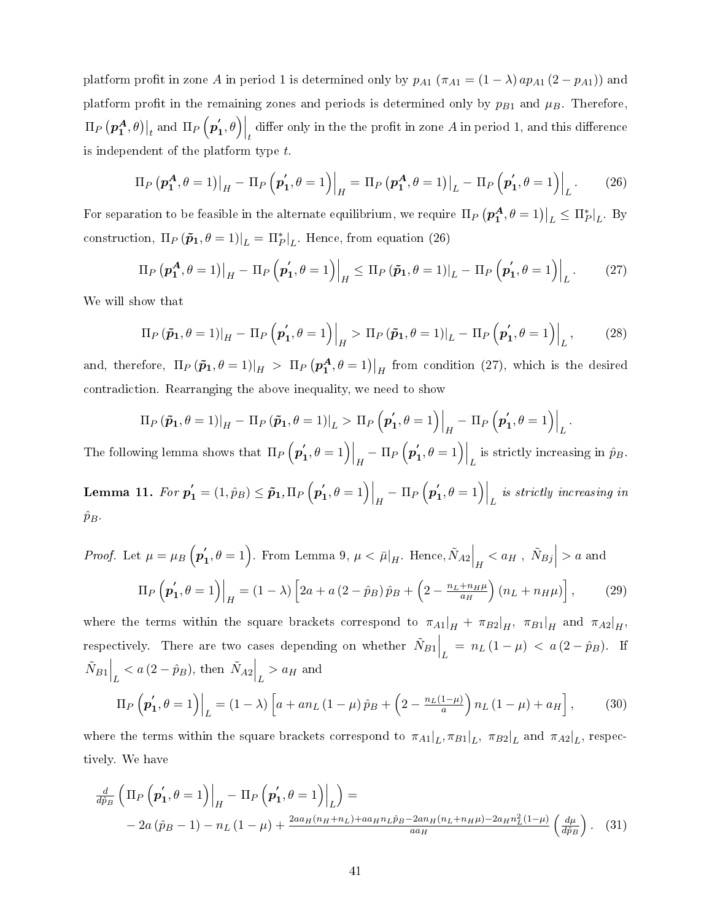platform profit in zone $A$ in period 1 is determined only by $p_{A1}$ ($\pi_{A1} = (1-\lambda)\, a p_{A1} (2 - p_{A1})$) and platform profit in the remaining zones and periods is determined only by $p_{B1}$ and $\mu_B$. Therefore, $\Pi_P\left(\boldsymbol{p_1^A}, \theta\right)\big|_t$ and $\Pi_P\left(\boldsymbol{p_1'}, \theta\right)\Big|_t$ differ only in the the profit in zone $A$ in period 1, and this difference is independent of the platform type $t$.

$$\Pi_P\left(\boldsymbol{p_1^A}, \theta = 1\right)\big|_H - \Pi_P\left(\boldsymbol{p_1'}, \theta = 1\right)\Big|_H = \Pi_P\left(\boldsymbol{p_1^A}, \theta = 1\right)\big|_L - \Pi_P\left(\boldsymbol{p_1'}, \theta = 1\right)\Big|_L. \tag{26}$$

For separation to be feasible in the alternate equilibrium, we require $\Pi_P\left(\boldsymbol{p_1^A}, \theta = 1\right)\big|_L \leq \Pi_P^*\big|_L$. By construction, $\Pi_P\left(\boldsymbol{\tilde{p}_1}, \theta = 1\right)\big|_L = \Pi_P^*\big|_L$. Hence, from equation (26)

$$\Pi_P\left(\boldsymbol{p_1^A}, \theta = 1\right)\big|_H - \Pi_P\left(\boldsymbol{p_1'}, \theta = 1\right)\Big|_H \leq \Pi_P\left(\boldsymbol{\tilde{p}_1}, \theta = 1\right)\big|_L - \Pi_P\left(\boldsymbol{p_1'}, \theta = 1\right)\Big|_L. \tag{27}$$

We will show that

$$\Pi_P\left(\boldsymbol{\tilde{p}_1}, \theta = 1\right)\big|_H - \Pi_P\left(\boldsymbol{p_1'}, \theta = 1\right)\Big|_H > \Pi_P\left(\boldsymbol{\tilde{p}_1}, \theta = 1\right)\big|_L - \Pi_P\left(\boldsymbol{p_1'}, \theta = 1\right)\Big|_L, \tag{28}$$

and, therefore, $\Pi_P\left(\boldsymbol{\tilde{p}_1}, \theta = 1\right)\big|_H > \Pi_P\left(\boldsymbol{p_1^A}, \theta = 1\right)\big|_H$ from condition (27), which is the desired contradiction. Rearranging the above inequality, we need to show

$$\Pi_P\left(\boldsymbol{\tilde{p}_1}, \theta = 1\right)\big|_H - \Pi_P\left(\boldsymbol{\tilde{p}_1}, \theta = 1\right)\big|_L > \Pi_P\left(\boldsymbol{p_1'}, \theta = 1\right)\Big|_H - \Pi_P\left(\boldsymbol{p_1'}, \theta = 1\right)\Big|_L.$$

The following lemma shows that $\Pi_P\left(\boldsymbol{p_1'}, \theta = 1\right)\Big|_H - \Pi_P\left(\boldsymbol{p_1'}, \theta = 1\right)\Big|_L$ is strictly increasing in $\hat{p}_B$.

**Lemma 11.** *For $\boldsymbol{p_1'} = (1, \hat{p}_B) \leq \boldsymbol{\tilde{p}_1}$, $\Pi_P\left(\boldsymbol{p_1'}, \theta = 1\right)\Big|_H - \Pi_P\left(\boldsymbol{p_1'}, \theta = 1\right)\Big|_L$ is strictly increasing in $\hat{p}_B$.*

*Proof.* Let $\mu = \mu_B\left(\boldsymbol{p_1'}, \theta = 1\right)$. From Lemma 9, $\mu < \bar{\mu}\big|_H$. Hence, $\tilde{N}_{A2}\Big|_H < a_H$, $\tilde{N}_{Bj}\Big| > a$ and

$$\Pi_P\left(\boldsymbol{p_1'}, \theta = 1\right)\Big|_H = (1-\lambda)\left[2a + a\left(2 - \hat{p}_B\right)\hat{p}_B + \left(2 - \tfrac{n_L + n_H\mu}{a_H}\right)\left(n_L + n_H\mu\right)\right], \tag{29}$$

where the terms within the square brackets correspond to $\pi_{A1}\big|_H + \pi_{B2}\big|_H$, $\pi_{B1}\big|_H$ and $\pi_{A2}\big|_H$, respectively. There are two cases depending on whether $\tilde{N}_{B1}\Big|_L = n_L(1-\mu) < a\left(2 - \hat{p}_B\right)$. If $\tilde{N}_{B1}\Big|_L < a\left(2 - \hat{p}_B\right)$, then $\tilde{N}_{A2}\Big|_L > a_H$ and

$$\Pi_P\left(\boldsymbol{p_1'}, \theta = 1\right)\Big|_L = (1-\lambda)\left[a + a n_L(1-\mu)\hat{p}_B + \left(2 - \tfrac{n_L(1-\mu)}{a}\right)n_L(1-\mu) + a_H\right], \tag{30}$$

where the terms within the square brackets correspond to $\pi_{A1}\big|_L, \pi_{B1}\big|_L$, $\pi_{B2}\big|_L$ and $\pi_{A2}\big|_L$, respectively. We have

$$\begin{aligned}
&\tfrac{d}{d\hat{p}_B}\left(\Pi_P\left(\boldsymbol{p_1'}, \theta = 1\right)\Big|_H - \Pi_P\left(\boldsymbol{p_1'}, \theta = 1\right)\Big|_L\right) = \\
&\quad -2a\left(\hat{p}_B - 1\right) - n_L(1-\mu) + \tfrac{2 a a_H (n_H + n_L) + a a_H n_L \hat{p}_B - 2 a n_H (n_L + n_H\mu) - 2 a_H n_L^2 (1-\mu)}{a a_H}\left(\tfrac{d\mu}{d\hat{p}_B}\right).
\end{aligned} \tag{31}$$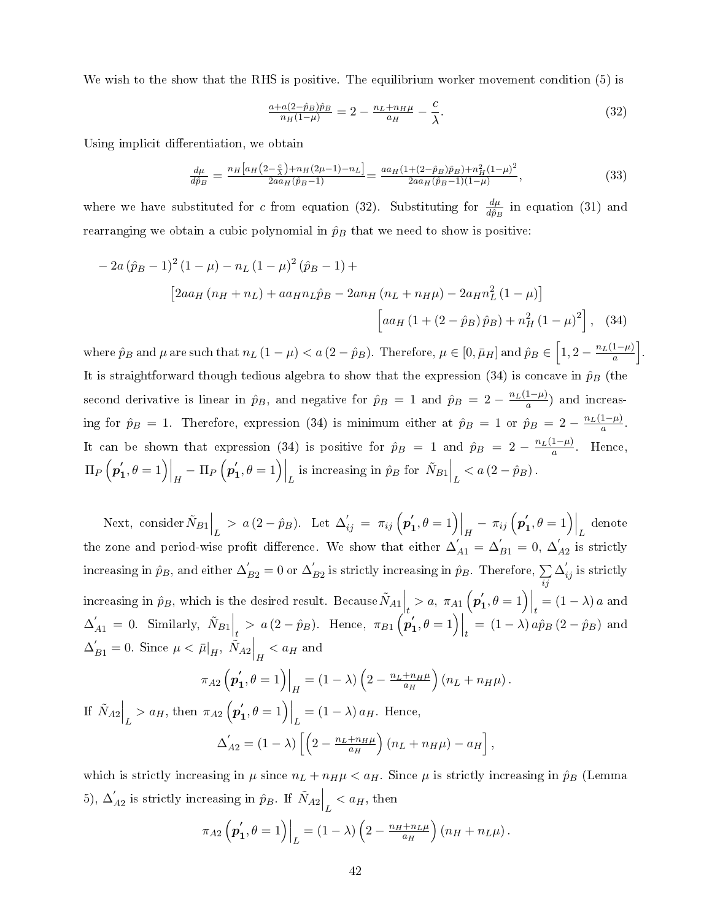We wish to the show that the RHS is positive. The equilibrium worker movement condition (5) is

$$\frac{a+a(2-\hat{p}_B)\hat{p}_B}{n_H(1-\mu)} = 2 - \frac{n_L+n_H\mu}{a_H} - \frac{c}{\lambda}. \tag{32}$$

Using implicit differentiation, we obtain

$$\frac{d\mu}{d\hat{p}_B} = \frac{n_H\left[a_H\left(2-\frac{c}{\lambda}\right)+n_H(2\mu-1)-n_L\right]}{2aa_H(\hat{p}_B-1)} = \frac{aa_H(1+(2-\hat{p}_B)\hat{p}_B)+n_H^2(1-\mu)^2}{2aa_H(\hat{p}_B-1)(1-\mu)}, \tag{33}$$

where we have substituted for $c$ from equation (32). Substituting for $\frac{d\mu}{d\hat{p}_B}$ in equation (31) and rearranging we obtain a cubic polynomial in $\hat{p}_B$ that we need to show is positive:

$$\begin{aligned}
&-2a\left(\hat{p}_B-1\right)^2\left(1-\mu\right) - n_L\left(1-\mu\right)^2\left(\hat{p}_B-1\right) + \\
&\qquad\left[2aa_H\left(n_H+n_L\right) + aa_Hn_L\hat{p}_B - 2an_H\left(n_L+n_H\mu\right) - 2a_Hn_L^2\left(1-\mu\right)\right] \\
&\qquad\qquad\qquad\left[aa_H\left(1+\left(2-\hat{p}_B\right)\hat{p}_B\right) + n_H^2\left(1-\mu\right)^2\right],
\end{aligned} \tag{34}$$

where $\hat{p}_B$ and $\mu$ are such that $n_L(1-\mu) < a(2-\hat{p}_B)$. Therefore, $\mu \in [0, \bar{\mu}_H]$ and $\hat{p}_B \in \left[1, 2-\frac{n_L(1-\mu)}{a}\right]$. It is straightforward though tedious algebra to show that the expression (34) is concave in $\hat{p}_B$ (the second derivative is linear in $\hat{p}_B$, and negative for $\hat{p}_B = 1$ and $\hat{p}_B = 2-\frac{n_L(1-\mu)}{a}$) and increasing for $\hat{p}_B = 1$. Therefore, expression (34) is minimum either at $\hat{p}_B = 1$ or $\hat{p}_B = 2-\frac{n_L(1-\mu)}{a}$. It can be shown that expression (34) is positive for $\hat{p}_B = 1$ and $\hat{p}_B = 2-\frac{n_L(1-\mu)}{a}$. Hence, $\Pi_P\left(\boldsymbol{p_1'}, \theta = 1\right)\Big|_H - \Pi_P\left(\boldsymbol{p_1'}, \theta = 1\right)\Big|_L$ is increasing in $\hat{p}_B$ for $\tilde{N}_{B1}\Big|_L < a\left(2-\hat{p}_B\right)$.

Next, consider $\tilde{N}_{B1}\Big|_L > a\left(2-\hat{p}_B\right)$. Let $\Delta_{ij}' = \pi_{ij}\left(\boldsymbol{p_1'}, \theta = 1\right)\Big|_H - \pi_{ij}\left(\boldsymbol{p_1'}, \theta = 1\right)\Big|_L$ denote the zone and period-wise profit difference. We show that either $\Delta_{A1}' = \Delta_{B1}' = 0$, $\Delta_{A2}'$ is strictly increasing in $\hat{p}_B$, and either $\Delta_{B2}' = 0$ or $\Delta_{B2}'$ is strictly increasing in $\hat{p}_B$. Therefore, $\sum_{ij}\Delta_{ij}'$ is strictly increasing in $\hat{p}_B$, which is the desired result. Because $\tilde{N}_{A1}\Big|_t > a$, $\pi_{A1}\left(\boldsymbol{p_1'}, \theta = 1\right)\Big|_t = (1-\lambda)a$ and $\Delta_{A1}' = 0$. Similarly, $\tilde{N}_{B1}\Big|_t > a\left(2-\hat{p}_B\right)$. Hence, $\pi_{B1}\left(\boldsymbol{p_1'}, \theta = 1\right)\Big|_t = (1-\lambda)a\hat{p}_B\left(2-\hat{p}_B\right)$ and $\Delta_{B1}' = 0$. Since $\mu < \bar{\mu}|_H$, $\tilde{N}_{A2}\Big|_H < a_H$ and

$$\pi_{A2}\left(\boldsymbol{p_1'}, \theta = 1\right)\Big|_H = (1-\lambda)\left(2 - \tfrac{n_L+n_H\mu}{a_H}\right)\left(n_L+n_H\mu\right).$$

If $\tilde{N}_{A2}\Big|_L > a_H$, then $\pi_{A2}\left(\boldsymbol{p_1'}, \theta = 1\right)\Big|_L = (1-\lambda)a_H$. Hence,

$$\Delta_{A2}' = (1-\lambda)\left[\left(2 - \tfrac{n_L+n_H\mu}{a_H}\right)\left(n_L+n_H\mu\right) - a_H\right],$$

which is strictly increasing in $\mu$ since $n_L + n_H\mu < a_H$. Since $\mu$ is strictly increasing in $\hat{p}_B$ (Lemma 5), $\Delta_{A2}'$ is strictly increasing in $\hat{p}_B$. If $\tilde{N}_{A2}\Big|_L < a_H$, then

$$\pi_{A2}\left(\boldsymbol{p_1'}, \theta = 1\right)\Big|_L = (1-\lambda)\left(2 - \tfrac{n_H+n_L\mu}{a_H}\right)\left(n_H+n_L\mu\right).$$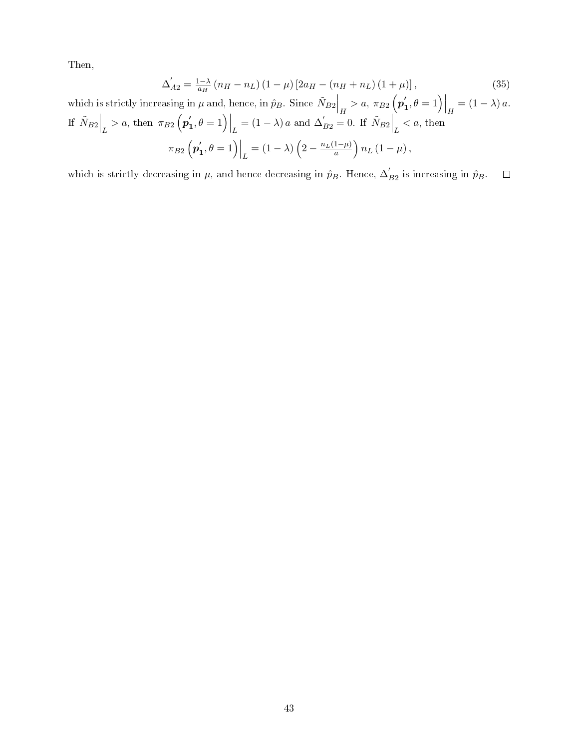Then,

$$\Delta_{A2}^{'} = \tfrac{1-\lambda}{a_H} \left(n_H - n_L\right)\left(1-\mu\right)\left[2a_H - \left(n_H + n_L\right)\left(1+\mu\right)\right], \tag{35}$$

which is strictly increasing in $\mu$ and, hence, in $\hat{p}_B$. Since $\tilde{N}_{B2}\Big|_H > a$, $\pi_{B2}\left(\boldsymbol{p_1'}, \theta = 1\right)\Big|_H = (1-\lambda)\, a$. If $\tilde{N}_{B2}\Big|_L > a$, then $\pi_{B2}\left(\boldsymbol{p_1'}, \theta = 1\right)\Big|_L = (1-\lambda)\, a$ and $\Delta_{B2}^{'} = 0$. If $\tilde{N}_{B2}\Big|_L < a$, then

$$\pi_{B2}\left(\boldsymbol{p_1'}, \theta = 1\right)\Big|_L = (1-\lambda)\left(2 - \tfrac{n_L(1-\mu)}{a}\right) n_L\left(1-\mu\right),$$

which is strictly decreasing in $\mu$, and hence decreasing in $\hat{p}_B$. Hence, $\Delta_{B2}^{'}$ is increasing in $\hat{p}_B$. $\square$